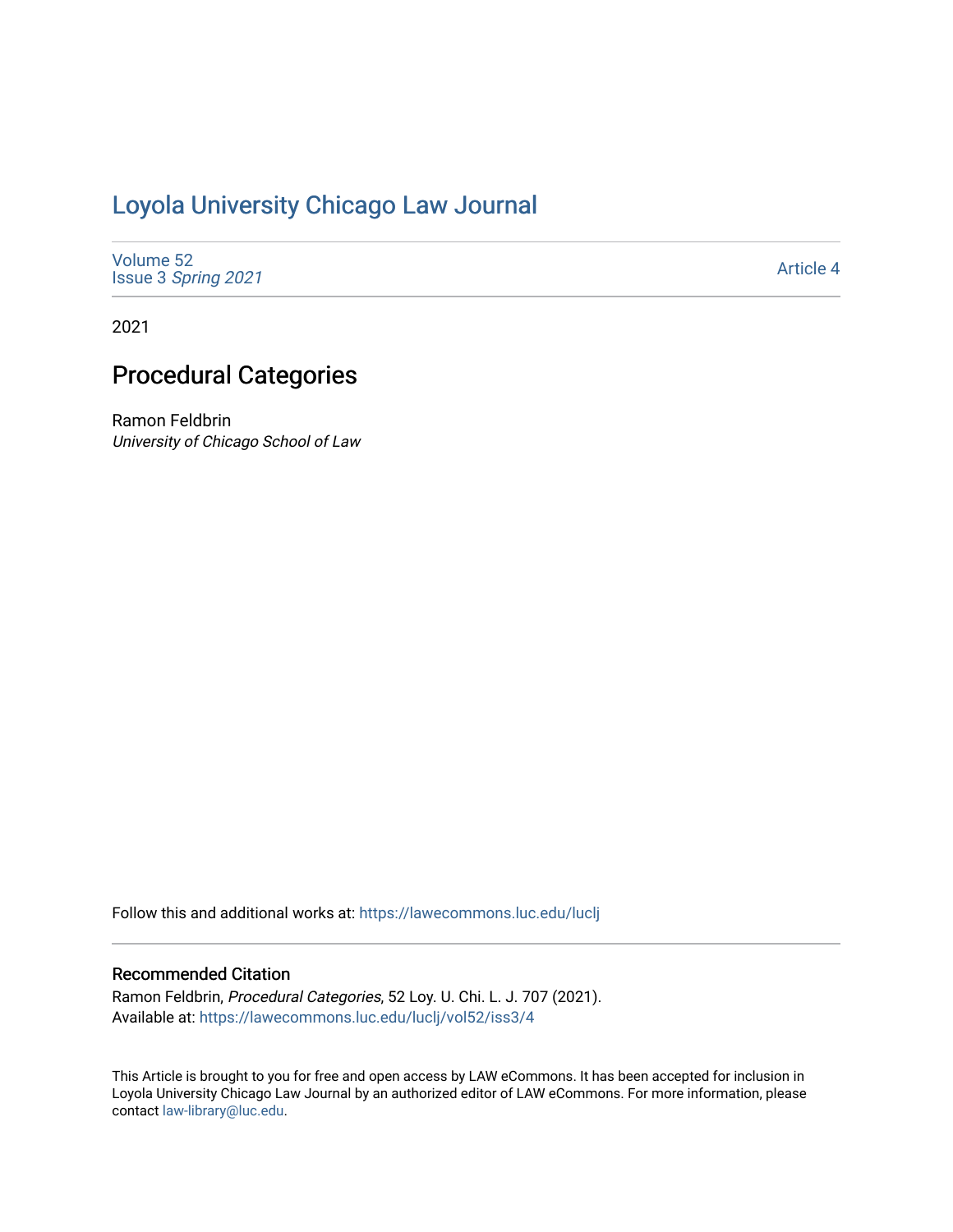# Loyola University Chicago Law Journal

Volume 52
Issue 3 *Spring 2021*

Article 4

2021

## Procedural Categories

Ramon Feldbrin
*University of Chicago School of Law*

Follow this and additional works at: https://lawecommons.luc.edu/luclj

### Recommended Citation

Ramon Feldbrin, *Procedural Categories*, 52 Loy. U. Chi. L. J. 707 (2021).
Available at: https://lawecommons.luc.edu/luclj/vol52/iss3/4

This Article is brought to you for free and open access by LAW eCommons. It has been accepted for inclusion in Loyola University Chicago Law Journal by an authorized editor of LAW eCommons. For more information, please contact law-library@luc.edu.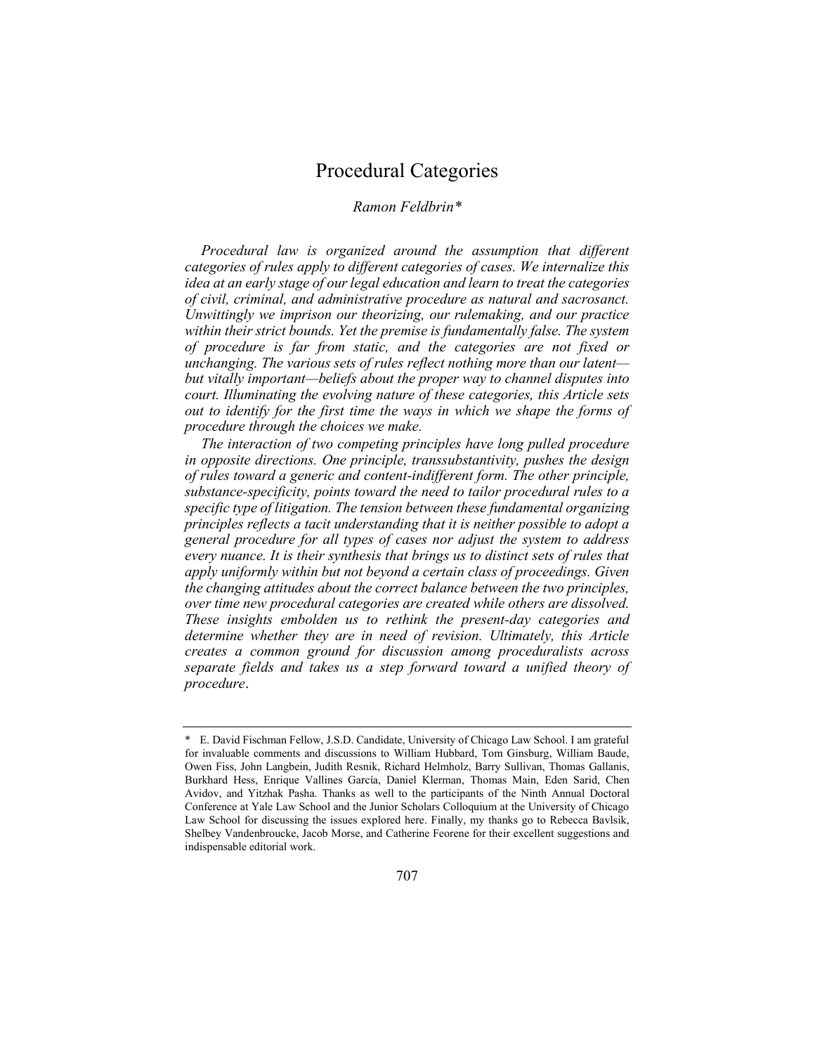# Procedural Categories

*Ramon Feldbrin\**

*Procedural law is organized around the assumption that different categories of rules apply to different categories of cases. We internalize this idea at an early stage of our legal education and learn to treat the categories of civil, criminal, and administrative procedure as natural and sacrosanct. Unwittingly we imprison our theorizing, our rulemaking, and our practice within their strict bounds. Yet the premise is fundamentally false. The system of procedure is far from static, and the categories are not fixed or unchanging. The various sets of rules reflect nothing more than our latent—but vitally important—beliefs about the proper way to channel disputes into court. Illuminating the evolving nature of these categories, this Article sets out to identify for the first time the ways in which we shape the forms of procedure through the choices we make.*

*The interaction of two competing principles have long pulled procedure in opposite directions. One principle, transsubstantivity, pushes the design of rules toward a generic and content-indifferent form. The other principle, substance-specificity, points toward the need to tailor procedural rules to a specific type of litigation. The tension between these fundamental organizing principles reflects a tacit understanding that it is neither possible to adopt a general procedure for all types of cases nor adjust the system to address every nuance. It is their synthesis that brings us to distinct sets of rules that apply uniformly within but not beyond a certain class of proceedings. Given the changing attitudes about the correct balance between the two principles, over time new procedural categories are created while others are dissolved. These insights embolden us to rethink the present-day categories and determine whether they are in need of revision. Ultimately, this Article creates a common ground for discussion among proceduralists across separate fields and takes us a step forward toward a unified theory of procedure.*

---

\* E. David Fischman Fellow, J.S.D. Candidate, University of Chicago Law School. I am grateful for invaluable comments and discussions to William Hubbard, Tom Ginsburg, William Baude, Owen Fiss, John Langbein, Judith Resnik, Richard Helmholz, Barry Sullivan, Thomas Gallanis, Burkhard Hess, Enrique Vallines García, Daniel Klerman, Thomas Main, Eden Sarid, Chen Avidov, and Yitzhak Pasha. Thanks as well to the participants of the Ninth Annual Doctoral Conference at Yale Law School and the Junior Scholars Colloquium at the University of Chicago Law School for discussing the issues explored here. Finally, my thanks go to Rebecca Bavlsik, Shelbey Vandenbroucke, Jacob Morse, and Catherine Feorene for their excellent suggestions and indispensable editorial work.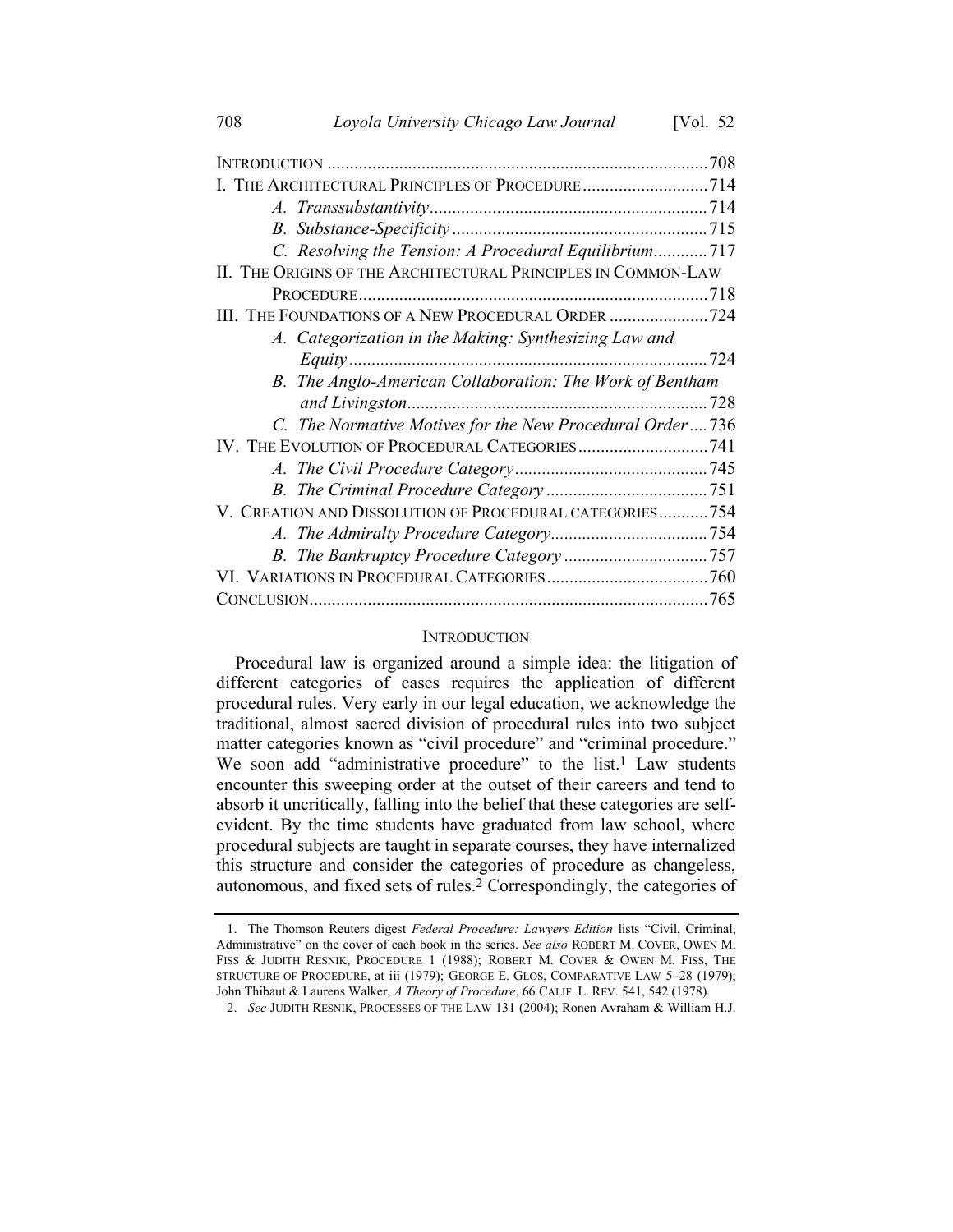| | |
|---|---|
| INTRODUCTION | 708 |
| I. THE ARCHITECTURAL PRINCIPLES OF PROCEDURE | 714 |
| *A. Transsubstantivity* | 714 |
| *B. Substance-Specificity* | 715 |
| *C. Resolving the Tension: A Procedural Equilibrium* | 717 |
| II. THE ORIGINS OF THE ARCHITECTURAL PRINCIPLES IN COMMON-LAW PROCEDURE | 718 |
| III. THE FOUNDATIONS OF A NEW PROCEDURAL ORDER | 724 |
| *A. Categorization in the Making: Synthesizing Law and Equity* | 724 |
| *B. The Anglo-American Collaboration: The Work of Bentham and Livingston* | 728 |
| *C. The Normative Motives for the New Procedural Order* | 736 |
| IV. THE EVOLUTION OF PROCEDURAL CATEGORIES | 741 |
| *A. The Civil Procedure Category* | 745 |
| *B. The Criminal Procedure Category* | 751 |
| V. CREATION AND DISSOLUTION OF PROCEDURAL CATEGORIES | 754 |
| *A. The Admiralty Procedure Category* | 754 |
| *B. The Bankruptcy Procedure Category* | 757 |
| VI. VARIATIONS IN PROCEDURAL CATEGORIES | 760 |
| CONCLUSION | 765 |

## INTRODUCTION

Procedural law is organized around a simple idea: the litigation of different categories of cases requires the application of different procedural rules. Very early in our legal education, we acknowledge the traditional, almost sacred division of procedural rules into two subject matter categories known as "civil procedure" and "criminal procedure." We soon add "administrative procedure" to the list.[1] Law students encounter this sweeping order at the outset of their careers and tend to absorb it uncritically, falling into the belief that these categories are self-evident. By the time students have graduated from law school, where procedural subjects are taught in separate courses, they have internalized this structure and consider the categories of procedure as changeless, autonomous, and fixed sets of rules.[2] Correspondingly, the categories of

---

1. The Thomson Reuters digest *Federal Procedure: Lawyers Edition* lists "Civil, Criminal, Administrative" on the cover of each book in the series. *See also* ROBERT M. COVER, OWEN M. FISS & JUDITH RESNIK, PROCEDURE 1 (1988); ROBERT M. COVER & OWEN M. FISS, THE STRUCTURE OF PROCEDURE, at iii (1979); GEORGE E. GLOS, COMPARATIVE LAW 5–28 (1979); John Thibaut & Laurens Walker, *A Theory of Procedure*, 66 CALIF. L. REV. 541, 542 (1978).

2. *See* JUDITH RESNIK, PROCESSES OF THE LAW 131 (2004); Ronen Avraham & William H.J.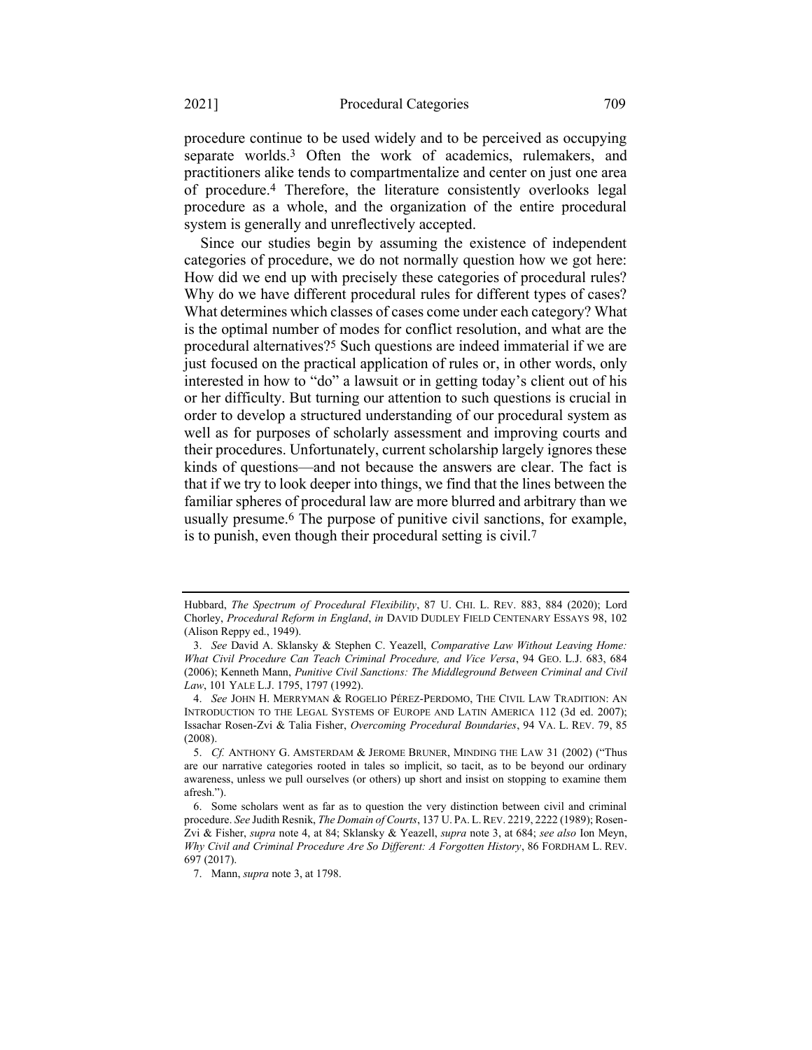procedure continue to be used widely and to be perceived as occupying separate worlds.[3] Often the work of academics, rulemakers, and practitioners alike tends to compartmentalize and center on just one area of procedure.[4] Therefore, the literature consistently overlooks legal procedure as a whole, and the organization of the entire procedural system is generally and unreflectively accepted.

Since our studies begin by assuming the existence of independent categories of procedure, we do not normally question how we got here: How did we end up with precisely these categories of procedural rules? Why do we have different procedural rules for different types of cases? What determines which classes of cases come under each category? What is the optimal number of modes for conflict resolution, and what are the procedural alternatives?[5] Such questions are indeed immaterial if we are just focused on the practical application of rules or, in other words, only interested in how to "do" a lawsuit or in getting today's client out of his or her difficulty. But turning our attention to such questions is crucial in order to develop a structured understanding of our procedural system as well as for purposes of scholarly assessment and improving courts and their procedures. Unfortunately, current scholarship largely ignores these kinds of questions—and not because the answers are clear. The fact is that if we try to look deeper into things, we find that the lines between the familiar spheres of procedural law are more blurred and arbitrary than we usually presume.[6] The purpose of punitive civil sanctions, for example, is to punish, even though their procedural setting is civil.[7]

---

Hubbard, *The Spectrum of Procedural Flexibility*, 87 U. CHI. L. REV. 883, 884 (2020); Lord Chorley, *Procedural Reform in England*, *in* DAVID DUDLEY FIELD CENTENARY ESSAYS 98, 102 (Alison Reppy ed., 1949).

3. *See* David A. Sklansky & Stephen C. Yeazell, *Comparative Law Without Leaving Home: What Civil Procedure Can Teach Criminal Procedure, and Vice Versa*, 94 GEO. L.J. 683, 684 (2006); Kenneth Mann, *Punitive Civil Sanctions: The Middleground Between Criminal and Civil Law*, 101 YALE L.J. 1795, 1797 (1992).

4. *See* JOHN H. MERRYMAN & ROGELIO PÉREZ-PERDOMO, THE CIVIL LAW TRADITION: AN INTRODUCTION TO THE LEGAL SYSTEMS OF EUROPE AND LATIN AMERICA 112 (3d ed. 2007); Issachar Rosen-Zvi & Talia Fisher, *Overcoming Procedural Boundaries*, 94 VA. L. REV. 79, 85 (2008).

5. *Cf.* ANTHONY G. AMSTERDAM & JEROME BRUNER, MINDING THE LAW 31 (2002) ("Thus are our narrative categories rooted in tales so implicit, so tacit, as to be beyond our ordinary awareness, unless we pull ourselves (or others) up short and insist on stopping to examine them afresh.").

6. Some scholars went as far as to question the very distinction between civil and criminal procedure. *See* Judith Resnik, *The Domain of Courts*, 137 U. PA. L. REV. 2219, 2222 (1989); Rosen-Zvi & Fisher, *supra* note 4, at 84; Sklansky & Yeazell, *supra* note 3, at 684; *see also* Ion Meyn, *Why Civil and Criminal Procedure Are So Different: A Forgotten History*, 86 FORDHAM L. REV. 697 (2017).

7. Mann, *supra* note 3, at 1798.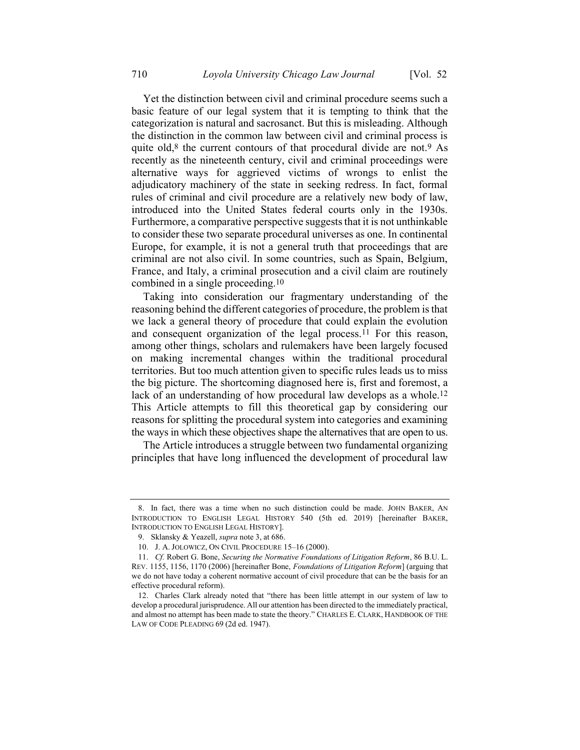Yet the distinction between civil and criminal procedure seems such a basic feature of our legal system that it is tempting to think that the categorization is natural and sacrosanct. But this is misleading. Although the distinction in the common law between civil and criminal process is quite old,[8] the current contours of that procedural divide are not.[9] As recently as the nineteenth century, civil and criminal proceedings were alternative ways for aggrieved victims of wrongs to enlist the adjudicatory machinery of the state in seeking redress. In fact, formal rules of criminal and civil procedure are a relatively new body of law, introduced into the United States federal courts only in the 1930s. Furthermore, a comparative perspective suggests that it is not unthinkable to consider these two separate procedural universes as one. In continental Europe, for example, it is not a general truth that proceedings that are criminal are not also civil. In some countries, such as Spain, Belgium, France, and Italy, a criminal prosecution and a civil claim are routinely combined in a single proceeding.[10]

Taking into consideration our fragmentary understanding of the reasoning behind the different categories of procedure, the problem is that we lack a general theory of procedure that could explain the evolution and consequent organization of the legal process.[11] For this reason, among other things, scholars and rulemakers have been largely focused on making incremental changes within the traditional procedural territories. But too much attention given to specific rules leads us to miss the big picture. The shortcoming diagnosed here is, first and foremost, a lack of an understanding of how procedural law develops as a whole.[12] This Article attempts to fill this theoretical gap by considering our reasons for splitting the procedural system into categories and examining the ways in which these objectives shape the alternatives that are open to us.

The Article introduces a struggle between two fundamental organizing principles that have long influenced the development of procedural law

---

8. In fact, there was a time when no such distinction could be made. JOHN BAKER, AN INTRODUCTION TO ENGLISH LEGAL HISTORY 540 (5th ed. 2019) [hereinafter BAKER, INTRODUCTION TO ENGLISH LEGAL HISTORY].

9. Sklansky & Yeazell, *supra* note 3, at 686.

10. J. A. JOLOWICZ, ON CIVIL PROCEDURE 15–16 (2000).

11. *Cf.* Robert G. Bone, *Securing the Normative Foundations of Litigation Reform*, 86 B.U. L. REV. 1155, 1156, 1170 (2006) [hereinafter Bone, *Foundations of Litigation Reform*] (arguing that we do not have today a coherent normative account of civil procedure that can be the basis for an effective procedural reform).

12. Charles Clark already noted that "there has been little attempt in our system of law to develop a procedural jurisprudence. All our attention has been directed to the immediately practical, and almost no attempt has been made to state the theory." CHARLES E. CLARK, HANDBOOK OF THE LAW OF CODE PLEADING 69 (2d ed. 1947).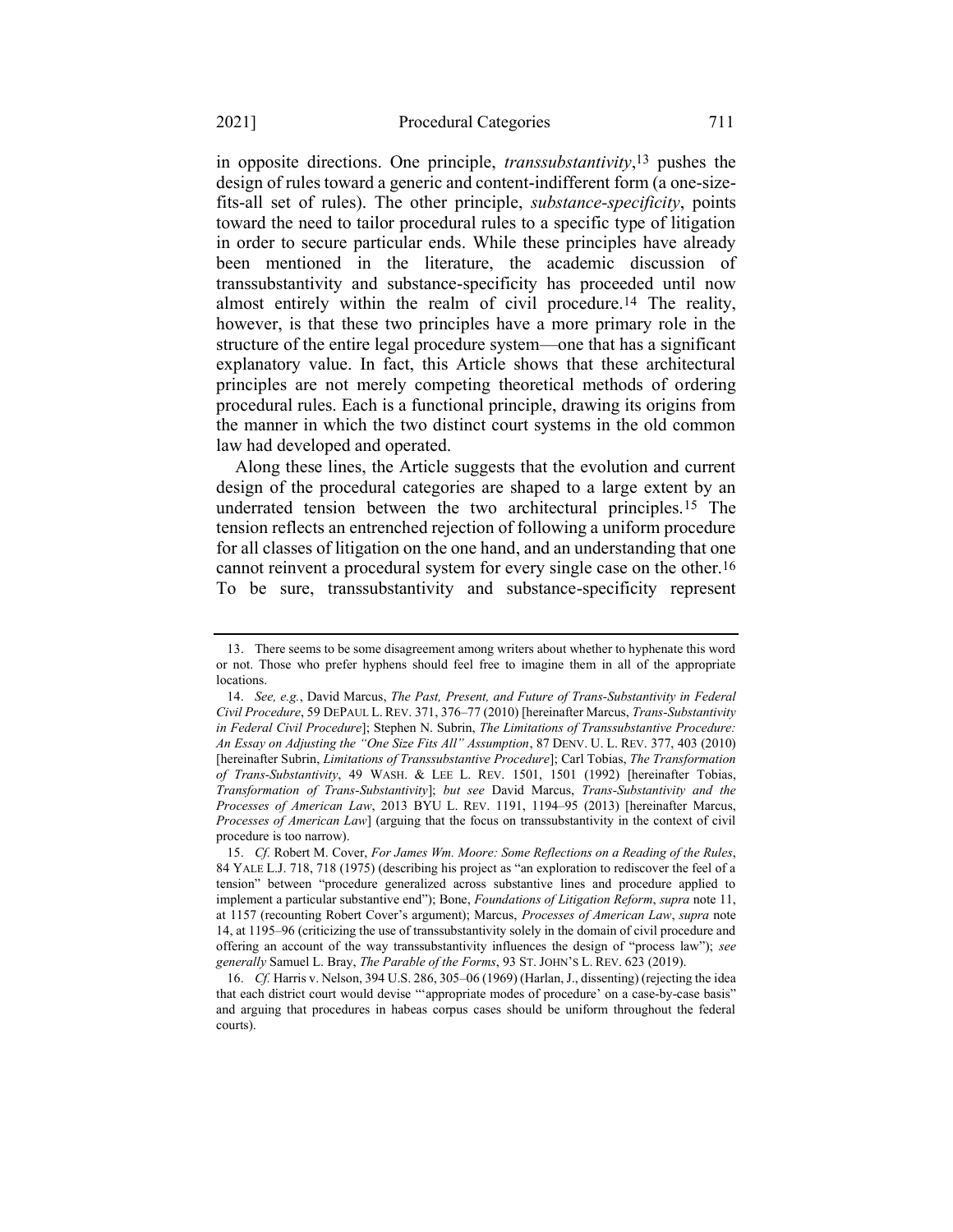in opposite directions. One principle, *transsubstantivity*,[13] pushes the design of rules toward a generic and content-indifferent form (a one-size-fits-all set of rules). The other principle, *substance-specificity*, points toward the need to tailor procedural rules to a specific type of litigation in order to secure particular ends. While these principles have already been mentioned in the literature, the academic discussion of transsubstantivity and substance-specificity has proceeded until now almost entirely within the realm of civil procedure.[14] The reality, however, is that these two principles have a more primary role in the structure of the entire legal procedure system—one that has a significant explanatory value. In fact, this Article shows that these architectural principles are not merely competing theoretical methods of ordering procedural rules. Each is a functional principle, drawing its origins from the manner in which the two distinct court systems in the old common law had developed and operated.

Along these lines, the Article suggests that the evolution and current design of the procedural categories are shaped to a large extent by an underrated tension between the two architectural principles.[15] The tension reflects an entrenched rejection of following a uniform procedure for all classes of litigation on the one hand, and an understanding that one cannot reinvent a procedural system for every single case on the other.[16] To be sure, transsubstantivity and substance-specificity represent

---

13. There seems to be some disagreement among writers about whether to hyphenate this word or not. Those who prefer hyphens should feel free to imagine them in all of the appropriate locations.

14. *See, e.g.*, David Marcus, *The Past, Present, and Future of Trans-Substantivity in Federal Civil Procedure*, 59 DEPAUL L. REV. 371, 376–77 (2010) [hereinafter Marcus, *Trans-Substantivity in Federal Civil Procedure*]; Stephen N. Subrin, *The Limitations of Transsubstantive Procedure: An Essay on Adjusting the "One Size Fits All" Assumption*, 87 DENV. U. L. REV. 377, 403 (2010) [hereinafter Subrin, *Limitations of Transsubstantive Procedure*]; Carl Tobias, *The Transformation of Trans-Substantivity*, 49 WASH. & LEE L. REV. 1501, 1501 (1992) [hereinafter Tobias, *Transformation of Trans-Substantivity*]; *but see* David Marcus, *Trans-Substantivity and the Processes of American Law*, 2013 BYU L. REV. 1191, 1194–95 (2013) [hereinafter Marcus, *Processes of American Law*] (arguing that the focus on transsubstantivity in the context of civil procedure is too narrow).

15. *Cf.* Robert M. Cover, *For James Wm. Moore: Some Reflections on a Reading of the Rules*, 84 YALE L.J. 718, 718 (1975) (describing his project as "an exploration to rediscover the feel of a tension" between "procedure generalized across substantive lines and procedure applied to implement a particular substantive end"); Bone, *Foundations of Litigation Reform*, *supra* note 11, at 1157 (recounting Robert Cover's argument); Marcus, *Processes of American Law*, *supra* note 14, at 1195–96 (criticizing the use of transsubstantivity solely in the domain of civil procedure and offering an account of the way transsubstantivity influences the design of "process law"); *see generally* Samuel L. Bray, *The Parable of the Forms*, 93 ST. JOHN'S L. REV. 623 (2019).

16. *Cf.* Harris v. Nelson, 394 U.S. 286, 305–06 (1969) (Harlan, J., dissenting) (rejecting the idea that each district court would devise "'appropriate modes of procedure' on a case-by-case basis" and arguing that procedures in habeas corpus cases should be uniform throughout the federal courts).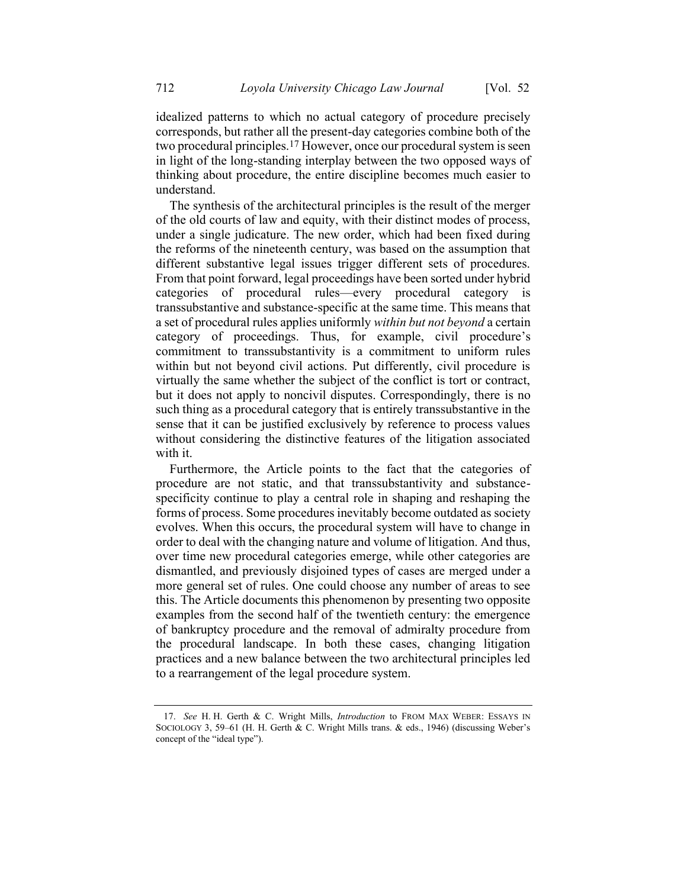idealized patterns to which no actual category of procedure precisely corresponds, but rather all the present-day categories combine both of the two procedural principles.[17] However, once our procedural system is seen in light of the long-standing interplay between the two opposed ways of thinking about procedure, the entire discipline becomes much easier to understand.

The synthesis of the architectural principles is the result of the merger of the old courts of law and equity, with their distinct modes of process, under a single judicature. The new order, which had been fixed during the reforms of the nineteenth century, was based on the assumption that different substantive legal issues trigger different sets of procedures. From that point forward, legal proceedings have been sorted under hybrid categories of procedural rules—every procedural category is transsubstantive and substance-specific at the same time. This means that a set of procedural rules applies uniformly *within but not beyond* a certain category of proceedings. Thus, for example, civil procedure's commitment to transsubstantivity is a commitment to uniform rules within but not beyond civil actions. Put differently, civil procedure is virtually the same whether the subject of the conflict is tort or contract, but it does not apply to noncivil disputes. Correspondingly, there is no such thing as a procedural category that is entirely transsubstantive in the sense that it can be justified exclusively by reference to process values without considering the distinctive features of the litigation associated with it.

Furthermore, the Article points to the fact that the categories of procedure are not static, and that transsubstantivity and substance-specificity continue to play a central role in shaping and reshaping the forms of process. Some procedures inevitably become outdated as society evolves. When this occurs, the procedural system will have to change in order to deal with the changing nature and volume of litigation. And thus, over time new procedural categories emerge, while other categories are dismantled, and previously disjoined types of cases are merged under a more general set of rules. One could choose any number of areas to see this. The Article documents this phenomenon by presenting two opposite examples from the second half of the twentieth century: the emergence of bankruptcy procedure and the removal of admiralty procedure from the procedural landscape. In both these cases, changing litigation practices and a new balance between the two architectural principles led to a rearrangement of the legal procedure system.

---

17. *See* H. H. Gerth & C. Wright Mills, *Introduction* to FROM MAX WEBER: ESSAYS IN SOCIOLOGY 3, 59–61 (H. H. Gerth & C. Wright Mills trans. & eds., 1946) (discussing Weber's concept of the "ideal type").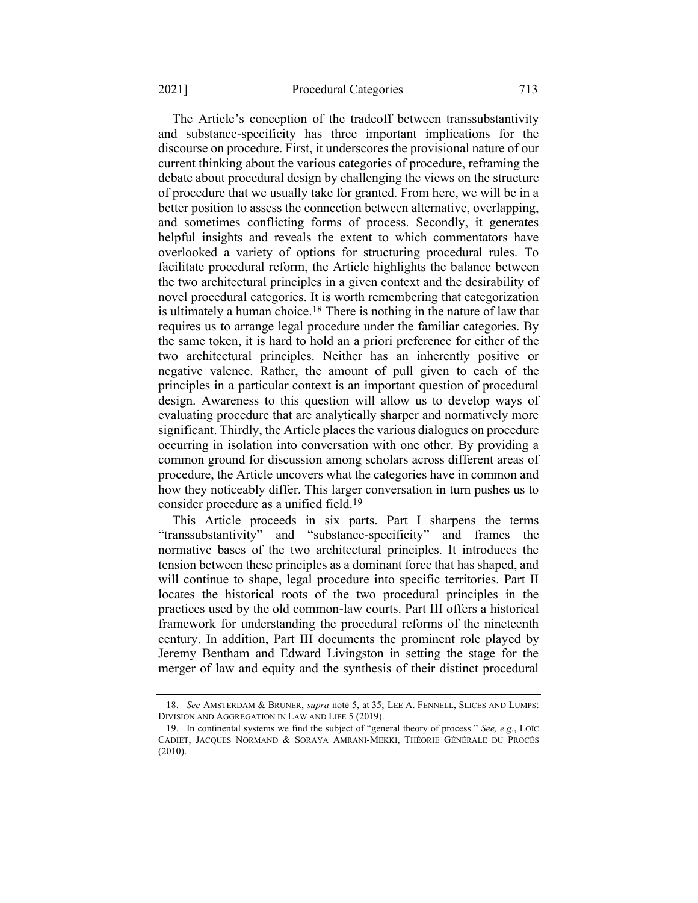The Article's conception of the tradeoff between transsubstantivity and substance-specificity has three important implications for the discourse on procedure. First, it underscores the provisional nature of our current thinking about the various categories of procedure, reframing the debate about procedural design by challenging the views on the structure of procedure that we usually take for granted. From here, we will be in a better position to assess the connection between alternative, overlapping, and sometimes conflicting forms of process. Secondly, it generates helpful insights and reveals the extent to which commentators have overlooked a variety of options for structuring procedural rules. To facilitate procedural reform, the Article highlights the balance between the two architectural principles in a given context and the desirability of novel procedural categories. It is worth remembering that categorization is ultimately a human choice.[18] There is nothing in the nature of law that requires us to arrange legal procedure under the familiar categories. By the same token, it is hard to hold an a priori preference for either of the two architectural principles. Neither has an inherently positive or negative valence. Rather, the amount of pull given to each of the principles in a particular context is an important question of procedural design. Awareness to this question will allow us to develop ways of evaluating procedure that are analytically sharper and normatively more significant. Thirdly, the Article places the various dialogues on procedure occurring in isolation into conversation with one other. By providing a common ground for discussion among scholars across different areas of procedure, the Article uncovers what the categories have in common and how they noticeably differ. This larger conversation in turn pushes us to consider procedure as a unified field.[19]

This Article proceeds in six parts. Part I sharpens the terms "transsubstantivity" and "substance-specificity" and frames the normative bases of the two architectural principles. It introduces the tension between these principles as a dominant force that has shaped, and will continue to shape, legal procedure into specific territories. Part II locates the historical roots of the two procedural principles in the practices used by the old common-law courts. Part III offers a historical framework for understanding the procedural reforms of the nineteenth century. In addition, Part III documents the prominent role played by Jeremy Bentham and Edward Livingston in setting the stage for the merger of law and equity and the synthesis of their distinct procedural

---

18. *See* AMSTERDAM & BRUNER, *supra* note 5, at 35; LEE A. FENNELL, SLICES AND LUMPS: DIVISION AND AGGREGATION IN LAW AND LIFE 5 (2019).

19. In continental systems we find the subject of "general theory of process." *See, e.g.*, LOÏC CADIET, JACQUES NORMAND & SORAYA AMRANI-MEKKI, THÉORIE GÉNÉRALE DU PROCÈS (2010).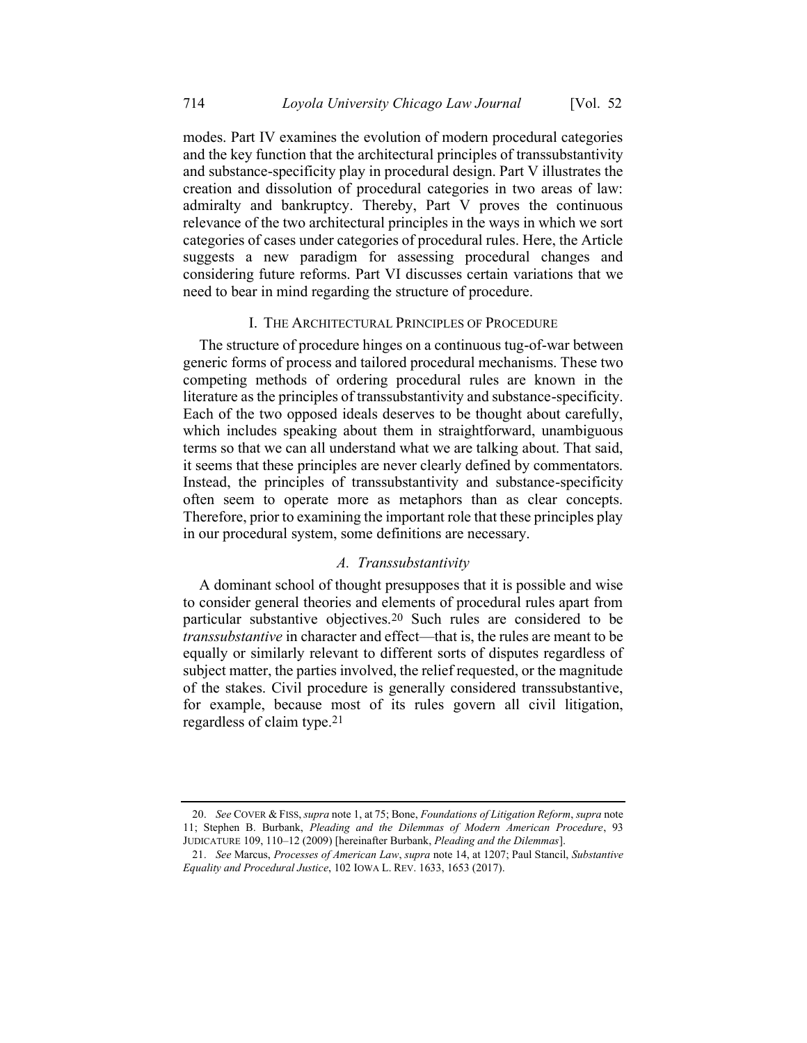modes. Part IV examines the evolution of modern procedural categories and the key function that the architectural principles of transsubstantivity and substance-specificity play in procedural design. Part V illustrates the creation and dissolution of procedural categories in two areas of law: admiralty and bankruptcy. Thereby, Part V proves the continuous relevance of the two architectural principles in the ways in which we sort categories of cases under categories of procedural rules. Here, the Article suggests a new paradigm for assessing procedural changes and considering future reforms. Part VI discusses certain variations that we need to bear in mind regarding the structure of procedure.

## I. The Architectural Principles of Procedure

The structure of procedure hinges on a continuous tug-of-war between generic forms of process and tailored procedural mechanisms. These two competing methods of ordering procedural rules are known in the literature as the principles of transsubstantivity and substance-specificity. Each of the two opposed ideals deserves to be thought about carefully, which includes speaking about them in straightforward, unambiguous terms so that we can all understand what we are talking about. That said, it seems that these principles are never clearly defined by commentators. Instead, the principles of transsubstantivity and substance-specificity often seem to operate more as metaphors than as clear concepts. Therefore, prior to examining the important role that these principles play in our procedural system, some definitions are necessary.

### *A. Transsubstantivity*

A dominant school of thought presupposes that it is possible and wise to consider general theories and elements of procedural rules apart from particular substantive objectives.[20] Such rules are considered to be *transsubstantive* in character and effect—that is, the rules are meant to be equally or similarly relevant to different sorts of disputes regardless of subject matter, the parties involved, the relief requested, or the magnitude of the stakes. Civil procedure is generally considered transsubstantive, for example, because most of its rules govern all civil litigation, regardless of claim type.[21]

---

20. *See* COVER & FISS, *supra* note 1, at 75; Bone, *Foundations of Litigation Reform*, *supra* note 11; Stephen B. Burbank, *Pleading and the Dilemmas of Modern American Procedure*, 93 JUDICATURE 109, 110–12 (2009) [hereinafter Burbank, *Pleading and the Dilemmas*].

21. *See* Marcus, *Processes of American Law*, *supra* note 14, at 1207; Paul Stancil, *Substantive Equality and Procedural Justice*, 102 IOWA L. REV. 1633, 1653 (2017).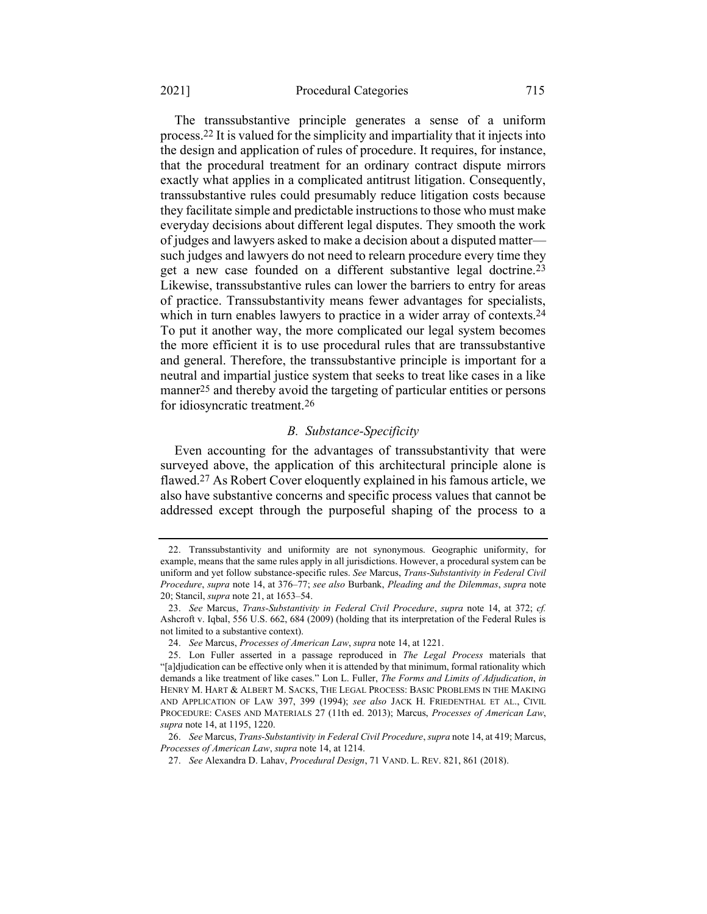The transsubstantive principle generates a sense of a uniform process.[22] It is valued for the simplicity and impartiality that it injects into the design and application of rules of procedure. It requires, for instance, that the procedural treatment for an ordinary contract dispute mirrors exactly what applies in a complicated antitrust litigation. Consequently, transsubstantive rules could presumably reduce litigation costs because they facilitate simple and predictable instructions to those who must make everyday decisions about different legal disputes. They smooth the work of judges and lawyers asked to make a decision about a disputed matter—such judges and lawyers do not need to relearn procedure every time they get a new case founded on a different substantive legal doctrine.[23] Likewise, transsubstantive rules can lower the barriers to entry for areas of practice. Transsubstantivity means fewer advantages for specialists, which in turn enables lawyers to practice in a wider array of contexts.[24] To put it another way, the more complicated our legal system becomes the more efficient it is to use procedural rules that are transsubstantive and general. Therefore, the transsubstantive principle is important for a neutral and impartial justice system that seeks to treat like cases in a like manner[25] and thereby avoid the targeting of particular entities or persons for idiosyncratic treatment.[26]

### *B. Substance-Specificity*

Even accounting for the advantages of transsubstantivity that were surveyed above, the application of this architectural principle alone is flawed.[27] As Robert Cover eloquently explained in his famous article, we also have substantive concerns and specific process values that cannot be addressed except through the purposeful shaping of the process to a

---

22. Transsubstantivity and uniformity are not synonymous. Geographic uniformity, for example, means that the same rules apply in all jurisdictions. However, a procedural system can be uniform and yet follow substance-specific rules. *See* Marcus, *Trans-Substantivity in Federal Civil Procedure*, *supra* note 14, at 376–77; *see also* Burbank, *Pleading and the Dilemmas*, *supra* note 20; Stancil, *supra* note 21, at 1653–54.

23. *See* Marcus, *Trans-Substantivity in Federal Civil Procedure*, *supra* note 14, at 372; *cf.* Ashcroft v. Iqbal, 556 U.S. 662, 684 (2009) (holding that its interpretation of the Federal Rules is not limited to a substantive context).

24. *See* Marcus, *Processes of American Law*, *supra* note 14, at 1221.

25. Lon Fuller asserted in a passage reproduced in *The Legal Process* materials that "[a]djudication can be effective only when it is attended by that minimum, formal rationality which demands a like treatment of like cases." Lon L. Fuller, *The Forms and Limits of Adjudication*, *in* HENRY M. HART & ALBERT M. SACKS, THE LEGAL PROCESS: BASIC PROBLEMS IN THE MAKING AND APPLICATION OF LAW 397, 399 (1994); *see also* JACK H. FRIEDENTHAL ET AL., CIVIL PROCEDURE: CASES AND MATERIALS 27 (11th ed. 2013); Marcus, *Processes of American Law*, *supra* note 14, at 1195, 1220.

26. *See* Marcus, *Trans-Substantivity in Federal Civil Procedure*, *supra* note 14, at 419; Marcus, *Processes of American Law*, *supra* note 14, at 1214.

27. *See* Alexandra D. Lahav, *Procedural Design*, 71 VAND. L. REV. 821, 861 (2018).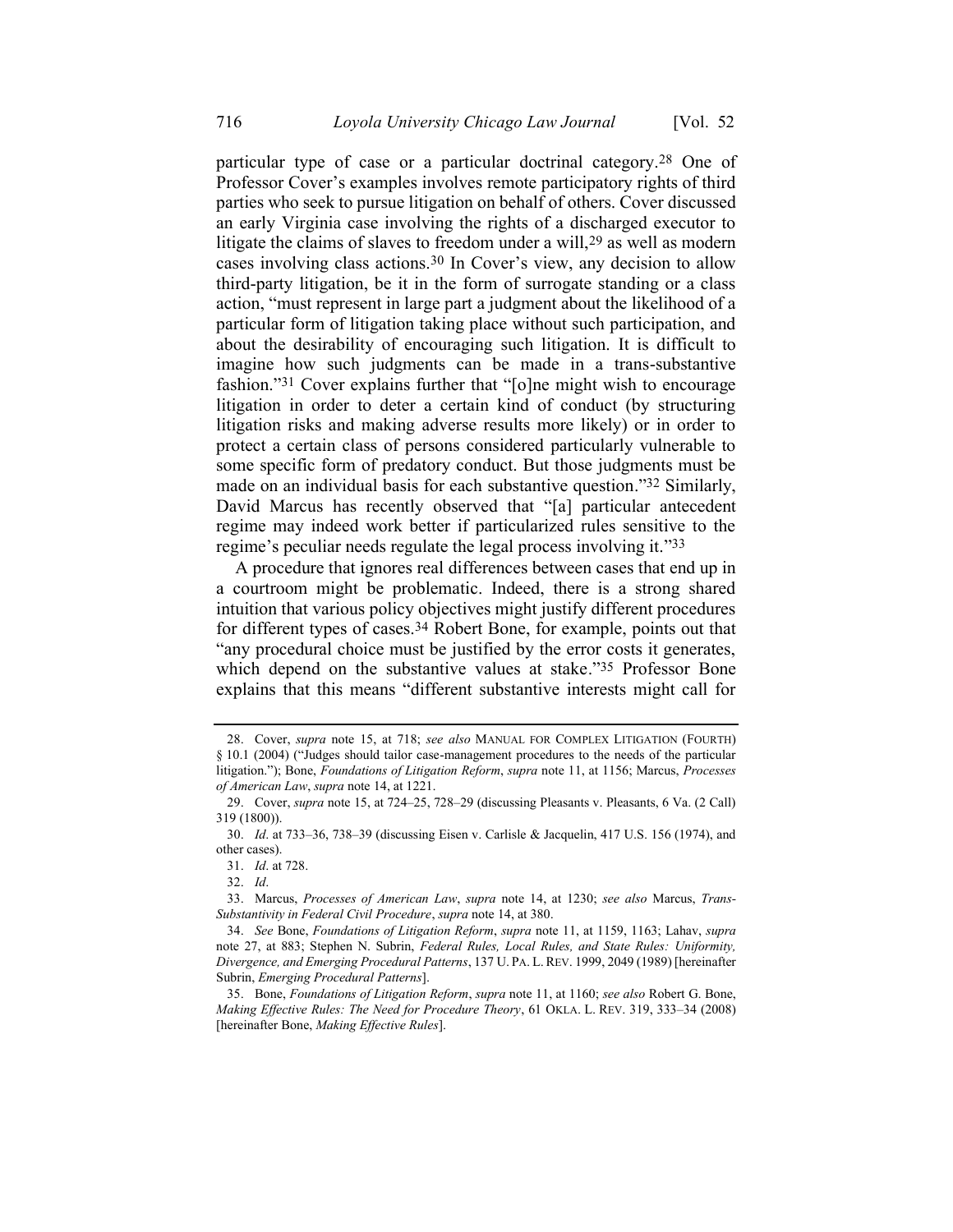particular type of case or a particular doctrinal category.[28] One of Professor Cover's examples involves remote participatory rights of third parties who seek to pursue litigation on behalf of others. Cover discussed an early Virginia case involving the rights of a discharged executor to litigate the claims of slaves to freedom under a will,[29] as well as modern cases involving class actions.[30] In Cover's view, any decision to allow third-party litigation, be it in the form of surrogate standing or a class action, "must represent in large part a judgment about the likelihood of a particular form of litigation taking place without such participation, and about the desirability of encouraging such litigation. It is difficult to imagine how such judgments can be made in a trans-substantive fashion."[31] Cover explains further that "[o]ne might wish to encourage litigation in order to deter a certain kind of conduct (by structuring litigation risks and making adverse results more likely) or in order to protect a certain class of persons considered particularly vulnerable to some specific form of predatory conduct. But those judgments must be made on an individual basis for each substantive question."[32] Similarly, David Marcus has recently observed that "[a] particular antecedent regime may indeed work better if particularized rules sensitive to the regime's peculiar needs regulate the legal process involving it."[33]

A procedure that ignores real differences between cases that end up in a courtroom might be problematic. Indeed, there is a strong shared intuition that various policy objectives might justify different procedures for different types of cases.[34] Robert Bone, for example, points out that "any procedural choice must be justified by the error costs it generates, which depend on the substantive values at stake."[35] Professor Bone explains that this means "different substantive interests might call for

---

28. Cover, *supra* note 15, at 718; *see also* MANUAL FOR COMPLEX LITIGATION (FOURTH) § 10.1 (2004) ("Judges should tailor case-management procedures to the needs of the particular litigation."); Bone, *Foundations of Litigation Reform*, *supra* note 11, at 1156; Marcus, *Processes of American Law*, *supra* note 14, at 1221.

29. Cover, *supra* note 15, at 724–25, 728–29 (discussing Pleasants v. Pleasants, 6 Va. (2 Call) 319 (1800)).

30. *Id*. at 733–36, 738–39 (discussing Eisen v. Carlisle & Jacquelin, 417 U.S. 156 (1974), and other cases).

31. *Id*. at 728.

32. *Id*.

33. Marcus, *Processes of American Law*, *supra* note 14, at 1230; *see also* Marcus, *Trans-Substantivity in Federal Civil Procedure*, *supra* note 14, at 380.

34. *See* Bone, *Foundations of Litigation Reform*, *supra* note 11, at 1159, 1163; Lahav, *supra* note 27, at 883; Stephen N. Subrin, *Federal Rules, Local Rules, and State Rules: Uniformity, Divergence, and Emerging Procedural Patterns*, 137 U. PA. L. REV. 1999, 2049 (1989) [hereinafter Subrin, *Emerging Procedural Patterns*].

35. Bone, *Foundations of Litigation Reform*, *supra* note 11, at 1160; *see also* Robert G. Bone, *Making Effective Rules: The Need for Procedure Theory*, 61 OKLA. L. REV. 319, 333–34 (2008) [hereinafter Bone, *Making Effective Rules*].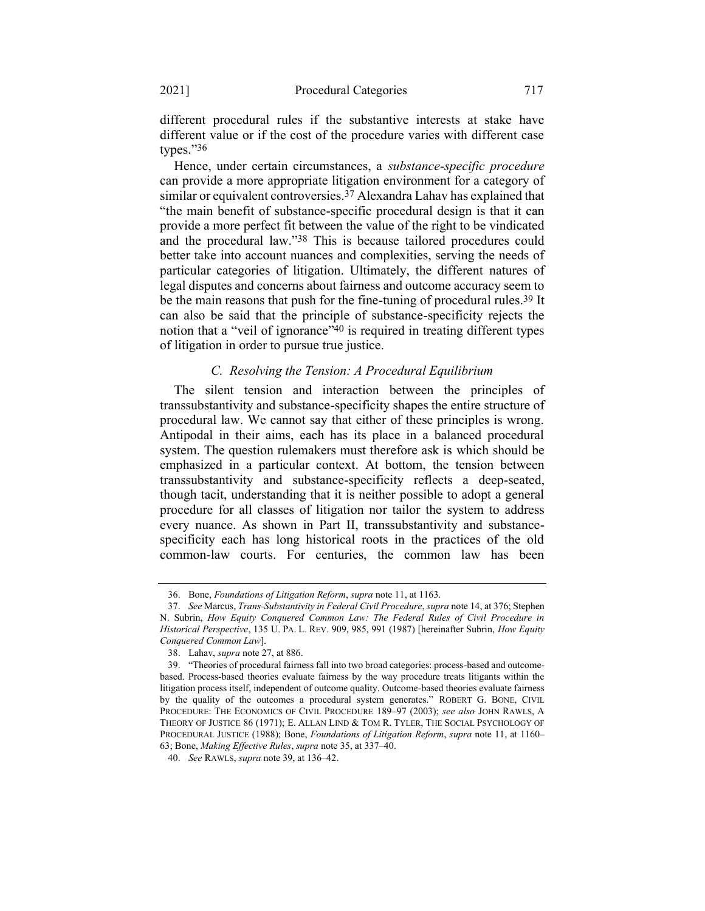different procedural rules if the substantive interests at stake have different value or if the cost of the procedure varies with different case types."[36]

Hence, under certain circumstances, a *substance-specific procedure* can provide a more appropriate litigation environment for a category of similar or equivalent controversies.[37] Alexandra Lahav has explained that "the main benefit of substance-specific procedural design is that it can provide a more perfect fit between the value of the right to be vindicated and the procedural law."[38] This is because tailored procedures could better take into account nuances and complexities, serving the needs of particular categories of litigation. Ultimately, the different natures of legal disputes and concerns about fairness and outcome accuracy seem to be the main reasons that push for the fine-tuning of procedural rules.[39] It can also be said that the principle of substance-specificity rejects the notion that a "veil of ignorance"[40] is required in treating different types of litigation in order to pursue true justice.

### *C. Resolving the Tension: A Procedural Equilibrium*

The silent tension and interaction between the principles of transsubstantivity and substance-specificity shapes the entire structure of procedural law. We cannot say that either of these principles is wrong. Antipodal in their aims, each has its place in a balanced procedural system. The question rulemakers must therefore ask is which should be emphasized in a particular context. At bottom, the tension between transsubstantivity and substance-specificity reflects a deep-seated, though tacit, understanding that it is neither possible to adopt a general procedure for all classes of litigation nor tailor the system to address every nuance. As shown in Part II, transsubstantivity and substance-specificity each has long historical roots in the practices of the old common-law courts. For centuries, the common law has been

---

36. Bone, *Foundations of Litigation Reform*, *supra* note 11, at 1163.

37. *See* Marcus, *Trans-Substantivity in Federal Civil Procedure*, *supra* note 14, at 376; Stephen N. Subrin, *How Equity Conquered Common Law: The Federal Rules of Civil Procedure in Historical Perspective*, 135 U. PA. L. REV. 909, 985, 991 (1987) [hereinafter Subrin, *How Equity Conquered Common Law*].

38. Lahav, *supra* note 27, at 886.

39. "Theories of procedural fairness fall into two broad categories: process-based and outcome-based. Process-based theories evaluate fairness by the way procedure treats litigants within the litigation process itself, independent of outcome quality. Outcome-based theories evaluate fairness by the quality of the outcomes a procedural system generates." ROBERT G. BONE, CIVIL PROCEDURE: THE ECONOMICS OF CIVIL PROCEDURE 189–97 (2003); *see also* JOHN RAWLS, A THEORY OF JUSTICE 86 (1971); E. ALLAN LIND & TOM R. TYLER, THE SOCIAL PSYCHOLOGY OF PROCEDURAL JUSTICE (1988); Bone, *Foundations of Litigation Reform*, *supra* note 11, at 1160–63; Bone, *Making Effective Rules*, *supra* note 35, at 337–40.

40. *See* RAWLS, *supra* note 39, at 136–42.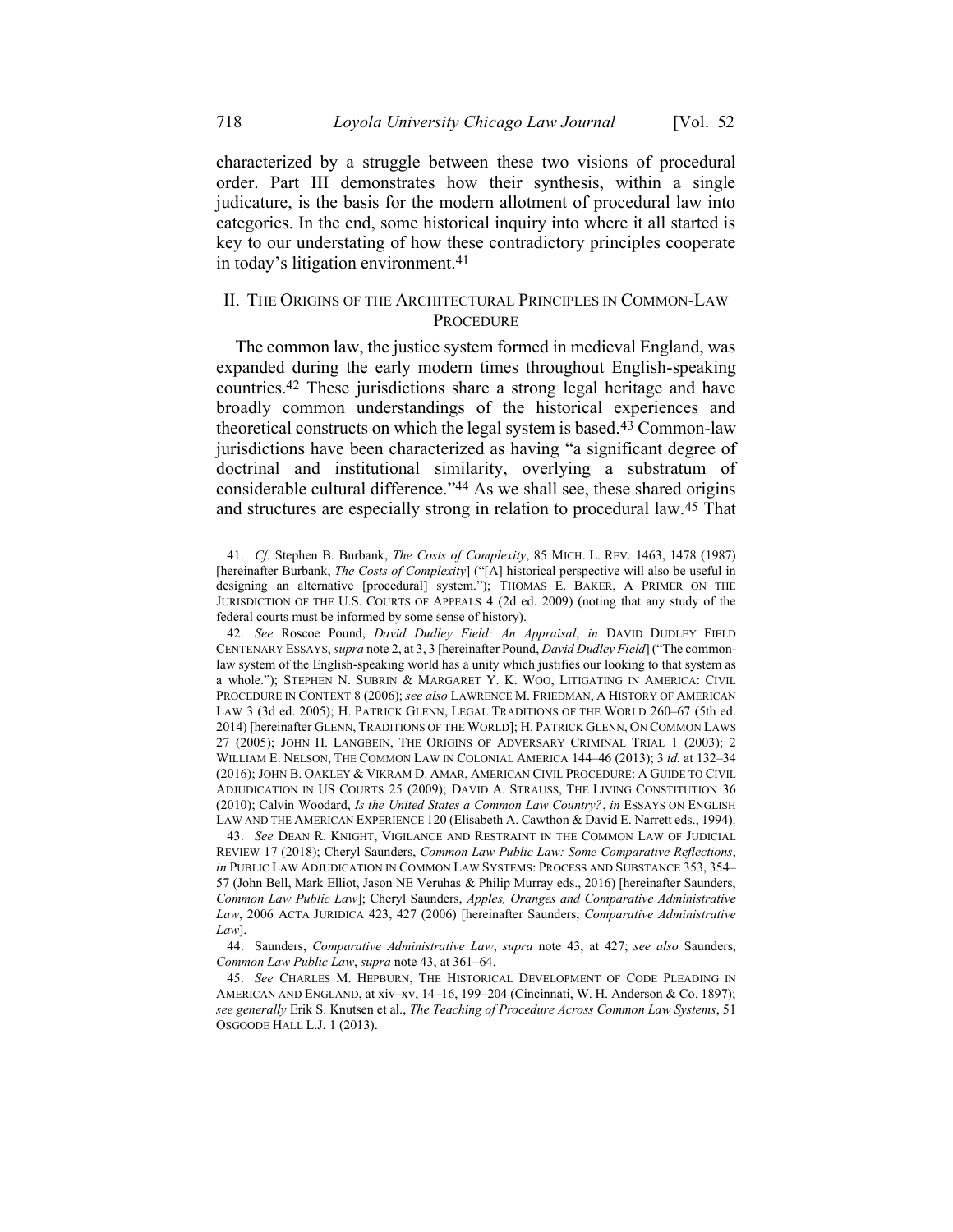characterized by a struggle between these two visions of procedural order. Part III demonstrates how their synthesis, within a single judicature, is the basis for the modern allotment of procedural law into categories. In the end, some historical inquiry into where it all started is key to our understating of how these contradictory principles cooperate in today's litigation environment.[41]

## II. The Origins of the Architectural Principles in Common-Law Procedure

The common law, the justice system formed in medieval England, was expanded during the early modern times throughout English-speaking countries.[42] These jurisdictions share a strong legal heritage and have broadly common understandings of the historical experiences and theoretical constructs on which the legal system is based.[43] Common-law jurisdictions have been characterized as having "a significant degree of doctrinal and institutional similarity, overlying a substratum of considerable cultural difference."[44] As we shall see, these shared origins and structures are especially strong in relation to procedural law.[45] That

---

41. *Cf.* Stephen B. Burbank, *The Costs of Complexity*, 85 MICH. L. REV. 1463, 1478 (1987) [hereinafter Burbank, *The Costs of Complexity*] ("[A] historical perspective will also be useful in designing an alternative [procedural] system."); THOMAS E. BAKER, A PRIMER ON THE JURISDICTION OF THE U.S. COURTS OF APPEALS 4 (2d ed. 2009) (noting that any study of the federal courts must be informed by some sense of history).

42. *See* Roscoe Pound, *David Dudley Field: An Appraisal*, *in* DAVID DUDLEY FIELD CENTENARY ESSAYS, *supra* note 2, at 3, 3 [hereinafter Pound, *David Dudley Field*] ("The common-law system of the English-speaking world has a unity which justifies our looking to that system as a whole."); STEPHEN N. SUBRIN & MARGARET Y. K. WOO, LITIGATING IN AMERICA: CIVIL PROCEDURE IN CONTEXT 8 (2006); *see also* LAWRENCE M. FRIEDMAN, A HISTORY OF AMERICAN LAW 3 (3d ed. 2005); H. PATRICK GLENN, LEGAL TRADITIONS OF THE WORLD 260–67 (5th ed. 2014) [hereinafter GLENN, TRADITIONS OF THE WORLD]; H. PATRICK GLENN, ON COMMON LAWS 27 (2005); JOHN H. LANGBEIN, THE ORIGINS OF ADVERSARY CRIMINAL TRIAL 1 (2003); 2 WILLIAM E. NELSON, THE COMMON LAW IN COLONIAL AMERICA 144–46 (2013); 3 *id.* at 132–34 (2016); JOHN B. OAKLEY & VIKRAM D. AMAR, AMERICAN CIVIL PROCEDURE: A GUIDE TO CIVIL ADJUDICATION IN US COURTS 25 (2009); DAVID A. STRAUSS, THE LIVING CONSTITUTION 36 (2010); Calvin Woodard, *Is the United States a Common Law Country?*, *in* ESSAYS ON ENGLISH LAW AND THE AMERICAN EXPERIENCE 120 (Elisabeth A. Cawthon & David E. Narrett eds., 1994).

43. *See* DEAN R. KNIGHT, VIGILANCE AND RESTRAINT IN THE COMMON LAW OF JUDICIAL REVIEW 17 (2018); Cheryl Saunders, *Common Law Public Law: Some Comparative Reflections*, *in* PUBLIC LAW ADJUDICATION IN COMMON LAW SYSTEMS: PROCESS AND SUBSTANCE 353, 354–57 (John Bell, Mark Elliot, Jason NE Veruhas & Philip Murray eds., 2016) [hereinafter Saunders, *Common Law Public Law*]; Cheryl Saunders, *Apples, Oranges and Comparative Administrative Law*, 2006 ACTA JURIDICA 423, 427 (2006) [hereinafter Saunders, *Comparative Administrative Law*].

44. Saunders, *Comparative Administrative Law*, *supra* note 43, at 427; *see also* Saunders, *Common Law Public Law*, *supra* note 43, at 361–64.

45. *See* CHARLES M. HEPBURN, THE HISTORICAL DEVELOPMENT OF CODE PLEADING IN AMERICAN AND ENGLAND, at xiv–xv, 14–16, 199–204 (Cincinnati, W. H. Anderson & Co. 1897); *see generally* Erik S. Knutsen et al., *The Teaching of Procedure Across Common Law Systems*, 51 OSGOODE HALL L.J. 1 (2013).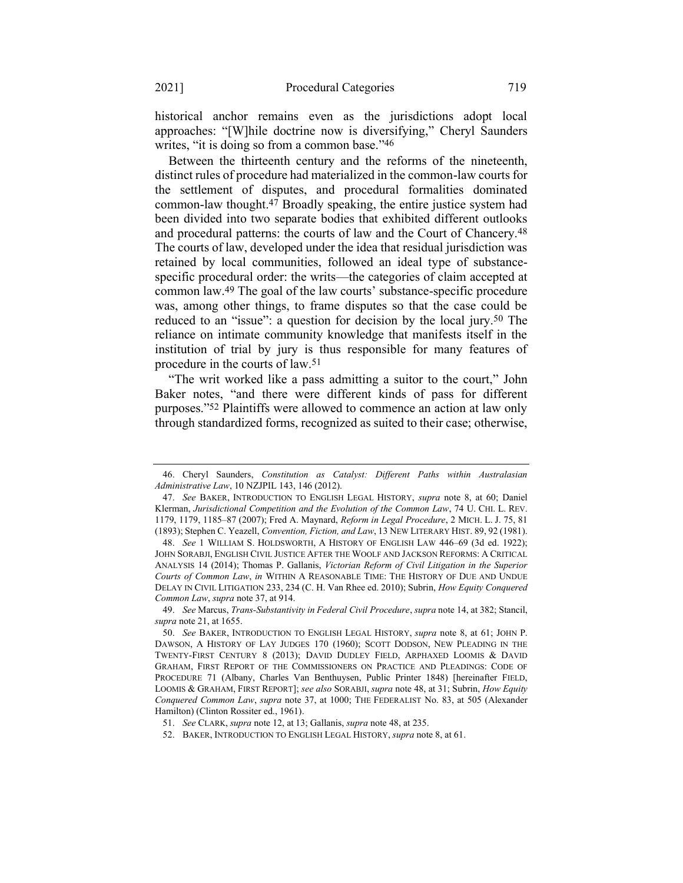historical anchor remains even as the jurisdictions adopt local approaches: "[W]hile doctrine now is diversifying," Cheryl Saunders writes, "it is doing so from a common base."[46]

Between the thirteenth century and the reforms of the nineteenth, distinct rules of procedure had materialized in the common-law courts for the settlement of disputes, and procedural formalities dominated common-law thought.[47] Broadly speaking, the entire justice system had been divided into two separate bodies that exhibited different outlooks and procedural patterns: the courts of law and the Court of Chancery.[48] The courts of law, developed under the idea that residual jurisdiction was retained by local communities, followed an ideal type of substance-specific procedural order: the writs—the categories of claim accepted at common law.[49] The goal of the law courts' substance-specific procedure was, among other things, to frame disputes so that the case could be reduced to an "issue": a question for decision by the local jury.[50] The reliance on intimate community knowledge that manifests itself in the institution of trial by jury is thus responsible for many features of procedure in the courts of law.[51]

"The writ worked like a pass admitting a suitor to the court," John Baker notes, "and there were different kinds of pass for different purposes."[52] Plaintiffs were allowed to commence an action at law only through standardized forms, recognized as suited to their case; otherwise,

---

46. Cheryl Saunders, *Constitution as Catalyst: Different Paths within Australasian Administrative Law*, 10 NZJPIL 143, 146 (2012).

47. *See* BAKER, INTRODUCTION TO ENGLISH LEGAL HISTORY, *supra* note 8, at 60; Daniel Klerman, *Jurisdictional Competition and the Evolution of the Common Law*, 74 U. CHI. L. REV. 1179, 1179, 1185–87 (2007); Fred A. Maynard, *Reform in Legal Procedure*, 2 MICH. L. J. 75, 81 (1893); Stephen C. Yeazell, *Convention, Fiction, and Law*, 13 NEW LITERARY HIST. 89, 92 (1981).

48. *See* 1 WILLIAM S. HOLDSWORTH, A HISTORY OF ENGLISH LAW 446–69 (3d ed. 1922); JOHN SORABJI, ENGLISH CIVIL JUSTICE AFTER THE WOOLF AND JACKSON REFORMS: A CRITICAL ANALYSIS 14 (2014); Thomas P. Gallanis, *Victorian Reform of Civil Litigation in the Superior Courts of Common Law*, *in* WITHIN A REASONABLE TIME: THE HISTORY OF DUE AND UNDUE DELAY IN CIVIL LITIGATION 233, 234 (C. H. Van Rhee ed. 2010); Subrin, *How Equity Conquered Common Law*, *supra* note 37, at 914.

49. *See* Marcus, *Trans-Substantivity in Federal Civil Procedure*, *supra* note 14, at 382; Stancil, *supra* note 21, at 1655.

50. *See* BAKER, INTRODUCTION TO ENGLISH LEGAL HISTORY, *supra* note 8, at 61; JOHN P. DAWSON, A HISTORY OF LAY JUDGES 170 (1960); SCOTT DODSON, NEW PLEADING IN THE TWENTY-FIRST CENTURY 8 (2013); DAVID DUDLEY FIELD, ARPHAXED LOOMIS & DAVID GRAHAM, FIRST REPORT OF THE COMMISSIONERS ON PRACTICE AND PLEADINGS: CODE OF PROCEDURE 71 (Albany, Charles Van Benthuysen, Public Printer 1848) [hereinafter FIELD, LOOMIS & GRAHAM, FIRST REPORT]; *see also* SORABJI, *supra* note 48, at 31; Subrin, *How Equity Conquered Common Law*, *supra* note 37, at 1000; THE FEDERALIST No. 83, at 505 (Alexander Hamilton) (Clinton Rossiter ed., 1961).

51. *See* CLARK, *supra* note 12, at 13; Gallanis, *supra* note 48, at 235.

52. BAKER, INTRODUCTION TO ENGLISH LEGAL HISTORY, *supra* note 8, at 61.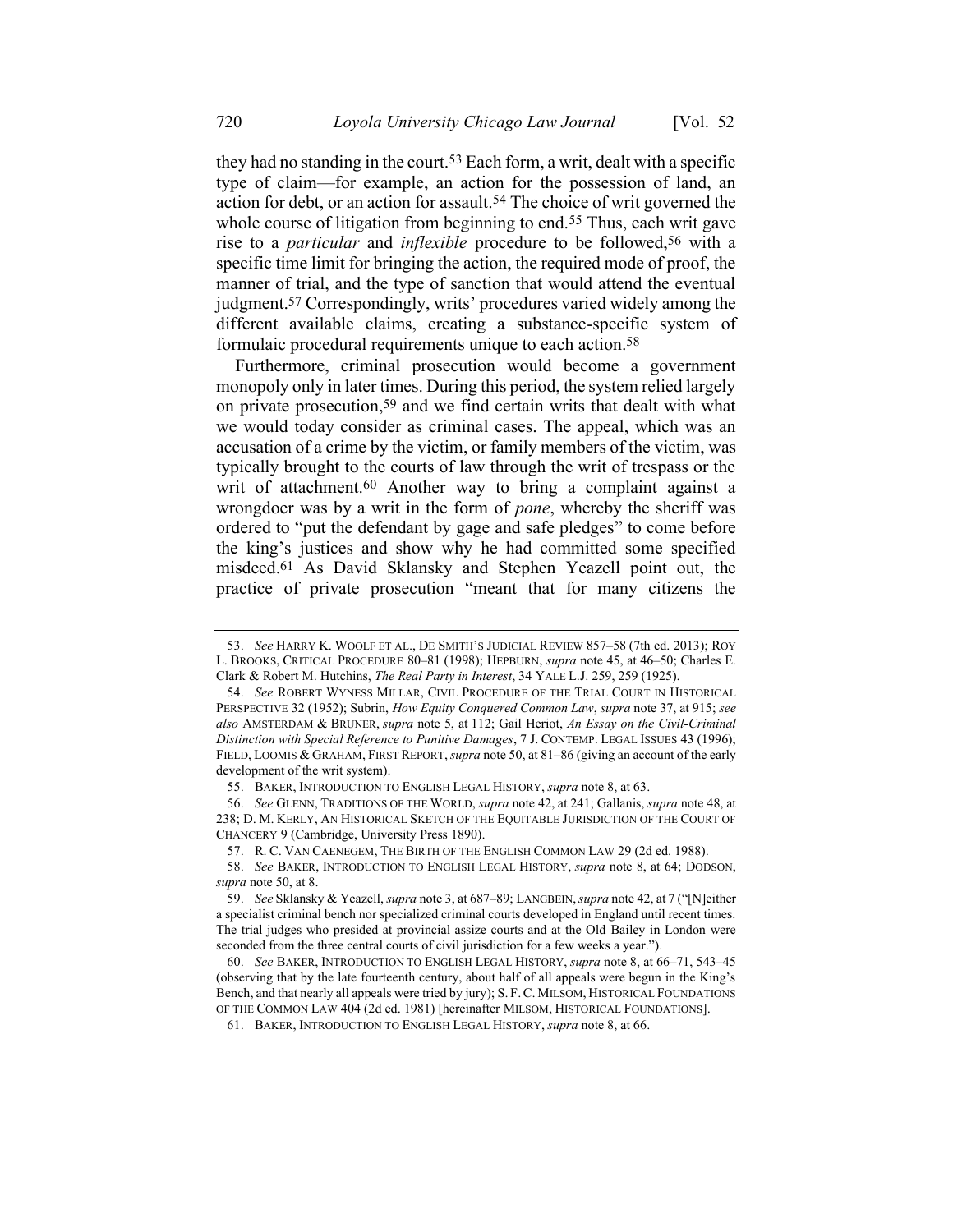they had no standing in the court.[53] Each form, a writ, dealt with a specific type of claim—for example, an action for the possession of land, an action for debt, or an action for assault.[54] The choice of writ governed the whole course of litigation from beginning to end.[55] Thus, each writ gave rise to a *particular* and *inflexible* procedure to be followed,[56] with a specific time limit for bringing the action, the required mode of proof, the manner of trial, and the type of sanction that would attend the eventual judgment.[57] Correspondingly, writs' procedures varied widely among the different available claims, creating a substance-specific system of formulaic procedural requirements unique to each action.[58]

Furthermore, criminal prosecution would become a government monopoly only in later times. During this period, the system relied largely on private prosecution,[59] and we find certain writs that dealt with what we would today consider as criminal cases. The appeal, which was an accusation of a crime by the victim, or family members of the victim, was typically brought to the courts of law through the writ of trespass or the writ of attachment.[60] Another way to bring a complaint against a wrongdoer was by a writ in the form of *pone*, whereby the sheriff was ordered to "put the defendant by gage and safe pledges" to come before the king's justices and show why he had committed some specified misdeed.[61] As David Sklansky and Stephen Yeazell point out, the practice of private prosecution "meant that for many citizens the

---

53. *See* HARRY K. WOOLF ET AL., DE SMITH'S JUDICIAL REVIEW 857–58 (7th ed. 2013); ROY L. BROOKS, CRITICAL PROCEDURE 80–81 (1998); HEPBURN, *supra* note 45, at 46–50; Charles E. Clark & Robert M. Hutchins, *The Real Party in Interest*, 34 YALE L.J. 259, 259 (1925).

54. *See* ROBERT WYNESS MILLAR, CIVIL PROCEDURE OF THE TRIAL COURT IN HISTORICAL PERSPECTIVE 32 (1952); Subrin, *How Equity Conquered Common Law*, *supra* note 37, at 915; *see also* AMSTERDAM & BRUNER, *supra* note 5, at 112; Gail Heriot, *An Essay on the Civil-Criminal Distinction with Special Reference to Punitive Damages*, 7 J. CONTEMP. LEGAL ISSUES 43 (1996); FIELD, LOOMIS & GRAHAM, FIRST REPORT, *supra* note 50, at 81–86 (giving an account of the early development of the writ system).

55. BAKER, INTRODUCTION TO ENGLISH LEGAL HISTORY, *supra* note 8, at 63.

56. *See* GLENN, TRADITIONS OF THE WORLD, *supra* note 42, at 241; Gallanis, *supra* note 48, at 238; D. M. KERLY, AN HISTORICAL SKETCH OF THE EQUITABLE JURISDICTION OF THE COURT OF CHANCERY 9 (Cambridge, University Press 1890).

57. R. C. VAN CAENEGEM, THE BIRTH OF THE ENGLISH COMMON LAW 29 (2d ed. 1988).

58. *See* BAKER, INTRODUCTION TO ENGLISH LEGAL HISTORY, *supra* note 8, at 64; DODSON, *supra* note 50, at 8.

59. *See* Sklansky & Yeazell, *supra* note 3, at 687–89; LANGBEIN, *supra* note 42, at 7 ("[N]either a specialist criminal bench nor specialized criminal courts developed in England until recent times. The trial judges who presided at provincial assize courts and at the Old Bailey in London were seconded from the three central courts of civil jurisdiction for a few weeks a year.").

60. *See* BAKER, INTRODUCTION TO ENGLISH LEGAL HISTORY, *supra* note 8, at 66–71, 543–45 (observing that by the late fourteenth century, about half of all appeals were begun in the King's Bench, and that nearly all appeals were tried by jury); S. F. C. MILSOM, HISTORICAL FOUNDATIONS OF THE COMMON LAW 404 (2d ed. 1981) [hereinafter MILSOM, HISTORICAL FOUNDATIONS].

61. BAKER, INTRODUCTION TO ENGLISH LEGAL HISTORY, *supra* note 8, at 66.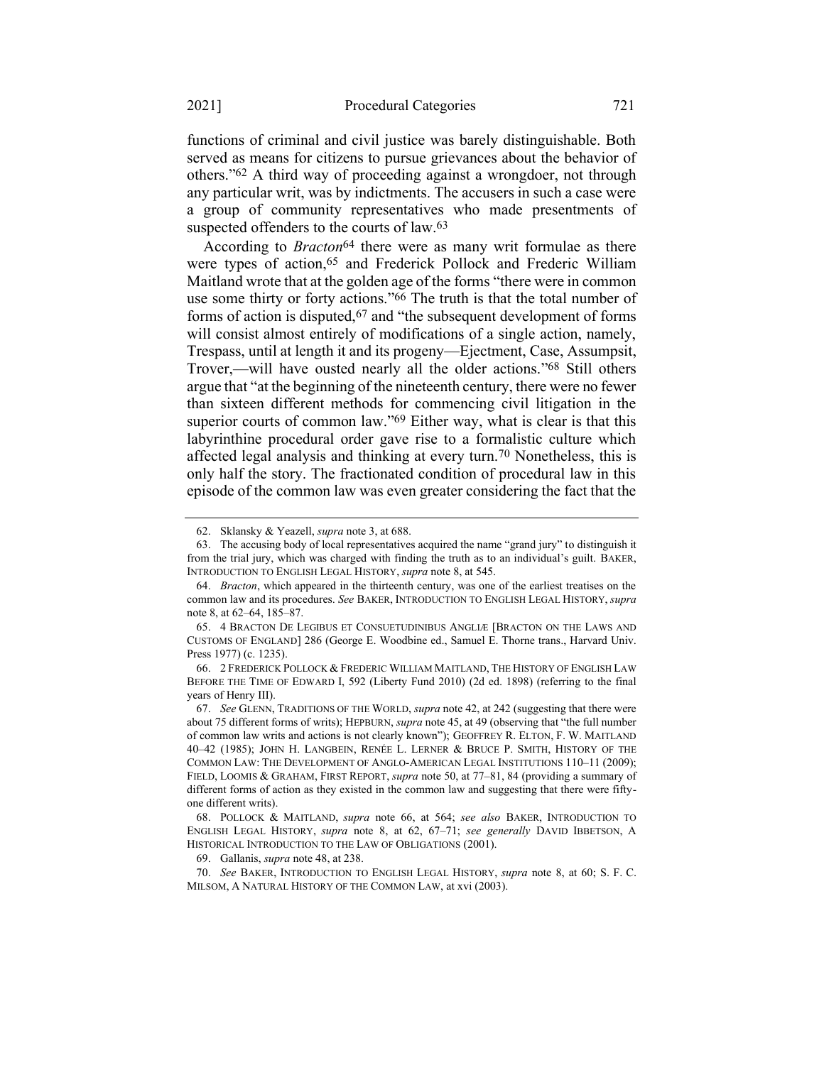functions of criminal and civil justice was barely distinguishable. Both served as means for citizens to pursue grievances about the behavior of others."[62] A third way of proceeding against a wrongdoer, not through any particular writ, was by indictments. The accusers in such a case were a group of community representatives who made presentments of suspected offenders to the courts of law.[63]

According to *Bracton*[64] there were as many writ formulae as there were types of action,[65] and Frederick Pollock and Frederic William Maitland wrote that at the golden age of the forms "there were in common use some thirty or forty actions."[66] The truth is that the total number of forms of action is disputed,[67] and "the subsequent development of forms will consist almost entirely of modifications of a single action, namely, Trespass, until at length it and its progeny—Ejectment, Case, Assumpsit, Trover,—will have ousted nearly all the older actions."[68] Still others argue that "at the beginning of the nineteenth century, there were no fewer than sixteen different methods for commencing civil litigation in the superior courts of common law."[69] Either way, what is clear is that this labyrinthine procedural order gave rise to a formalistic culture which affected legal analysis and thinking at every turn.[70] Nonetheless, this is only half the story. The fractionated condition of procedural law in this episode of the common law was even greater considering the fact that the

---

62. Sklansky & Yeazell, *supra* note 3, at 688.

63. The accusing body of local representatives acquired the name "grand jury" to distinguish it from the trial jury, which was charged with finding the truth as to an individual's guilt. BAKER, INTRODUCTION TO ENGLISH LEGAL HISTORY, *supra* note 8, at 545.

64. *Bracton*, which appeared in the thirteenth century, was one of the earliest treatises on the common law and its procedures. *See* BAKER, INTRODUCTION TO ENGLISH LEGAL HISTORY, *supra* note 8, at 62–64, 185–87.

65. 4 BRACTON DE LEGIBUS ET CONSUETUDINIBUS ANGLIÆ [BRACTON ON THE LAWS AND CUSTOMS OF ENGLAND] 286 (George E. Woodbine ed., Samuel E. Thorne trans., Harvard Univ. Press 1977) (c. 1235).

66. 2 FREDERICK POLLOCK & FREDERIC WILLIAM MAITLAND, THE HISTORY OF ENGLISH LAW BEFORE THE TIME OF EDWARD I, 592 (Liberty Fund 2010) (2d ed. 1898) (referring to the final years of Henry III).

67. *See* GLENN, TRADITIONS OF THE WORLD, *supra* note 42, at 242 (suggesting that there were about 75 different forms of writs); HEPBURN, *supra* note 45, at 49 (observing that "the full number of common law writs and actions is not clearly known"); GEOFFREY R. ELTON, F. W. MAITLAND 40–42 (1985); JOHN H. LANGBEIN, RENÉE L. LERNER & BRUCE P. SMITH, HISTORY OF THE COMMON LAW: THE DEVELOPMENT OF ANGLO-AMERICAN LEGAL INSTITUTIONS 110–11 (2009); FIELD, LOOMIS & GRAHAM, FIRST REPORT, *supra* note 50, at 77–81, 84 (providing a summary of different forms of action as they existed in the common law and suggesting that there were fifty-one different writs).

68. POLLOCK & MAITLAND, *supra* note 66, at 564; *see also* BAKER, INTRODUCTION TO ENGLISH LEGAL HISTORY, *supra* note 8, at 62, 67–71; *see generally* DAVID IBBETSON, A HISTORICAL INTRODUCTION TO THE LAW OF OBLIGATIONS (2001).

69. Gallanis, *supra* note 48, at 238.

70. *See* BAKER, INTRODUCTION TO ENGLISH LEGAL HISTORY, *supra* note 8, at 60; S. F. C. MILSOM, A NATURAL HISTORY OF THE COMMON LAW, at xvi (2003).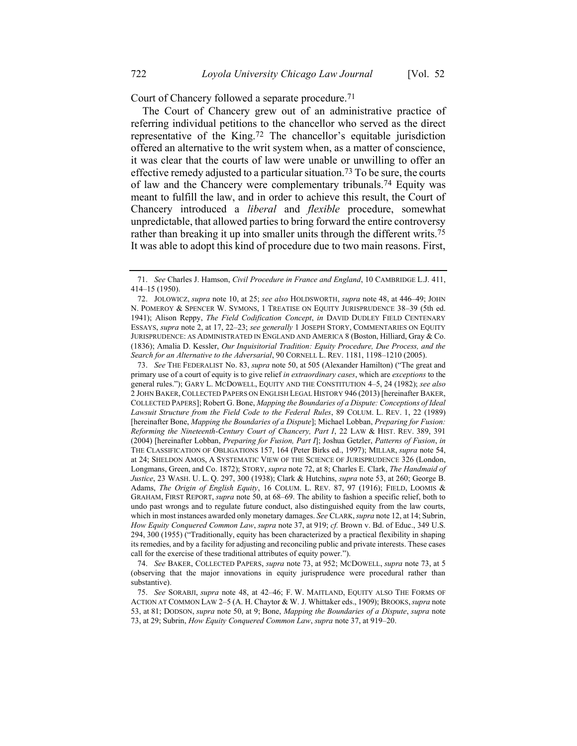Court of Chancery followed a separate procedure.[71]

The Court of Chancery grew out of an administrative practice of referring individual petitions to the chancellor who served as the direct representative of the King.[72] The chancellor's equitable jurisdiction offered an alternative to the writ system when, as a matter of conscience, it was clear that the courts of law were unable or unwilling to offer an effective remedy adjusted to a particular situation.[73] To be sure, the courts of law and the Chancery were complementary tribunals.[74] Equity was meant to fulfill the law, and in order to achieve this result, the Court of Chancery introduced a *liberal* and *flexible* procedure, somewhat unpredictable, that allowed parties to bring forward the entire controversy rather than breaking it up into smaller units through the different writs.[75] It was able to adopt this kind of procedure due to two main reasons. First,

---

71. *See* Charles J. Hamson, *Civil Procedure in France and England*, 10 CAMBRIDGE L.J. 411, 414–15 (1950).

72. JOLOWICZ, *supra* note 10, at 25; *see also* HOLDSWORTH, *supra* note 48, at 446–49; JOHN N. POMEROY & SPENCER W. SYMONS, 1 TREATISE ON EQUITY JURISPRUDENCE 38–39 (5th ed. 1941); Alison Reppy, *The Field Codification Concept*, *in* DAVID DUDLEY FIELD CENTENARY ESSAYS, *supra* note 2, at 17, 22–23; *see generally* 1 JOSEPH STORY, COMMENTARIES ON EQUITY JURISPRUDENCE: AS ADMINISTRATED IN ENGLAND AND AMERICA 8 (Boston, Hilliard, Gray & Co. (1836); Amalia D. Kessler, *Our Inquisitorial Tradition: Equity Procedure, Due Process, and the Search for an Alternative to the Adversarial*, 90 CORNELL L. REV. 1181, 1198–1210 (2005).

73. *See* THE FEDERALIST No. 83, *supra* note 50, at 505 (Alexander Hamilton) ("The great and primary use of a court of equity is to give relief *in extraordinary cases*, which are *exceptions* to the general rules."); GARY L. MCDOWELL, EQUITY AND THE CONSTITUTION 4–5, 24 (1982); *see also* 2 JOHN BAKER, COLLECTED PAPERS ON ENGLISH LEGAL HISTORY 946 (2013) [hereinafter BAKER, COLLECTED PAPERS]; Robert G. Bone, *Mapping the Boundaries of a Dispute: Conceptions of Ideal Lawsuit Structure from the Field Code to the Federal Rules*, 89 COLUM. L. REV. 1, 22 (1989) [hereinafter Bone, *Mapping the Boundaries of a Dispute*]; Michael Lobban, *Preparing for Fusion: Reforming the Nineteenth-Century Court of Chancery, Part I*, 22 LAW & HIST. REV. 389, 391 (2004) [hereinafter Lobban, *Preparing for Fusion, Part I*]; Joshua Getzler, *Patterns of Fusion*, *in* THE CLASSIFICATION OF OBLIGATIONS 157, 164 (Peter Birks ed., 1997); MILLAR, *supra* note 54, at 24; SHELDON AMOS, A SYSTEMATIC VIEW OF THE SCIENCE OF JURISPRUDENCE 326 (London, Longmans, Green, and Co. 1872); STORY, *supra* note 72, at 8; Charles E. Clark, *The Handmaid of Justice*, 23 WASH. U. L. Q. 297, 300 (1938); Clark & Hutchins, *supra* note 53, at 260; George B. Adams, *The Origin of English Equity*, 16 COLUM. L. REV. 87, 97 (1916); FIELD, LOOMIS & GRAHAM, FIRST REPORT, *supra* note 50, at 68–69. The ability to fashion a specific relief, both to undo past wrongs and to regulate future conduct, also distinguished equity from the law courts, which in most instances awarded only monetary damages. *See* CLARK, *supra* note 12, at 14; Subrin, *How Equity Conquered Common Law*, *supra* note 37, at 919; *cf.* Brown v. Bd. of Educ., 349 U.S. 294, 300 (1955) ("Traditionally, equity has been characterized by a practical flexibility in shaping its remedies, and by a facility for adjusting and reconciling public and private interests. These cases call for the exercise of these traditional attributes of equity power.").

74. *See* BAKER, COLLECTED PAPERS, *supra* note 73, at 952; MCDOWELL, *supra* note 73, at 5 (observing that the major innovations in equity jurisprudence were procedural rather than substantive).

75. *See* SORABJI, *supra* note 48, at 42–46; F. W. MAITLAND, EQUITY ALSO THE FORMS OF ACTION AT COMMON LAW 2–5 (A. H. Chaytor & W. J. Whittaker eds., 1909); BROOKS, *supra* note 53, at 81; DODSON, *supra* note 50, at 9; Bone, *Mapping the Boundaries of a Dispute*, *supra* note 73, at 29; Subrin, *How Equity Conquered Common Law*, *supra* note 37, at 919–20.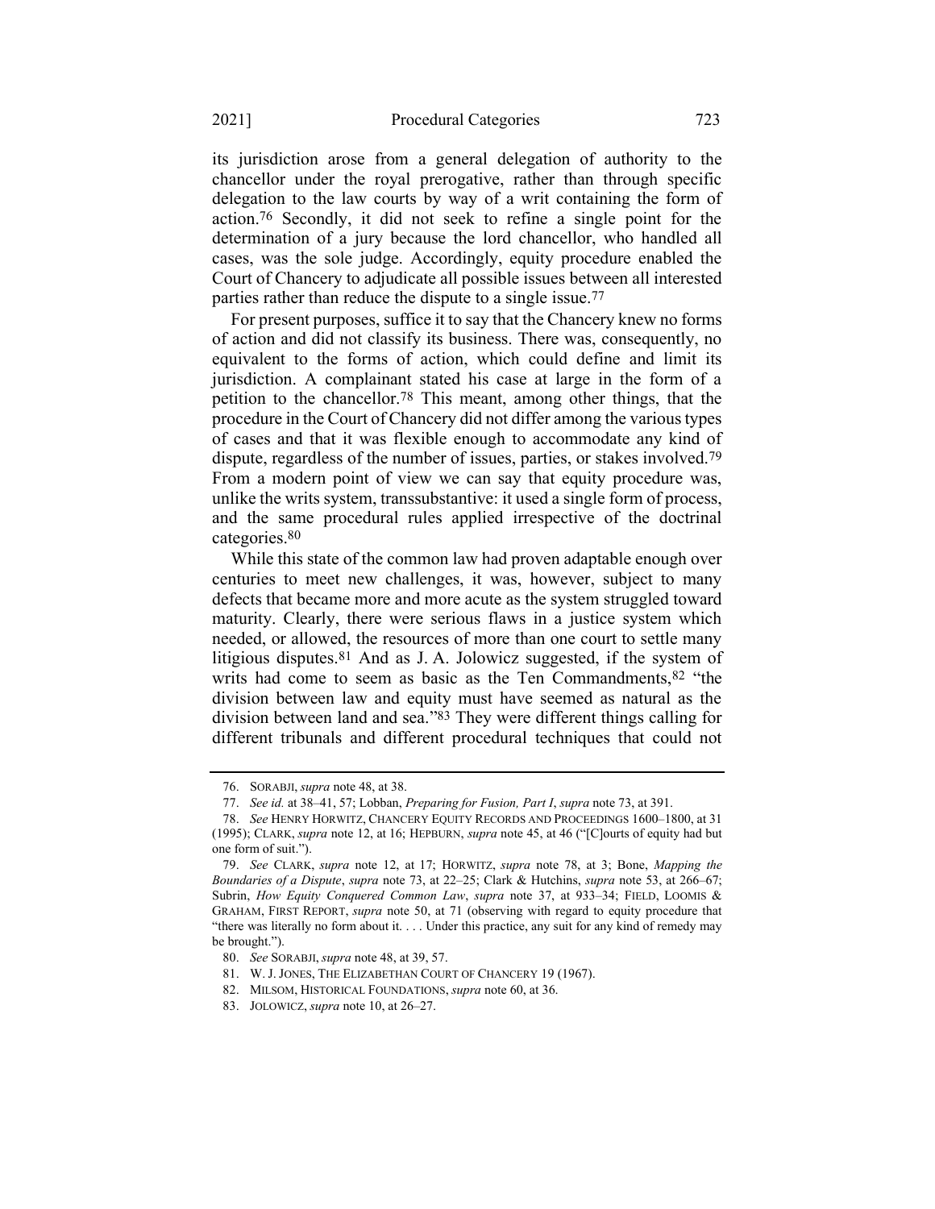its jurisdiction arose from a general delegation of authority to the chancellor under the royal prerogative, rather than through specific delegation to the law courts by way of a writ containing the form of action.[76] Secondly, it did not seek to refine a single point for the determination of a jury because the lord chancellor, who handled all cases, was the sole judge. Accordingly, equity procedure enabled the Court of Chancery to adjudicate all possible issues between all interested parties rather than reduce the dispute to a single issue.[77]

For present purposes, suffice it to say that the Chancery knew no forms of action and did not classify its business. There was, consequently, no equivalent to the forms of action, which could define and limit its jurisdiction. A complainant stated his case at large in the form of a petition to the chancellor.[78] This meant, among other things, that the procedure in the Court of Chancery did not differ among the various types of cases and that it was flexible enough to accommodate any kind of dispute, regardless of the number of issues, parties, or stakes involved.[79] From a modern point of view we can say that equity procedure was, unlike the writs system, transsubstantive: it used a single form of process, and the same procedural rules applied irrespective of the doctrinal categories.[80]

While this state of the common law had proven adaptable enough over centuries to meet new challenges, it was, however, subject to many defects that became more and more acute as the system struggled toward maturity. Clearly, there were serious flaws in a justice system which needed, or allowed, the resources of more than one court to settle many litigious disputes.[81] And as J. A. Jolowicz suggested, if the system of writs had come to seem as basic as the Ten Commandments,[82] "the division between law and equity must have seemed as natural as the division between land and sea."[83] They were different things calling for different tribunals and different procedural techniques that could not

---

76. SORABJI, *supra* note 48, at 38.

77. *See id.* at 38–41, 57; Lobban, *Preparing for Fusion, Part I*, *supra* note 73, at 391.

78. *See* HENRY HORWITZ, CHANCERY EQUITY RECORDS AND PROCEEDINGS 1600–1800, at 31 (1995); CLARK, *supra* note 12, at 16; HEPBURN, *supra* note 45, at 46 ("[C]ourts of equity had but one form of suit.").

79. *See* CLARK, *supra* note 12, at 17; HORWITZ, *supra* note 78, at 3; Bone, *Mapping the Boundaries of a Dispute*, *supra* note 73, at 22–25; Clark & Hutchins, *supra* note 53, at 266–67; Subrin, *How Equity Conquered Common Law*, *supra* note 37, at 933–34; FIELD, LOOMIS & GRAHAM, FIRST REPORT, *supra* note 50, at 71 (observing with regard to equity procedure that "there was literally no form about it. . . . Under this practice, any suit for any kind of remedy may be brought.").

80. *See* SORABJI, *supra* note 48, at 39, 57.

81. W. J. JONES, THE ELIZABETHAN COURT OF CHANCERY 19 (1967).

82. MILSOM, HISTORICAL FOUNDATIONS, *supra* note 60, at 36.

83. JOLOWICZ, *supra* note 10, at 26–27.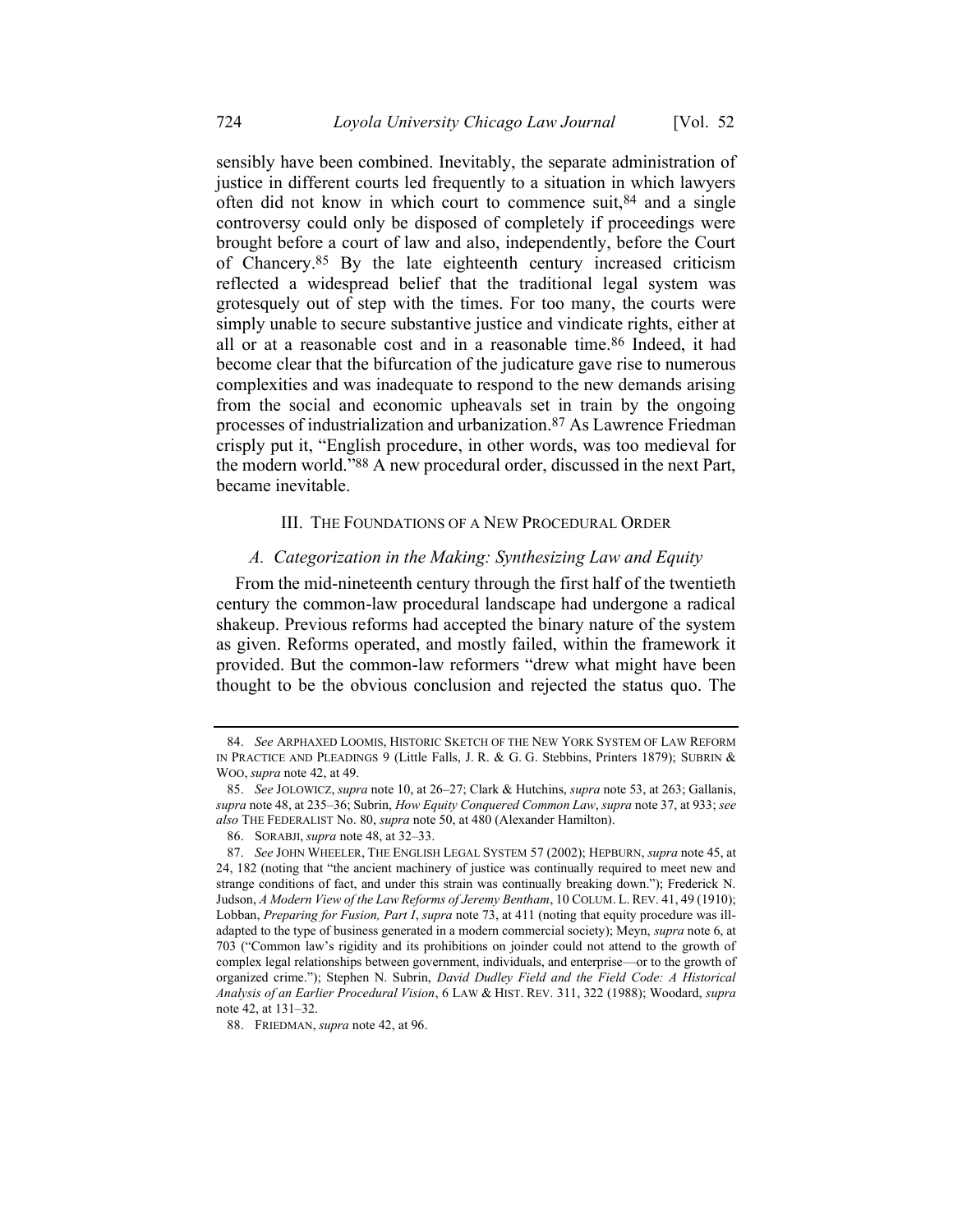sensibly have been combined. Inevitably, the separate administration of justice in different courts led frequently to a situation in which lawyers often did not know in which court to commence suit,[84] and a single controversy could only be disposed of completely if proceedings were brought before a court of law and also, independently, before the Court of Chancery.[85] By the late eighteenth century increased criticism reflected a widespread belief that the traditional legal system was grotesquely out of step with the times. For too many, the courts were simply unable to secure substantive justice and vindicate rights, either at all or at a reasonable cost and in a reasonable time.[86] Indeed, it had become clear that the bifurcation of the judicature gave rise to numerous complexities and was inadequate to respond to the new demands arising from the social and economic upheavals set in train by the ongoing processes of industrialization and urbanization.[87] As Lawrence Friedman crisply put it, "English procedure, in other words, was too medieval for the modern world."[88] A new procedural order, discussed in the next Part, became inevitable.

## III. The Foundations of a New Procedural Order

### A. *Categorization in the Making: Synthesizing Law and Equity*

From the mid-nineteenth century through the first half of the twentieth century the common-law procedural landscape had undergone a radical shakeup. Previous reforms had accepted the binary nature of the system as given. Reforms operated, and mostly failed, within the framework it provided. But the common-law reformers "drew what might have been thought to be the obvious conclusion and rejected the status quo. The

---

84. *See* ARPHAXED LOOMIS, HISTORIC SKETCH OF THE NEW YORK SYSTEM OF LAW REFORM IN PRACTICE AND PLEADINGS 9 (Little Falls, J. R. & G. G. Stebbins, Printers 1879); SUBRIN & WOO, *supra* note 42, at 49.

85. *See* JOLOWICZ, *supra* note 10, at 26–27; Clark & Hutchins, *supra* note 53, at 263; Gallanis, *supra* note 48, at 235–36; Subrin, *How Equity Conquered Common Law*, *supra* note 37, at 933; *see also* THE FEDERALIST No. 80, *supra* note 50, at 480 (Alexander Hamilton).

86. SORABJI, *supra* note 48, at 32–33.

87. *See* JOHN WHEELER, THE ENGLISH LEGAL SYSTEM 57 (2002); HEPBURN, *supra* note 45, at 24, 182 (noting that "the ancient machinery of justice was continually required to meet new and strange conditions of fact, and under this strain was continually breaking down."); Frederick N. Judson, *A Modern View of the Law Reforms of Jeremy Bentham*, 10 COLUM. L. REV. 41, 49 (1910); Lobban, *Preparing for Fusion, Part I*, *supra* note 73, at 411 (noting that equity procedure was ill-adapted to the type of business generated in a modern commercial society); Meyn, *supra* note 6, at 703 ("Common law's rigidity and its prohibitions on joinder could not attend to the growth of complex legal relationships between government, individuals, and enterprise—or to the growth of organized crime."); Stephen N. Subrin, *David Dudley Field and the Field Code: A Historical Analysis of an Earlier Procedural Vision*, 6 LAW & HIST. REV. 311, 322 (1988); Woodard, *supra* note 42, at 131–32.

88. FRIEDMAN, *supra* note 42, at 96.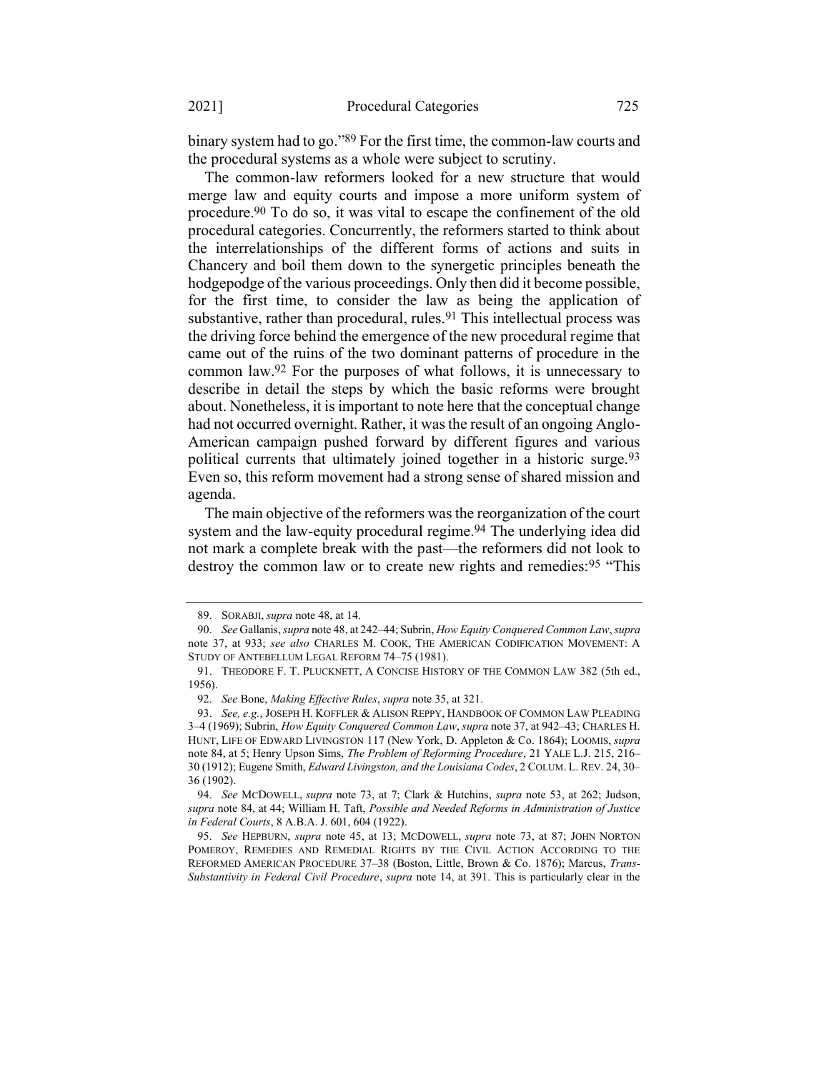binary system had to go."[89] For the first time, the common-law courts and the procedural systems as a whole were subject to scrutiny.

The common-law reformers looked for a new structure that would merge law and equity courts and impose a more uniform system of procedure.[90] To do so, it was vital to escape the confinement of the old procedural categories. Concurrently, the reformers started to think about the interrelationships of the different forms of actions and suits in Chancery and boil them down to the synergetic principles beneath the hodgepodge of the various proceedings. Only then did it become possible, for the first time, to consider the law as being the application of substantive, rather than procedural, rules.[91] This intellectual process was the driving force behind the emergence of the new procedural regime that came out of the ruins of the two dominant patterns of procedure in the common law.[92] For the purposes of what follows, it is unnecessary to describe in detail the steps by which the basic reforms were brought about. Nonetheless, it is important to note here that the conceptual change had not occurred overnight. Rather, it was the result of an ongoing Anglo-American campaign pushed forward by different figures and various political currents that ultimately joined together in a historic surge.[93] Even so, this reform movement had a strong sense of shared mission and agenda.

The main objective of the reformers was the reorganization of the court system and the law-equity procedural regime.[94] The underlying idea did not mark a complete break with the past—the reformers did not look to destroy the common law or to create new rights and remedies:[95] "This

---

89. SORABJI, *supra* note 48, at 14.

90. *See* Gallanis, *supra* note 48, at 242–44; Subrin, *How Equity Conquered Common Law*, *supra* note 37, at 933; *see also* CHARLES M. COOK, THE AMERICAN CODIFICATION MOVEMENT: A STUDY OF ANTEBELLUM LEGAL REFORM 74–75 (1981).

91. THEODORE F. T. PLUCKNETT, A CONCISE HISTORY OF THE COMMON LAW 382 (5th ed., 1956).

92. *See* Bone, *Making Effective Rules*, *supra* note 35, at 321.

93. *See, e.g.*, JOSEPH H. KOFFLER & ALISON REPPY, HANDBOOK OF COMMON LAW PLEADING 3–4 (1969); Subrin, *How Equity Conquered Common Law*, *supra* note 37, at 942–43; CHARLES H. HUNT, LIFE OF EDWARD LIVINGSTON 117 (New York, D. Appleton & Co. 1864); LOOMIS, *supra* note 84, at 5; Henry Upson Sims, *The Problem of Reforming Procedure*, 21 YALE L.J. 215, 216–30 (1912); Eugene Smith, *Edward Livingston, and the Louisiana Codes*, 2 COLUM. L. REV. 24, 30–36 (1902).

94. *See* MCDOWELL, *supra* note 73, at 7; Clark & Hutchins, *supra* note 53, at 262; Judson, *supra* note 84, at 44; William H. Taft, *Possible and Needed Reforms in Administration of Justice in Federal Courts*, 8 A.B.A. J. 601, 604 (1922).

95. *See* HEPBURN, *supra* note 45, at 13; MCDOWELL, *supra* note 73, at 87; JOHN NORTON POMEROY, REMEDIES AND REMEDIAL RIGHTS BY THE CIVIL ACTION ACCORDING TO THE REFORMED AMERICAN PROCEDURE 37–38 (Boston, Little, Brown & Co. 1876); Marcus, *Trans-Substantivity in Federal Civil Procedure*, *supra* note 14, at 391. This is particularly clear in the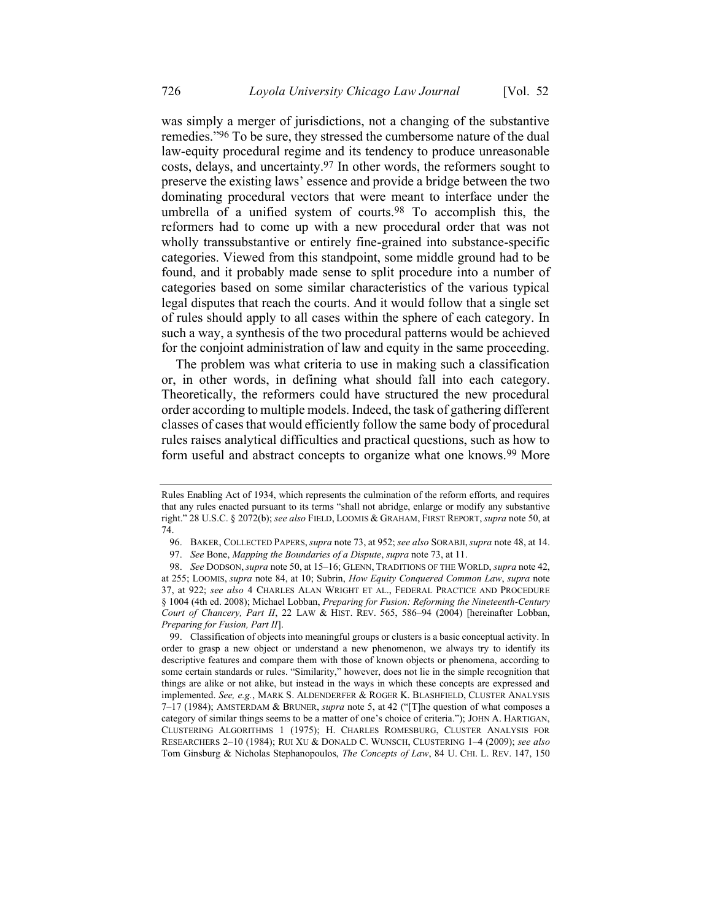was simply a merger of jurisdictions, not a changing of the substantive remedies."[96] To be sure, they stressed the cumbersome nature of the dual law-equity procedural regime and its tendency to produce unreasonable costs, delays, and uncertainty.[97] In other words, the reformers sought to preserve the existing laws' essence and provide a bridge between the two dominating procedural vectors that were meant to interface under the umbrella of a unified system of courts.[98] To accomplish this, the reformers had to come up with a new procedural order that was not wholly transsubstantive or entirely fine-grained into substance-specific categories. Viewed from this standpoint, some middle ground had to be found, and it probably made sense to split procedure into a number of categories based on some similar characteristics of the various typical legal disputes that reach the courts. And it would follow that a single set of rules should apply to all cases within the sphere of each category. In such a way, a synthesis of the two procedural patterns would be achieved for the conjoint administration of law and equity in the same proceeding.

The problem was what criteria to use in making such a classification or, in other words, in defining what should fall into each category. Theoretically, the reformers could have structured the new procedural order according to multiple models. Indeed, the task of gathering different classes of cases that would efficiently follow the same body of procedural rules raises analytical difficulties and practical questions, such as how to form useful and abstract concepts to organize what one knows.[99] More

---

Rules Enabling Act of 1934, which represents the culmination of the reform efforts, and requires that any rules enacted pursuant to its terms "shall not abridge, enlarge or modify any substantive right." 28 U.S.C. § 2072(b); *see also* FIELD, LOOMIS & GRAHAM, FIRST REPORT, *supra* note 50, at 74.

96. BAKER, COLLECTED PAPERS, *supra* note 73, at 952; *see also* SORABJI, *supra* note 48, at 14.

97. *See* Bone, *Mapping the Boundaries of a Dispute*, *supra* note 73, at 11.

98. *See* DODSON, *supra* note 50, at 15–16; GLENN, TRADITIONS OF THE WORLD, *supra* note 42, at 255; LOOMIS, *supra* note 84, at 10; Subrin, *How Equity Conquered Common Law*, *supra* note 37, at 922; *see also* 4 CHARLES ALAN WRIGHT ET AL., FEDERAL PRACTICE AND PROCEDURE § 1004 (4th ed. 2008); Michael Lobban, *Preparing for Fusion: Reforming the Nineteenth-Century Court of Chancery, Part II*, 22 LAW & HIST. REV. 565, 586–94 (2004) [hereinafter Lobban, *Preparing for Fusion, Part II*].

99. Classification of objects into meaningful groups or clusters is a basic conceptual activity. In order to grasp a new object or understand a new phenomenon, we always try to identify its descriptive features and compare them with those of known objects or phenomena, according to some certain standards or rules. "Similarity," however, does not lie in the simple recognition that things are alike or not alike, but instead in the ways in which these concepts are expressed and implemented. *See, e.g.*, MARK S. ALDENDERFER & ROGER K. BLASHFIELD, CLUSTER ANALYSIS 7–17 (1984); AMSTERDAM & BRUNER, *supra* note 5, at 42 ("[T]he question of what composes a category of similar things seems to be a matter of one's choice of criteria."); JOHN A. HARTIGAN, CLUSTERING ALGORITHMS 1 (1975); H. CHARLES ROMESBURG, CLUSTER ANALYSIS FOR RESEARCHERS 2–10 (1984); RUI XU & DONALD C. WUNSCH, CLUSTERING 1–4 (2009); *see also* Tom Ginsburg & Nicholas Stephanopoulos, *The Concepts of Law*, 84 U. CHI. L. REV. 147, 150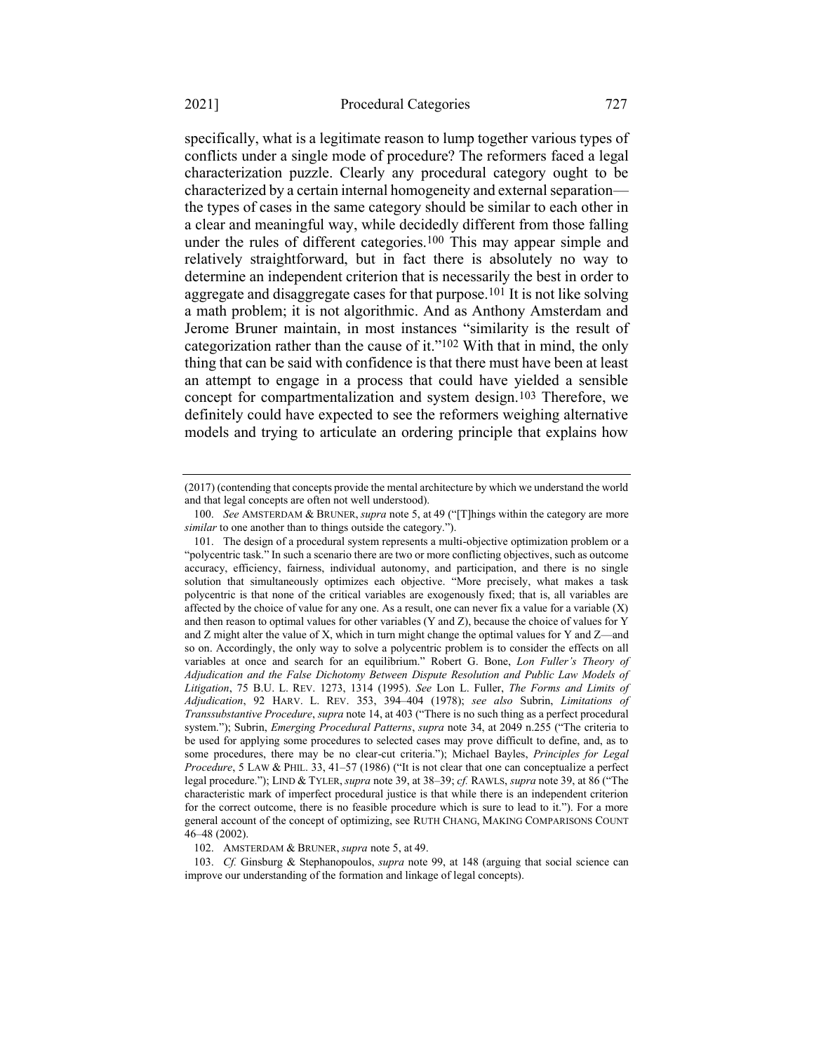specifically, what is a legitimate reason to lump together various types of conflicts under a single mode of procedure? The reformers faced a legal characterization puzzle. Clearly any procedural category ought to be characterized by a certain internal homogeneity and external separation—the types of cases in the same category should be similar to each other in a clear and meaningful way, while decidedly different from those falling under the rules of different categories.[100] This may appear simple and relatively straightforward, but in fact there is absolutely no way to determine an independent criterion that is necessarily the best in order to aggregate and disaggregate cases for that purpose.[101] It is not like solving a math problem; it is not algorithmic. And as Anthony Amsterdam and Jerome Bruner maintain, in most instances "similarity is the result of categorization rather than the cause of it."[102] With that in mind, the only thing that can be said with confidence is that there must have been at least an attempt to engage in a process that could have yielded a sensible concept for compartmentalization and system design.[103] Therefore, we definitely could have expected to see the reformers weighing alternative models and trying to articulate an ordering principle that explains how

---

(2017) (contending that concepts provide the mental architecture by which we understand the world and that legal concepts are often not well understood).

100. *See* AMSTERDAM & BRUNER, *supra* note 5, at 49 ("[T]hings within the category are more *similar* to one another than to things outside the category.").

101. The design of a procedural system represents a multi-objective optimization problem or a "polycentric task." In such a scenario there are two or more conflicting objectives, such as outcome accuracy, efficiency, fairness, individual autonomy, and participation, and there is no single solution that simultaneously optimizes each objective. "More precisely, what makes a task polycentric is that none of the critical variables are exogenously fixed; that is, all variables are affected by the choice of value for any one. As a result, one can never fix a value for a variable (X) and then reason to optimal values for other variables (Y and Z), because the choice of values for Y and Z might alter the value of X, which in turn might change the optimal values for Y and Z—and so on. Accordingly, the only way to solve a polycentric problem is to consider the effects on all variables at once and search for an equilibrium." Robert G. Bone, *Lon Fuller's Theory of Adjudication and the False Dichotomy Between Dispute Resolution and Public Law Models of Litigation*, 75 B.U. L. REV. 1273, 1314 (1995). *See* Lon L. Fuller, *The Forms and Limits of Adjudication*, 92 HARV. L. REV. 353, 394–404 (1978); *see also* Subrin, *Limitations of Transsubstantive Procedure*, *supra* note 14, at 403 ("There is no such thing as a perfect procedural system."); Subrin, *Emerging Procedural Patterns*, *supra* note 34, at 2049 n.255 ("The criteria to be used for applying some procedures to selected cases may prove difficult to define, and, as to some procedures, there may be no clear-cut criteria."); Michael Bayles, *Principles for Legal Procedure*, 5 LAW & PHIL. 33, 41–57 (1986) ("It is not clear that one can conceptualize a perfect legal procedure."); LIND & TYLER, *supra* note 39, at 38–39; *cf.* RAWLS, *supra* note 39, at 86 ("The characteristic mark of imperfect procedural justice is that while there is an independent criterion for the correct outcome, there is no feasible procedure which is sure to lead to it."). For a more general account of the concept of optimizing, see RUTH CHANG, MAKING COMPARISONS COUNT 46–48 (2002).

102. AMSTERDAM & BRUNER, *supra* note 5, at 49.

103. *Cf.* Ginsburg & Stephanopoulos, *supra* note 99, at 148 (arguing that social science can improve our understanding of the formation and linkage of legal concepts).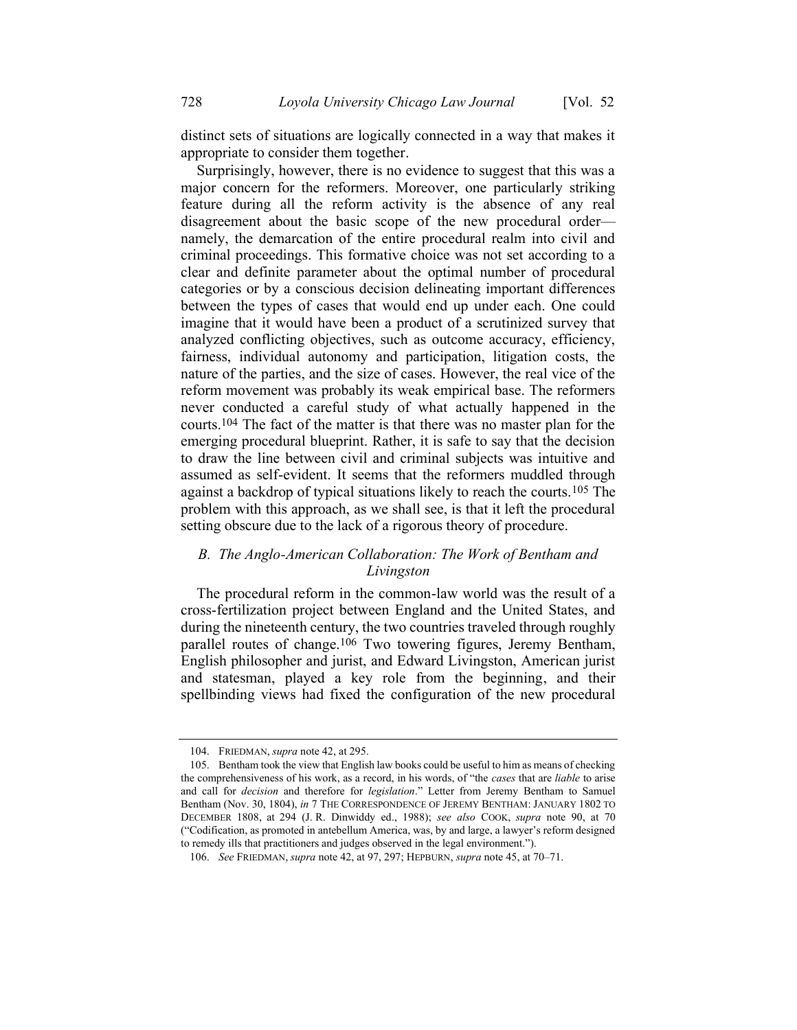distinct sets of situations are logically connected in a way that makes it appropriate to consider them together.

Surprisingly, however, there is no evidence to suggest that this was a major concern for the reformers. Moreover, one particularly striking feature during all the reform activity is the absence of any real disagreement about the basic scope of the new procedural order—namely, the demarcation of the entire procedural realm into civil and criminal proceedings. This formative choice was not set according to a clear and definite parameter about the optimal number of procedural categories or by a conscious decision delineating important differences between the types of cases that would end up under each. One could imagine that it would have been a product of a scrutinized survey that analyzed conflicting objectives, such as outcome accuracy, efficiency, fairness, individual autonomy and participation, litigation costs, the nature of the parties, and the size of cases. However, the real vice of the reform movement was probably its weak empirical base. The reformers never conducted a careful study of what actually happened in the courts.[104] The fact of the matter is that there was no master plan for the emerging procedural blueprint. Rather, it is safe to say that the decision to draw the line between civil and criminal subjects was intuitive and assumed as self-evident. It seems that the reformers muddled through against a backdrop of typical situations likely to reach the courts.[105] The problem with this approach, as we shall see, is that it left the procedural setting obscure due to the lack of a rigorous theory of procedure.

### *B. The Anglo-American Collaboration: The Work of Bentham and Livingston*

The procedural reform in the common-law world was the result of a cross-fertilization project between England and the United States, and during the nineteenth century, the two countries traveled through roughly parallel routes of change.[106] Two towering figures, Jeremy Bentham, English philosopher and jurist, and Edward Livingston, American jurist and statesman, played a key role from the beginning, and their spellbinding views had fixed the configuration of the new procedural

---

104. FRIEDMAN, *supra* note 42, at 295.

105. Bentham took the view that English law books could be useful to him as means of checking the comprehensiveness of his work, as a record, in his words, of "the *cases* that are *liable* to arise and call for *decision* and therefore for *legislation*." Letter from Jeremy Bentham to Samuel Bentham (Nov. 30, 1804), *in* 7 THE CORRESPONDENCE OF JEREMY BENTHAM: JANUARY 1802 TO DECEMBER 1808, at 294 (J. R. Dinwiddy ed., 1988); *see also* COOK, *supra* note 90, at 70 ("Codification, as promoted in antebellum America, was, by and large, a lawyer's reform designed to remedy ills that practitioners and judges observed in the legal environment.").

106. *See* FRIEDMAN, *supra* note 42, at 97, 297; HEPBURN, *supra* note 45, at 70–71.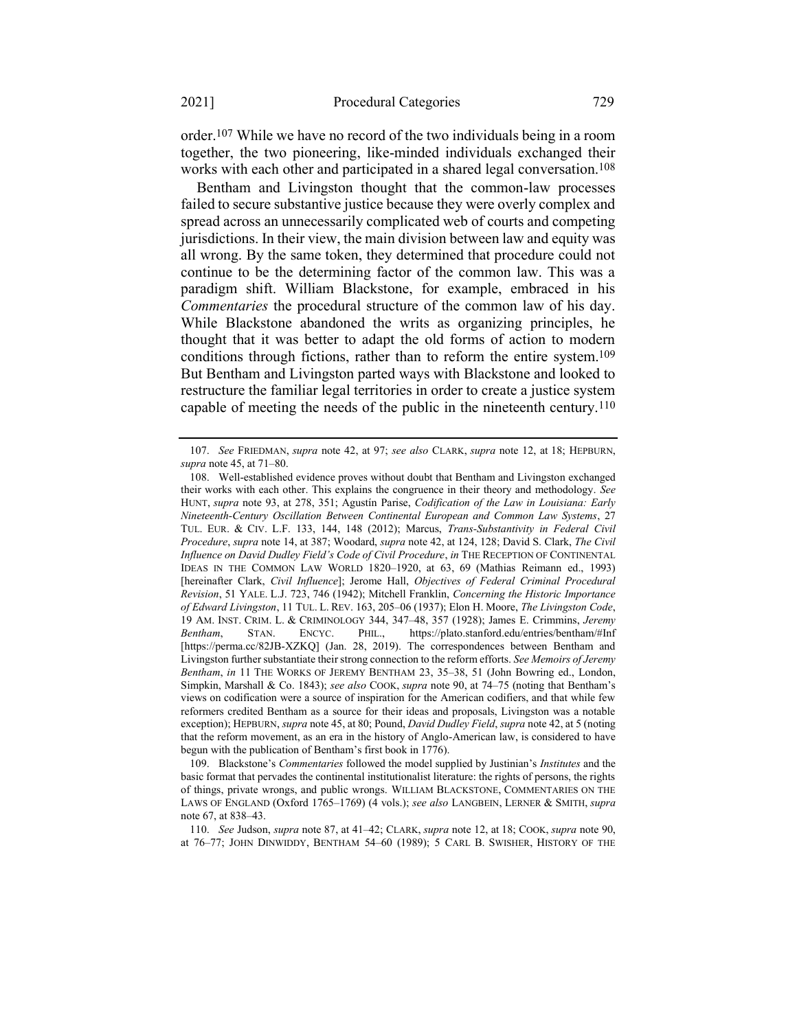order.[107] While we have no record of the two individuals being in a room together, the two pioneering, like-minded individuals exchanged their works with each other and participated in a shared legal conversation.[108]

Bentham and Livingston thought that the common-law processes failed to secure substantive justice because they were overly complex and spread across an unnecessarily complicated web of courts and competing jurisdictions. In their view, the main division between law and equity was all wrong. By the same token, they determined that procedure could not continue to be the determining factor of the common law. This was a paradigm shift. William Blackstone, for example, embraced in his *Commentaries* the procedural structure of the common law of his day. While Blackstone abandoned the writs as organizing principles, he thought that it was better to adapt the old forms of action to modern conditions through fictions, rather than to reform the entire system.[109] But Bentham and Livingston parted ways with Blackstone and looked to restructure the familiar legal territories in order to create a justice system capable of meeting the needs of the public in the nineteenth century.[110]

---

107. *See* FRIEDMAN, *supra* note 42, at 97; *see also* CLARK, *supra* note 12, at 18; HEPBURN, *supra* note 45, at 71–80.

108. Well-established evidence proves without doubt that Bentham and Livingston exchanged their works with each other. This explains the congruence in their theory and methodology. *See* HUNT, *supra* note 93, at 278, 351; Agustín Parise, *Codification of the Law in Louisiana: Early Nineteenth-Century Oscillation Between Continental European and Common Law Systems*, 27 TUL. EUR. & CIV. L.F. 133, 144, 148 (2012); Marcus, *Trans-Substantivity in Federal Civil Procedure*, *supra* note 14, at 387; Woodard, *supra* note 42, at 124, 128; David S. Clark, *The Civil Influence on David Dudley Field's Code of Civil Procedure*, *in* THE RECEPTION OF CONTINENTAL IDEAS IN THE COMMON LAW WORLD 1820–1920, at 63, 69 (Mathias Reimann ed., 1993) [hereinafter Clark, *Civil Influence*]; Jerome Hall, *Objectives of Federal Criminal Procedural Revision*, 51 YALE. L.J. 723, 746 (1942); Mitchell Franklin, *Concerning the Historic Importance of Edward Livingston*, 11 TUL. L. REV. 163, 205–06 (1937); Elon H. Moore, *The Livingston Code*, 19 AM. INST. CRIM. L. & CRIMINOLOGY 344, 347–48, 357 (1928); James E. Crimmins, *Jeremy Bentham*, STAN. ENCYC. PHIL., https://plato.stanford.edu/entries/bentham/#Inf [https://perma.cc/82JB-XZKQ] (Jan. 28, 2019). The correspondences between Bentham and Livingston further substantiate their strong connection to the reform efforts. *See Memoirs of Jeremy Bentham*, *in* 11 THE WORKS OF JEREMY BENTHAM 23, 35–38, 51 (John Bowring ed., London, Simpkin, Marshall & Co. 1843); *see also* COOK, *supra* note 90, at 74–75 (noting that Bentham's views on codification were a source of inspiration for the American codifiers, and that while few reformers credited Bentham as a source for their ideas and proposals, Livingston was a notable exception); HEPBURN, *supra* note 45, at 80; Pound, *David Dudley Field*, *supra* note 42, at 5 (noting that the reform movement, as an era in the history of Anglo-American law, is considered to have begun with the publication of Bentham's first book in 1776).

109. Blackstone's *Commentaries* followed the model supplied by Justinian's *Institutes* and the basic format that pervades the continental institutionalist literature: the rights of persons, the rights of things, private wrongs, and public wrongs. WILLIAM BLACKSTONE, COMMENTARIES ON THE LAWS OF ENGLAND (Oxford 1765–1769) (4 vols.); *see also* LANGBEIN, LERNER & SMITH, *supra* note 67, at 838–43.

110. *See* Judson, *supra* note 87, at 41–42; CLARK, *supra* note 12, at 18; COOK, *supra* note 90, at 76–77; JOHN DINWIDDY, BENTHAM 54–60 (1989); 5 CARL B. SWISHER, HISTORY OF THE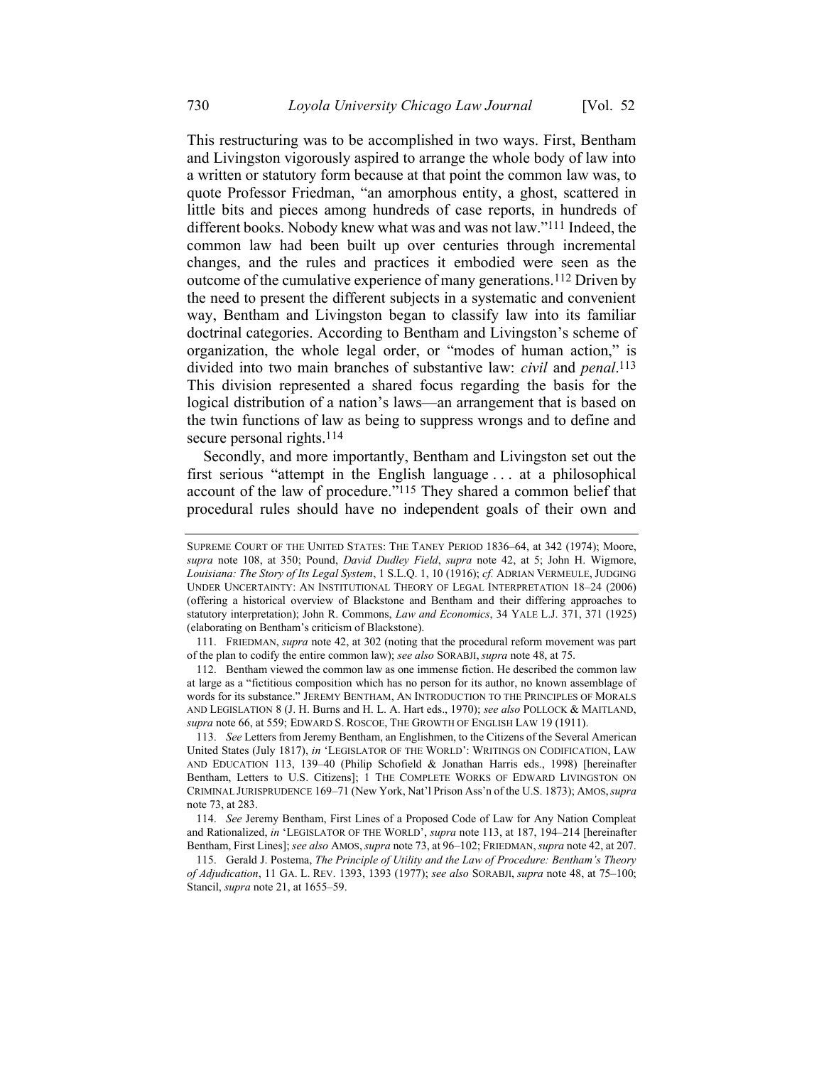This restructuring was to be accomplished in two ways. First, Bentham and Livingston vigorously aspired to arrange the whole body of law into a written or statutory form because at that point the common law was, to quote Professor Friedman, "an amorphous entity, a ghost, scattered in little bits and pieces among hundreds of case reports, in hundreds of different books. Nobody knew what was and was not law."[111] Indeed, the common law had been built up over centuries through incremental changes, and the rules and practices it embodied were seen as the outcome of the cumulative experience of many generations.[112] Driven by the need to present the different subjects in a systematic and convenient way, Bentham and Livingston began to classify law into its familiar doctrinal categories. According to Bentham and Livingston's scheme of organization, the whole legal order, or "modes of human action," is divided into two main branches of substantive law: *civil* and *penal*.[113] This division represented a shared focus regarding the basis for the logical distribution of a nation's laws—an arrangement that is based on the twin functions of law as being to suppress wrongs and to define and secure personal rights.[114]

Secondly, and more importantly, Bentham and Livingston set out the first serious "attempt in the English language . . . at a philosophical account of the law of procedure."[115] They shared a common belief that procedural rules should have no independent goals of their own and

---

SUPREME COURT OF THE UNITED STATES: THE TANEY PERIOD 1836–64, at 342 (1974); Moore, *supra* note 108, at 350; Pound, *David Dudley Field*, *supra* note 42, at 5; John H. Wigmore, *Louisiana: The Story of Its Legal System*, 1 S.L.Q. 1, 10 (1916); *cf.* ADRIAN VERMEULE, JUDGING UNDER UNCERTAINTY: AN INSTITUTIONAL THEORY OF LEGAL INTERPRETATION 18–24 (2006) (offering a historical overview of Blackstone and Bentham and their differing approaches to statutory interpretation); John R. Commons, *Law and Economics*, 34 YALE L.J. 371, 371 (1925) (elaborating on Bentham's criticism of Blackstone).

111. FRIEDMAN, *supra* note 42, at 302 (noting that the procedural reform movement was part of the plan to codify the entire common law); *see also* SORABJI, *supra* note 48, at 75.

112. Bentham viewed the common law as one immense fiction. He described the common law at large as a "fictitious composition which has no person for its author, no known assemblage of words for its substance." JEREMY BENTHAM, AN INTRODUCTION TO THE PRINCIPLES OF MORALS AND LEGISLATION 8 (J. H. Burns and H. L. A. Hart eds., 1970); *see also* POLLOCK & MAITLAND, *supra* note 66, at 559; EDWARD S. ROSCOE, THE GROWTH OF ENGLISH LAW 19 (1911).

113. *See* Letters from Jeremy Bentham, an Englishmen, to the Citizens of the Several American United States (July 1817), *in* 'LEGISLATOR OF THE WORLD': WRITINGS ON CODIFICATION, LAW AND EDUCATION 113, 139–40 (Philip Schofield & Jonathan Harris eds., 1998) [hereinafter Bentham, Letters to U.S. Citizens]; 1 THE COMPLETE WORKS OF EDWARD LIVINGSTON ON CRIMINAL JURISPRUDENCE 169–71 (New York, Nat'l Prison Ass'n of the U.S. 1873); AMOS, *supra* note 73, at 283.

114. *See* Jeremy Bentham, First Lines of a Proposed Code of Law for Any Nation Compleat and Rationalized, *in* 'LEGISLATOR OF THE WORLD', *supra* note 113, at 187, 194–214 [hereinafter Bentham, First Lines]; *see also* AMOS, *supra* note 73, at 96–102; FRIEDMAN, *supra* note 42, at 207.

115. Gerald J. Postema, *The Principle of Utility and the Law of Procedure: Bentham's Theory of Adjudication*, 11 GA. L. REV. 1393, 1393 (1977); *see also* SORABJI, *supra* note 48, at 75–100; Stancil, *supra* note 21, at 1655–59.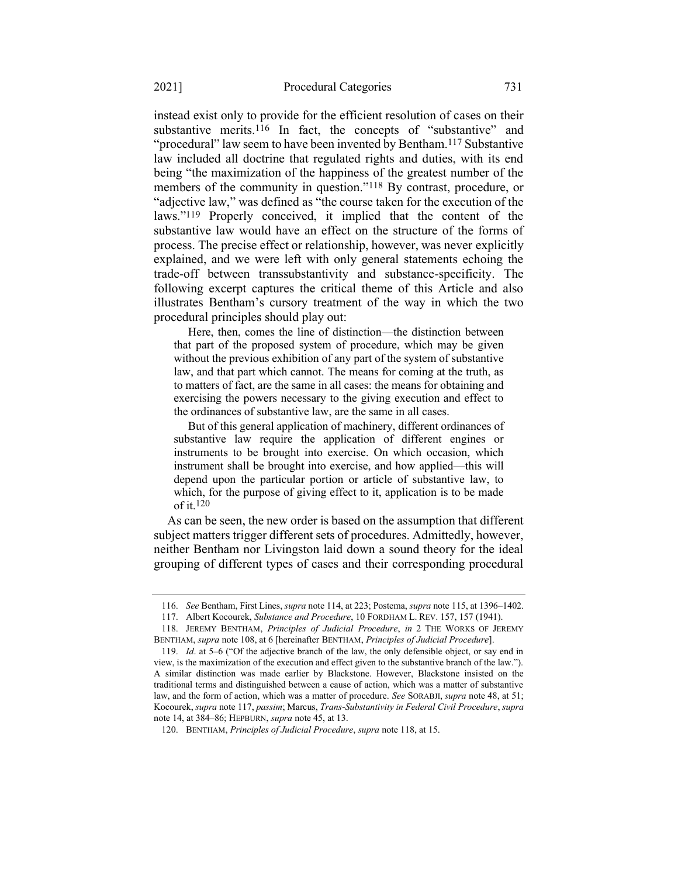instead exist only to provide for the efficient resolution of cases on their substantive merits.[116] In fact, the concepts of "substantive" and "procedural" law seem to have been invented by Bentham.[117] Substantive law included all doctrine that regulated rights and duties, with its end being "the maximization of the happiness of the greatest number of the members of the community in question."[118] By contrast, procedure, or "adjective law," was defined as "the course taken for the execution of the laws."[119] Properly conceived, it implied that the content of the substantive law would have an effect on the structure of the forms of process. The precise effect or relationship, however, was never explicitly explained, and we were left with only general statements echoing the trade-off between transsubstantivity and substance-specificity. The following excerpt captures the critical theme of this Article and also illustrates Bentham's cursory treatment of the way in which the two procedural principles should play out:

> Here, then, comes the line of distinction—the distinction between that part of the proposed system of procedure, which may be given without the previous exhibition of any part of the system of substantive law, and that part which cannot. The means for coming at the truth, as to matters of fact, are the same in all cases: the means for obtaining and exercising the powers necessary to the giving execution and effect to the ordinances of substantive law, are the same in all cases.
>
> But of this general application of machinery, different ordinances of substantive law require the application of different engines or instruments to be brought into exercise. On which occasion, which instrument shall be brought into exercise, and how applied—this will depend upon the particular portion or article of substantive law, to which, for the purpose of giving effect to it, application is to be made of it.[120]

As can be seen, the new order is based on the assumption that different subject matters trigger different sets of procedures. Admittedly, however, neither Bentham nor Livingston laid down a sound theory for the ideal grouping of different types of cases and their corresponding procedural

---

116. *See* Bentham, First Lines, *supra* note 114, at 223; Postema, *supra* note 115, at 1396–1402.

117. Albert Kocourek, *Substance and Procedure*, 10 FORDHAM L. REV. 157, 157 (1941).

118. JEREMY BENTHAM, *Principles of Judicial Procedure*, *in* 2 THE WORKS OF JEREMY BENTHAM, *supra* note 108, at 6 [hereinafter BENTHAM, *Principles of Judicial Procedure*].

119. *Id*. at 5–6 ("Of the adjective branch of the law, the only defensible object, or say end in view, is the maximization of the execution and effect given to the substantive branch of the law."). A similar distinction was made earlier by Blackstone. However, Blackstone insisted on the traditional terms and distinguished between a cause of action, which was a matter of substantive law, and the form of action, which was a matter of procedure. *See* SORABJI, *supra* note 48, at 51; Kocourek, *supra* note 117, *passim*; Marcus, *Trans-Substantivity in Federal Civil Procedure*, *supra* note 14, at 384–86; HEPBURN, *supra* note 45, at 13.

120. BENTHAM, *Principles of Judicial Procedure*, *supra* note 118, at 15.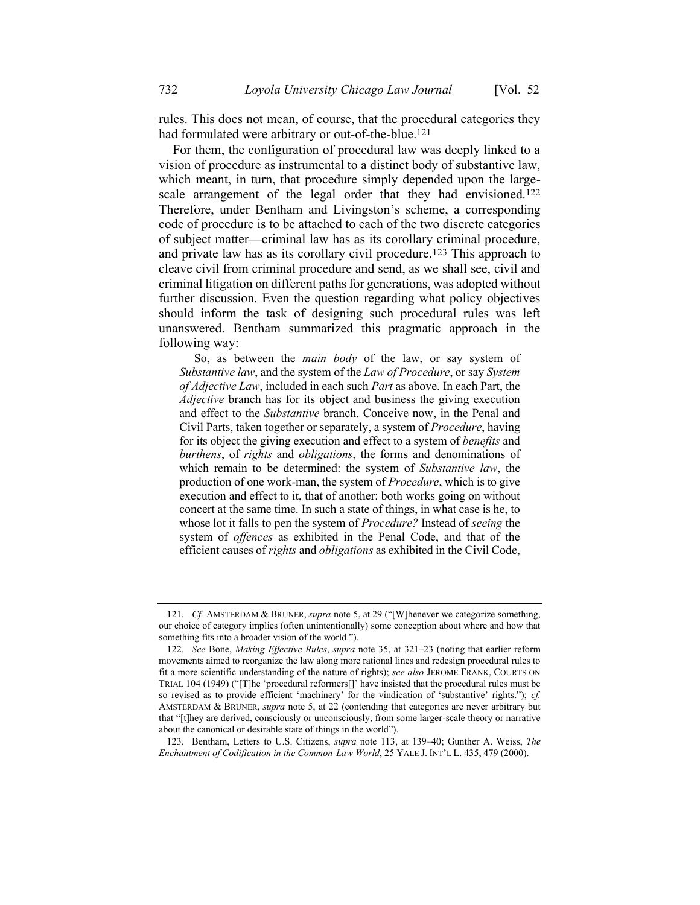rules. This does not mean, of course, that the procedural categories they had formulated were arbitrary or out-of-the-blue.[121]

For them, the configuration of procedural law was deeply linked to a vision of procedure as instrumental to a distinct body of substantive law, which meant, in turn, that procedure simply depended upon the large-scale arrangement of the legal order that they had envisioned.[122] Therefore, under Bentham and Livingston's scheme, a corresponding code of procedure is to be attached to each of the two discrete categories of subject matter—criminal law has as its corollary criminal procedure, and private law has as its corollary civil procedure.[123] This approach to cleave civil from criminal procedure and send, as we shall see, civil and criminal litigation on different paths for generations, was adopted without further discussion. Even the question regarding what policy objectives should inform the task of designing such procedural rules was left unanswered. Bentham summarized this pragmatic approach in the following way:

> So, as between the *main body* of the law, or say system of *Substantive law*, and the system of the *Law of Procedure*, or say *System of Adjective Law*, included in each such *Part* as above. In each Part, the *Adjective* branch has for its object and business the giving execution and effect to the *Substantive* branch. Conceive now, in the Penal and Civil Parts, taken together or separately, a system of *Procedure*, having for its object the giving execution and effect to a system of *benefits* and *burthens*, of *rights* and *obligations*, the forms and denominations of which remain to be determined: the system of *Substantive law*, the production of one work-man, the system of *Procedure*, which is to give execution and effect to it, that of another: both works going on without concert at the same time. In such a state of things, in what case is he, to whose lot it falls to pen the system of *Procedure?* Instead of *seeing* the system of *offences* as exhibited in the Penal Code, and that of the efficient causes of *rights* and *obligations* as exhibited in the Civil Code,

---

121. *Cf.* AMSTERDAM & BRUNER, *supra* note 5, at 29 ("[W]henever we categorize something, our choice of category implies (often unintentionally) some conception about where and how that something fits into a broader vision of the world.").

122. *See* Bone, *Making Effective Rules*, *supra* note 35, at 321–23 (noting that earlier reform movements aimed to reorganize the law along more rational lines and redesign procedural rules to fit a more scientific understanding of the nature of rights); *see also* JEROME FRANK, COURTS ON TRIAL 104 (1949) ("[T]he 'procedural reformers[]' have insisted that the procedural rules must be so revised as to provide efficient 'machinery' for the vindication of 'substantive' rights."); *cf.* AMSTERDAM & BRUNER, *supra* note 5, at 22 (contending that categories are never arbitrary but that "[t]hey are derived, consciously or unconsciously, from some larger-scale theory or narrative about the canonical or desirable state of things in the world").

123. Bentham, Letters to U.S. Citizens, *supra* note 113, at 139–40; Gunther A. Weiss, *The Enchantment of Codification in the Common-Law World*, 25 YALE J. INT'L L. 435, 479 (2000).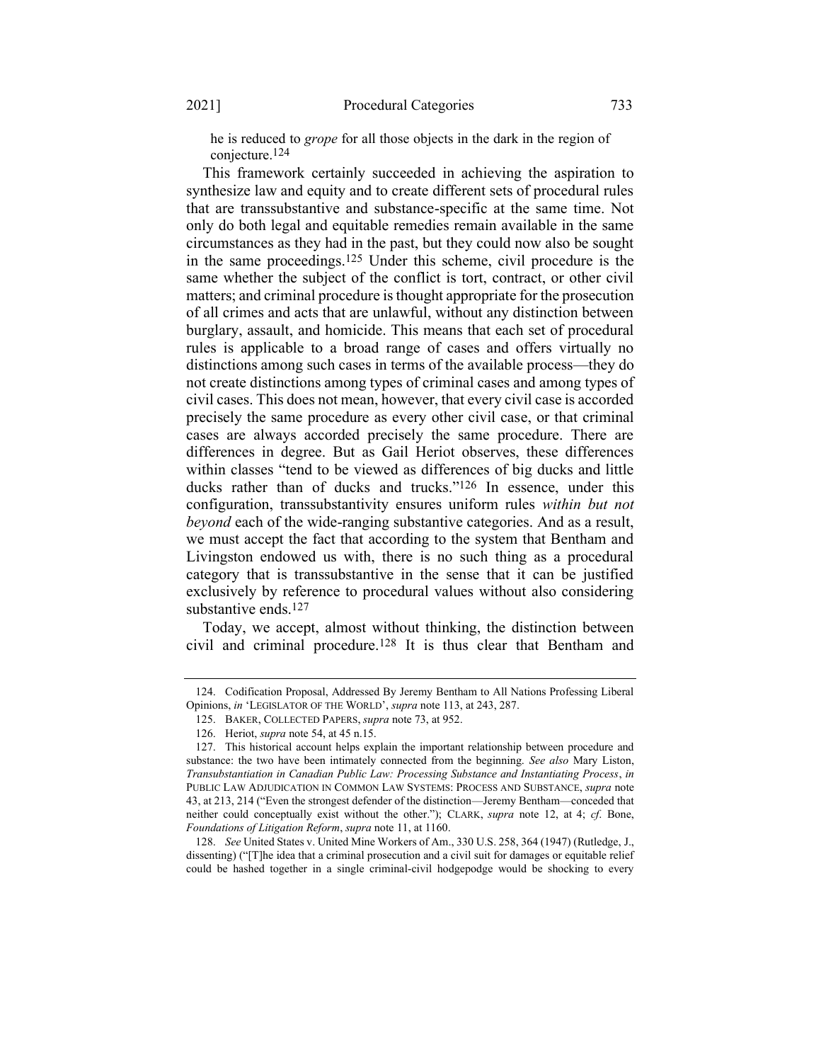he is reduced to *grope* for all those objects in the dark in the region of conjecture.[124]

This framework certainly succeeded in achieving the aspiration to synthesize law and equity and to create different sets of procedural rules that are transsubstantive and substance-specific at the same time. Not only do both legal and equitable remedies remain available in the same circumstances as they had in the past, but they could now also be sought in the same proceedings.[125] Under this scheme, civil procedure is the same whether the subject of the conflict is tort, contract, or other civil matters; and criminal procedure is thought appropriate for the prosecution of all crimes and acts that are unlawful, without any distinction between burglary, assault, and homicide. This means that each set of procedural rules is applicable to a broad range of cases and offers virtually no distinctions among such cases in terms of the available process—they do not create distinctions among types of criminal cases and among types of civil cases. This does not mean, however, that every civil case is accorded precisely the same procedure as every other civil case, or that criminal cases are always accorded precisely the same procedure. There are differences in degree. But as Gail Heriot observes, these differences within classes "tend to be viewed as differences of big ducks and little ducks rather than of ducks and trucks."[126] In essence, under this configuration, transsubstantivity ensures uniform rules *within but not beyond* each of the wide-ranging substantive categories. And as a result, we must accept the fact that according to the system that Bentham and Livingston endowed us with, there is no such thing as a procedural category that is transsubstantive in the sense that it can be justified exclusively by reference to procedural values without also considering substantive ends.[127]

Today, we accept, almost without thinking, the distinction between civil and criminal procedure.[128] It is thus clear that Bentham and

---

124. Codification Proposal, Addressed By Jeremy Bentham to All Nations Professing Liberal Opinions, *in* 'LEGISLATOR OF THE WORLD', *supra* note 113, at 243, 287.

125. BAKER, COLLECTED PAPERS, *supra* note 73, at 952.

126. Heriot, *supra* note 54, at 45 n.15.

127. This historical account helps explain the important relationship between procedure and substance: the two have been intimately connected from the beginning. *See also* Mary Liston, *Transubstantiation in Canadian Public Law: Processing Substance and Instantiating Process*, *in* PUBLIC LAW ADJUDICATION IN COMMON LAW SYSTEMS: PROCESS AND SUBSTANCE, *supra* note 43, at 213, 214 ("Even the strongest defender of the distinction—Jeremy Bentham—conceded that neither could conceptually exist without the other."); CLARK, *supra* note 12, at 4; *cf*. Bone, *Foundations of Litigation Reform*, *supra* note 11, at 1160.

128. *See* United States v. United Mine Workers of Am., 330 U.S. 258, 364 (1947) (Rutledge, J., dissenting) ("[T]he idea that a criminal prosecution and a civil suit for damages or equitable relief could be hashed together in a single criminal-civil hodgepodge would be shocking to every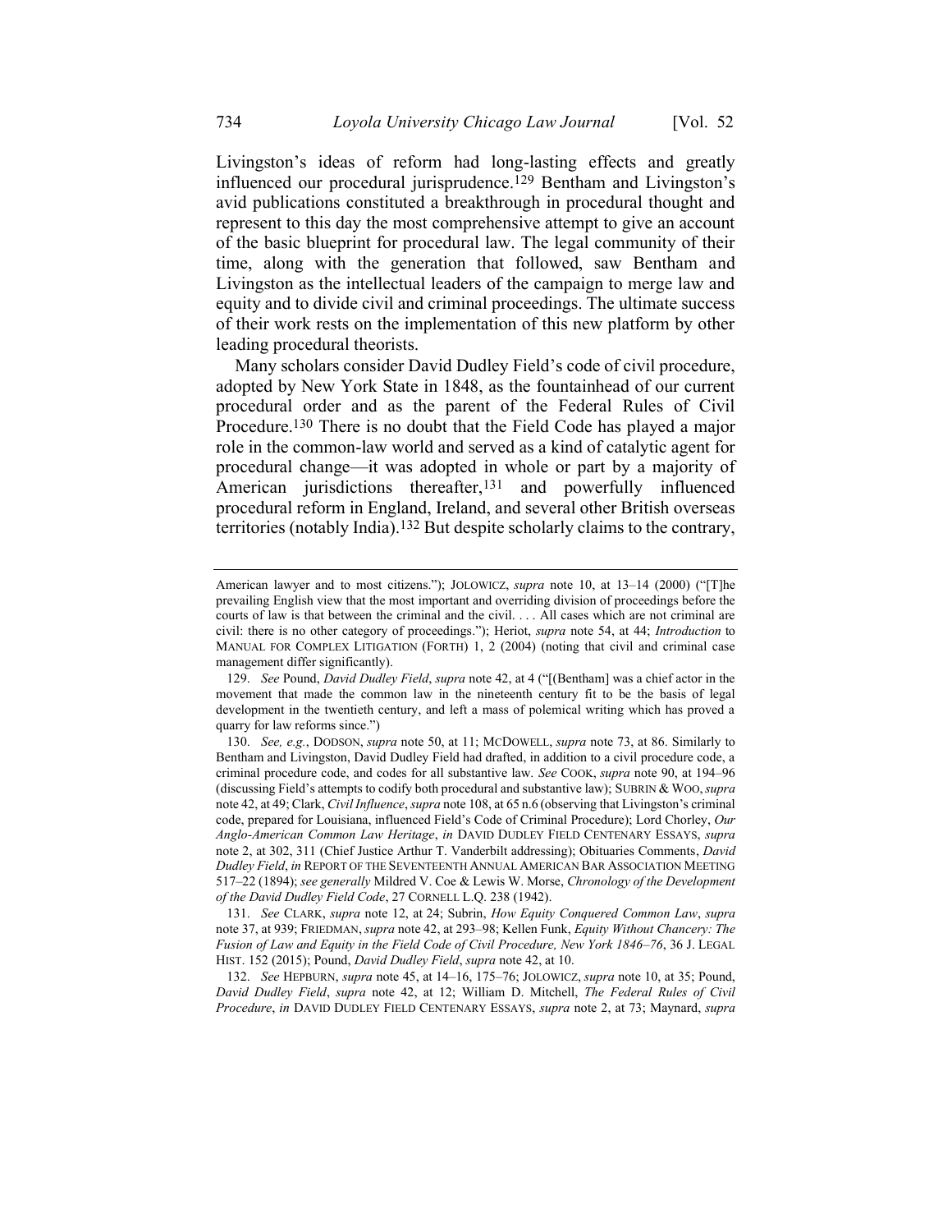Livingston's ideas of reform had long-lasting effects and greatly influenced our procedural jurisprudence.[129] Bentham and Livingston's avid publications constituted a breakthrough in procedural thought and represent to this day the most comprehensive attempt to give an account of the basic blueprint for procedural law. The legal community of their time, along with the generation that followed, saw Bentham and Livingston as the intellectual leaders of the campaign to merge law and equity and to divide civil and criminal proceedings. The ultimate success of their work rests on the implementation of this new platform by other leading procedural theorists.

Many scholars consider David Dudley Field's code of civil procedure, adopted by New York State in 1848, as the fountainhead of our current procedural order and as the parent of the Federal Rules of Civil Procedure.[130] There is no doubt that the Field Code has played a major role in the common-law world and served as a kind of catalytic agent for procedural change—it was adopted in whole or part by a majority of American jurisdictions thereafter,[131] and powerfully influenced procedural reform in England, Ireland, and several other British overseas territories (notably India).[132] But despite scholarly claims to the contrary,

---

American lawyer and to most citizens."); JOLOWICZ, *supra* note 10, at 13–14 (2000) ("[T]he prevailing English view that the most important and overriding division of proceedings before the courts of law is that between the criminal and the civil. . . . All cases which are not criminal are civil: there is no other category of proceedings."); Heriot, *supra* note 54, at 44; *Introduction* to MANUAL FOR COMPLEX LITIGATION (FORTH) 1, 2 (2004) (noting that civil and criminal case management differ significantly).

129. *See* Pound, *David Dudley Field*, *supra* note 42, at 4 ("[(Bentham] was a chief actor in the movement that made the common law in the nineteenth century fit to be the basis of legal development in the twentieth century, and left a mass of polemical writing which has proved a quarry for law reforms since.")

130. *See, e.g.*, DODSON, *supra* note 50, at 11; MCDOWELL, *supra* note 73, at 86. Similarly to Bentham and Livingston, David Dudley Field had drafted, in addition to a civil procedure code, a criminal procedure code, and codes for all substantive law. *See* COOK, *supra* note 90, at 194–96 (discussing Field's attempts to codify both procedural and substantive law); SUBRIN & WOO, *supra* note 42, at 49; Clark, *Civil Influence*, *supra* note 108, at 65 n.6 (observing that Livingston's criminal code, prepared for Louisiana, influenced Field's Code of Criminal Procedure); Lord Chorley, *Our Anglo-American Common Law Heritage*, *in* DAVID DUDLEY FIELD CENTENARY ESSAYS, *supra* note 2, at 302, 311 (Chief Justice Arthur T. Vanderbilt addressing); Obituaries Comments, *David Dudley Field*, *in* REPORT OF THE SEVENTEENTH ANNUAL AMERICAN BAR ASSOCIATION MEETING 517–22 (1894); *see generally* Mildred V. Coe & Lewis W. Morse, *Chronology of the Development of the David Dudley Field Code*, 27 CORNELL L.Q. 238 (1942).

131. *See* CLARK, *supra* note 12, at 24; Subrin, *How Equity Conquered Common Law*, *supra* note 37, at 939; FRIEDMAN, *supra* note 42, at 293–98; Kellen Funk, *Equity Without Chancery: The Fusion of Law and Equity in the Field Code of Civil Procedure, New York 1846–76*, 36 J. LEGAL HIST. 152 (2015); Pound, *David Dudley Field*, *supra* note 42, at 10.

132. *See* HEPBURN, *supra* note 45, at 14–16, 175–76; JOLOWICZ, *supra* note 10, at 35; Pound, *David Dudley Field*, *supra* note 42, at 12; William D. Mitchell, *The Federal Rules of Civil Procedure*, *in* DAVID DUDLEY FIELD CENTENARY ESSAYS, *supra* note 2, at 73; Maynard, *supra*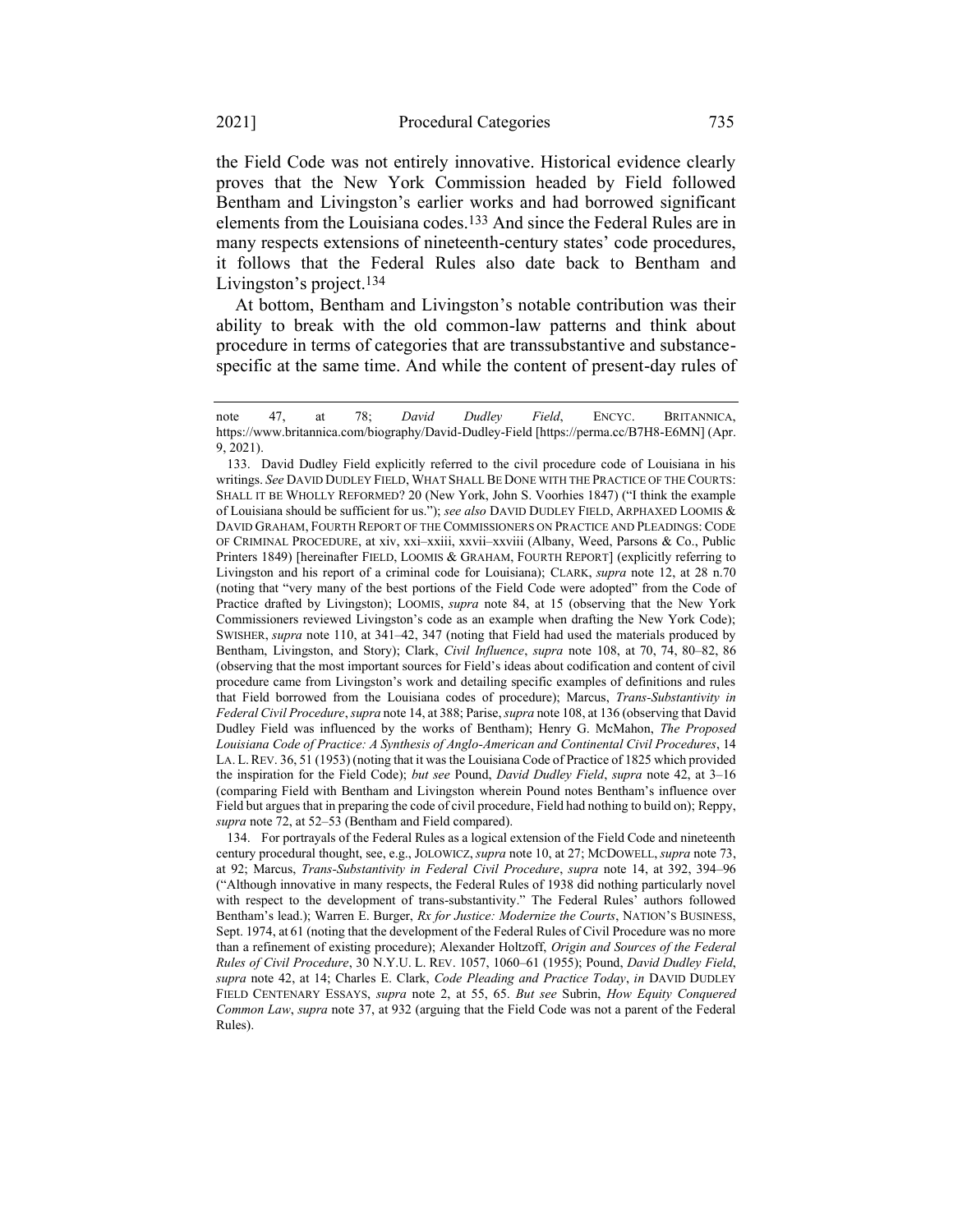the Field Code was not entirely innovative. Historical evidence clearly proves that the New York Commission headed by Field followed Bentham and Livingston's earlier works and had borrowed significant elements from the Louisiana codes.[133] And since the Federal Rules are in many respects extensions of nineteenth-century states' code procedures, it follows that the Federal Rules also date back to Bentham and Livingston's project.[134]

At bottom, Bentham and Livingston's notable contribution was their ability to break with the old common-law patterns and think about procedure in terms of categories that are transsubstantive and substance-specific at the same time. And while the content of present-day rules of

---

note 47, at 78; *David Dudley Field*, ENCYC. BRITANNICA, https://www.britannica.com/biography/David-Dudley-Field [https://perma.cc/B7H8-E6MN] (Apr. 9, 2021).

133. David Dudley Field explicitly referred to the civil procedure code of Louisiana in his writings. *See* DAVID DUDLEY FIELD, WHAT SHALL BE DONE WITH THE PRACTICE OF THE COURTS: SHALL IT BE WHOLLY REFORMED? 20 (New York, John S. Voorhies 1847) ("I think the example of Louisiana should be sufficient for us."); *see also* DAVID DUDLEY FIELD, ARPHAXED LOOMIS & DAVID GRAHAM, FOURTH REPORT OF THE COMMISSIONERS ON PRACTICE AND PLEADINGS: CODE OF CRIMINAL PROCEDURE, at xiv, xxi–xxiii, xxvii–xxviii (Albany, Weed, Parsons & Co., Public Printers 1849) [hereinafter FIELD, LOOMIS & GRAHAM, FOURTH REPORT] (explicitly referring to Livingston and his report of a criminal code for Louisiana); CLARK, *supra* note 12, at 28 n.70 (noting that "very many of the best portions of the Field Code were adopted" from the Code of Practice drafted by Livingston); LOOMIS, *supra* note 84, at 15 (observing that the New York Commissioners reviewed Livingston's code as an example when drafting the New York Code); SWISHER, *supra* note 110, at 341–42, 347 (noting that Field had used the materials produced by Bentham, Livingston, and Story); Clark, *Civil Influence*, *supra* note 108, at 70, 74, 80–82, 86 (observing that the most important sources for Field's ideas about codification and content of civil procedure came from Livingston's work and detailing specific examples of definitions and rules that Field borrowed from the Louisiana codes of procedure); Marcus, *Trans-Substantivity in Federal Civil Procedure*, *supra* note 14, at 388; Parise, *supra* note 108, at 136 (observing that David Dudley Field was influenced by the works of Bentham); Henry G. McMahon, *The Proposed Louisiana Code of Practice: A Synthesis of Anglo-American and Continental Civil Procedures*, 14 LA. L. REV. 36, 51 (1953) (noting that it was the Louisiana Code of Practice of 1825 which provided the inspiration for the Field Code); *but see* Pound, *David Dudley Field*, *supra* note 42, at 3–16 (comparing Field with Bentham and Livingston wherein Pound notes Bentham's influence over Field but argues that in preparing the code of civil procedure, Field had nothing to build on); Reppy, *supra* note 72, at 52–53 (Bentham and Field compared).

134. For portrayals of the Federal Rules as a logical extension of the Field Code and nineteenth century procedural thought, see, e.g., JOLOWICZ, *supra* note 10, at 27; MCDOWELL, *supra* note 73, at 92; Marcus, *Trans-Substantivity in Federal Civil Procedure*, *supra* note 14, at 392, 394–96 ("Although innovative in many respects, the Federal Rules of 1938 did nothing particularly novel with respect to the development of trans-substantivity." The Federal Rules' authors followed Bentham's lead.); Warren E. Burger, *Rx for Justice: Modernize the Courts*, NATION'S BUSINESS, Sept. 1974, at 61 (noting that the development of the Federal Rules of Civil Procedure was no more than a refinement of existing procedure); Alexander Holtzoff, *Origin and Sources of the Federal Rules of Civil Procedure*, 30 N.Y.U. L. REV. 1057, 1060–61 (1955); Pound, *David Dudley Field*, *supra* note 42, at 14; Charles E. Clark, *Code Pleading and Practice Today*, *in* DAVID DUDLEY FIELD CENTENARY ESSAYS, *supra* note 2, at 55, 65. *But see* Subrin, *How Equity Conquered Common Law*, *supra* note 37, at 932 (arguing that the Field Code was not a parent of the Federal Rules).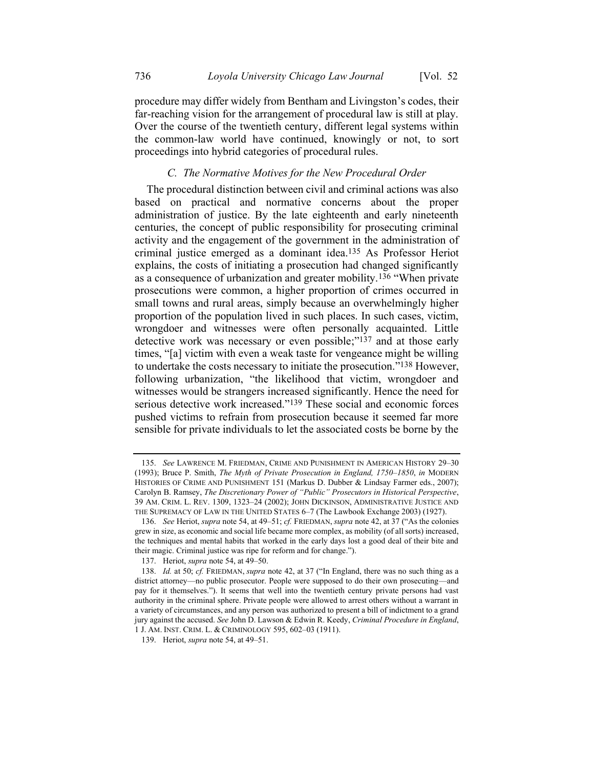procedure may differ widely from Bentham and Livingston's codes, their far-reaching vision for the arrangement of procedural law is still at play. Over the course of the twentieth century, different legal systems within the common-law world have continued, knowingly or not, to sort proceedings into hybrid categories of procedural rules.

### *C. The Normative Motives for the New Procedural Order*

The procedural distinction between civil and criminal actions was also based on practical and normative concerns about the proper administration of justice. By the late eighteenth and early nineteenth centuries, the concept of public responsibility for prosecuting criminal activity and the engagement of the government in the administration of criminal justice emerged as a dominant idea.[135] As Professor Heriot explains, the costs of initiating a prosecution had changed significantly as a consequence of urbanization and greater mobility.[136] "When private prosecutions were common, a higher proportion of crimes occurred in small towns and rural areas, simply because an overwhelmingly higher proportion of the population lived in such places. In such cases, victim, wrongdoer and witnesses were often personally acquainted. Little detective work was necessary or even possible;"[137] and at those early times, "[a] victim with even a weak taste for vengeance might be willing to undertake the costs necessary to initiate the prosecution."[138] However, following urbanization, "the likelihood that victim, wrongdoer and witnesses would be strangers increased significantly. Hence the need for serious detective work increased."[139] These social and economic forces pushed victims to refrain from prosecution because it seemed far more sensible for private individuals to let the associated costs be borne by the

---

135. *See* LAWRENCE M. FRIEDMAN, CRIME AND PUNISHMENT IN AMERICAN HISTORY 29–30 (1993); Bruce P. Smith, *The Myth of Private Prosecution in England, 1750–1850*, *in* MODERN HISTORIES OF CRIME AND PUNISHMENT 151 (Markus D. Dubber & Lindsay Farmer eds., 2007); Carolyn B. Ramsey, *The Discretionary Power of "Public" Prosecutors in Historical Perspective*, 39 AM. CRIM. L. REV. 1309, 1323–24 (2002); JOHN DICKINSON, ADMINISTRATIVE JUSTICE AND THE SUPREMACY OF LAW IN THE UNITED STATES 6–7 (The Lawbook Exchange 2003) (1927).

136. *See* Heriot, *supra* note 54, at 49–51; *cf.* FRIEDMAN, *supra* note 42, at 37 ("As the colonies grew in size, as economic and social life became more complex, as mobility (of all sorts) increased, the techniques and mental habits that worked in the early days lost a good deal of their bite and their magic. Criminal justice was ripe for reform and for change.").

137. Heriot, *supra* note 54, at 49–50.

138. *Id.* at 50; *cf.* FRIEDMAN, *supra* note 42, at 37 ("In England, there was no such thing as a district attorney—no public prosecutor. People were supposed to do their own prosecuting—and pay for it themselves."). It seems that well into the twentieth century private persons had vast authority in the criminal sphere. Private people were allowed to arrest others without a warrant in a variety of circumstances, and any person was authorized to present a bill of indictment to a grand jury against the accused. *See* John D. Lawson & Edwin R. Keedy, *Criminal Procedure in England*, 1 J. AM. INST. CRIM. L. & CRIMINOLOGY 595, 602–03 (1911).

139. Heriot, *supra* note 54, at 49–51.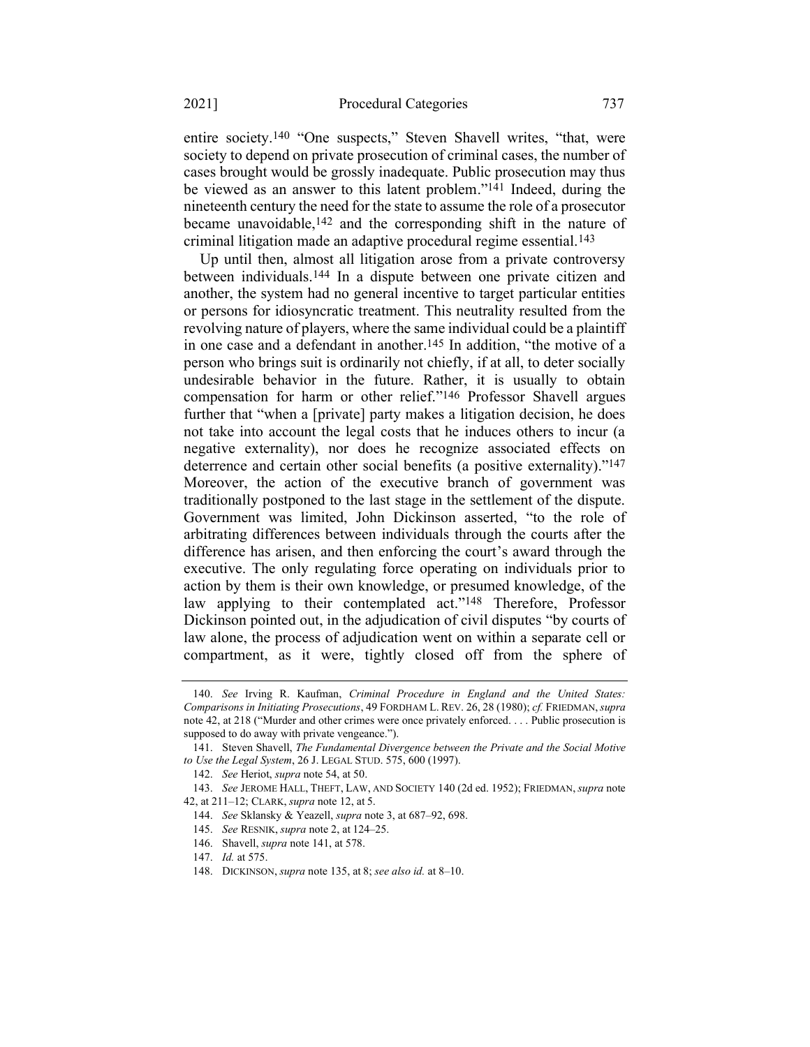entire society.[140] "One suspects," Steven Shavell writes, "that, were society to depend on private prosecution of criminal cases, the number of cases brought would be grossly inadequate. Public prosecution may thus be viewed as an answer to this latent problem."[141] Indeed, during the nineteenth century the need for the state to assume the role of a prosecutor became unavoidable,[142] and the corresponding shift in the nature of criminal litigation made an adaptive procedural regime essential.[143]

Up until then, almost all litigation arose from a private controversy between individuals.[144] In a dispute between one private citizen and another, the system had no general incentive to target particular entities or persons for idiosyncratic treatment. This neutrality resulted from the revolving nature of players, where the same individual could be a plaintiff in one case and a defendant in another.[145] In addition, "the motive of a person who brings suit is ordinarily not chiefly, if at all, to deter socially undesirable behavior in the future. Rather, it is usually to obtain compensation for harm or other relief."[146] Professor Shavell argues further that "when a [private] party makes a litigation decision, he does not take into account the legal costs that he induces others to incur (a negative externality), nor does he recognize associated effects on deterrence and certain other social benefits (a positive externality)."[147] Moreover, the action of the executive branch of government was traditionally postponed to the last stage in the settlement of the dispute. Government was limited, John Dickinson asserted, "to the role of arbitrating differences between individuals through the courts after the difference has arisen, and then enforcing the court's award through the executive. The only regulating force operating on individuals prior to action by them is their own knowledge, or presumed knowledge, of the law applying to their contemplated act."[148] Therefore, Professor Dickinson pointed out, in the adjudication of civil disputes "by courts of law alone, the process of adjudication went on within a separate cell or compartment, as it were, tightly closed off from the sphere of

---

140. *See* Irving R. Kaufman, *Criminal Procedure in England and the United States: Comparisons in Initiating Prosecutions*, 49 FORDHAM L. REV. 26, 28 (1980); *cf.* FRIEDMAN, *supra* note 42, at 218 ("Murder and other crimes were once privately enforced. . . . Public prosecution is supposed to do away with private vengeance.").

141. Steven Shavell, *The Fundamental Divergence between the Private and the Social Motive to Use the Legal System*, 26 J. LEGAL STUD. 575, 600 (1997).

142. *See* Heriot, *supra* note 54, at 50.

143. *See* JEROME HALL, THEFT, LAW, AND SOCIETY 140 (2d ed. 1952); FRIEDMAN, *supra* note 42, at 211–12; CLARK, *supra* note 12, at 5.

144. *See* Sklansky & Yeazell, *supra* note 3, at 687–92, 698.

145. *See* RESNIK, *supra* note 2, at 124–25.

146. Shavell, *supra* note 141, at 578.

147. *Id.* at 575.

148. DICKINSON, *supra* note 135, at 8; *see also id.* at 8–10.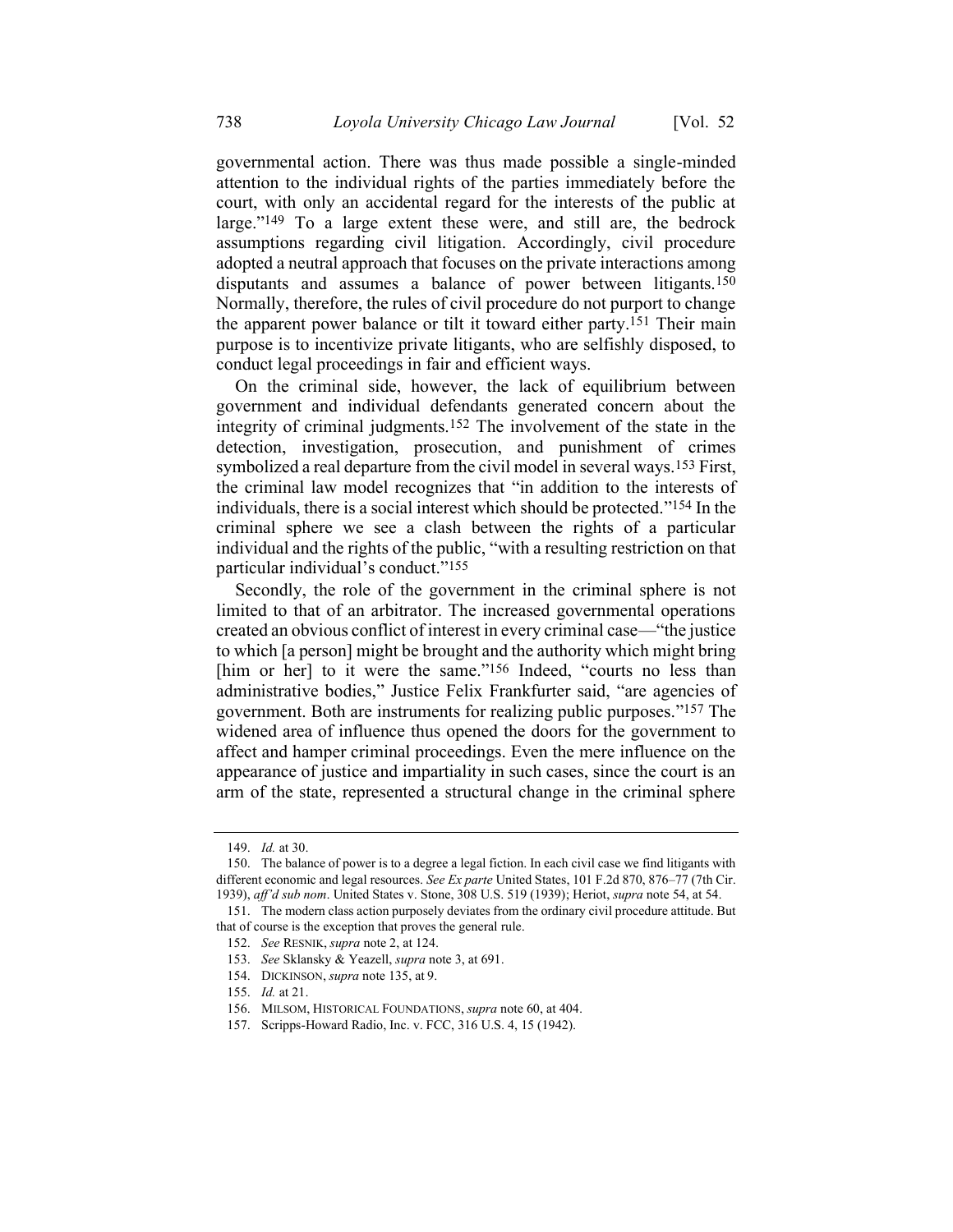governmental action. There was thus made possible a single-minded attention to the individual rights of the parties immediately before the court, with only an accidental regard for the interests of the public at large."[149] To a large extent these were, and still are, the bedrock assumptions regarding civil litigation. Accordingly, civil procedure adopted a neutral approach that focuses on the private interactions among disputants and assumes a balance of power between litigants.[150] Normally, therefore, the rules of civil procedure do not purport to change the apparent power balance or tilt it toward either party.[151] Their main purpose is to incentivize private litigants, who are selfishly disposed, to conduct legal proceedings in fair and efficient ways.

On the criminal side, however, the lack of equilibrium between government and individual defendants generated concern about the integrity of criminal judgments.[152] The involvement of the state in the detection, investigation, prosecution, and punishment of crimes symbolized a real departure from the civil model in several ways.[153] First, the criminal law model recognizes that "in addition to the interests of individuals, there is a social interest which should be protected."[154] In the criminal sphere we see a clash between the rights of a particular individual and the rights of the public, "with a resulting restriction on that particular individual's conduct."[155]

Secondly, the role of the government in the criminal sphere is not limited to that of an arbitrator. The increased governmental operations created an obvious conflict of interest in every criminal case—"the justice to which [a person] might be brought and the authority which might bring [him or her] to it were the same."[156] Indeed, "courts no less than administrative bodies," Justice Felix Frankfurter said, "are agencies of government. Both are instruments for realizing public purposes."[157] The widened area of influence thus opened the doors for the government to affect and hamper criminal proceedings. Even the mere influence on the appearance of justice and impartiality in such cases, since the court is an arm of the state, represented a structural change in the criminal sphere

---

149. *Id.* at 30.

150. The balance of power is to a degree a legal fiction. In each civil case we find litigants with different economic and legal resources. *See Ex parte* United States, 101 F.2d 870, 876–77 (7th Cir. 1939), *aff'd sub nom*. United States v. Stone, 308 U.S. 519 (1939); Heriot, *supra* note 54, at 54.

151. The modern class action purposely deviates from the ordinary civil procedure attitude. But that of course is the exception that proves the general rule.

152. *See* RESNIK, *supra* note 2, at 124.

153. *See* Sklansky & Yeazell, *supra* note 3, at 691.

154. DICKINSON, *supra* note 135, at 9.

155. *Id.* at 21.

156. MILSOM, HISTORICAL FOUNDATIONS, *supra* note 60, at 404.

157. Scripps-Howard Radio, Inc. v. FCC, 316 U.S. 4, 15 (1942).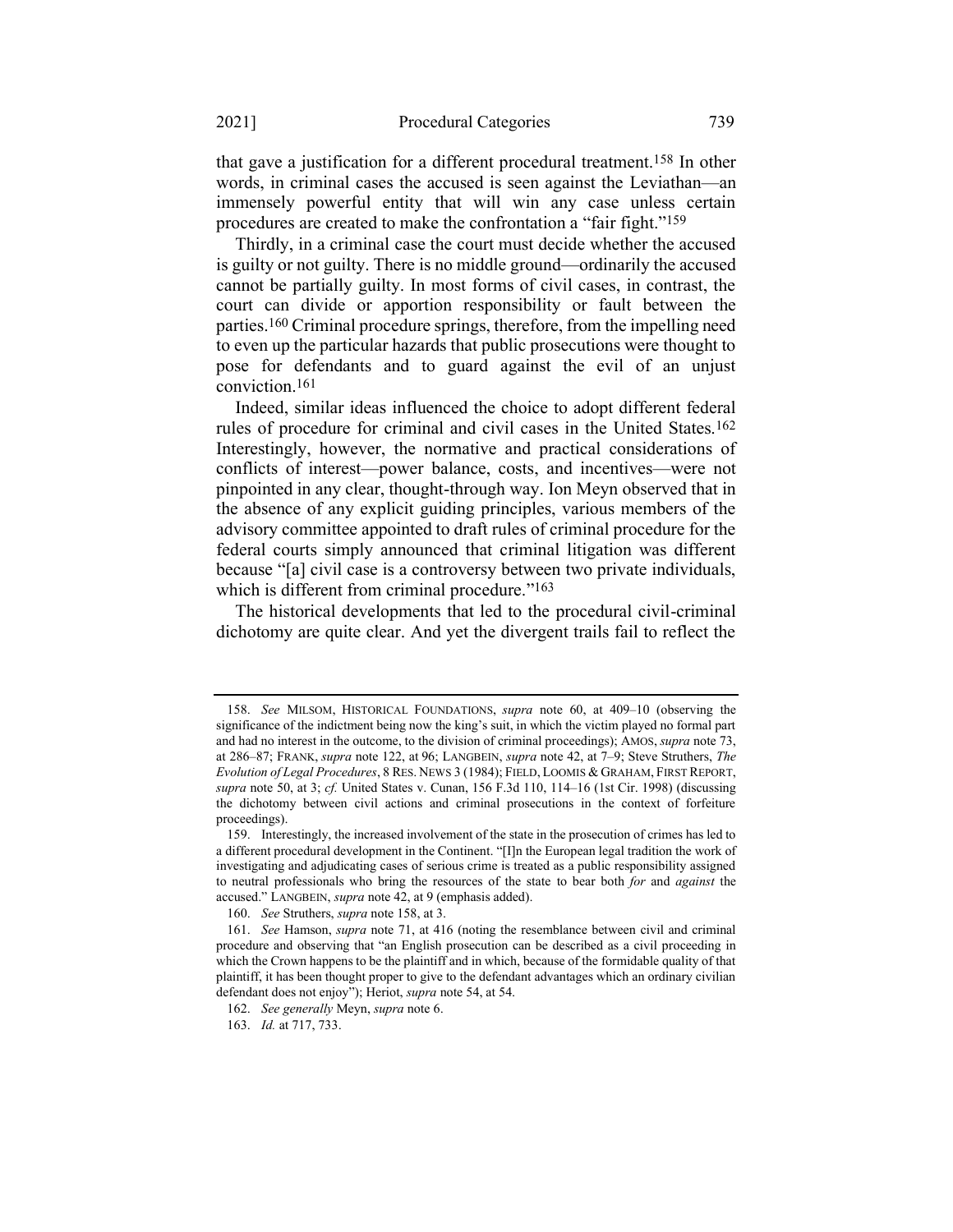that gave a justification for a different procedural treatment.[158] In other words, in criminal cases the accused is seen against the Leviathan—an immensely powerful entity that will win any case unless certain procedures are created to make the confrontation a "fair fight."[159]

Thirdly, in a criminal case the court must decide whether the accused is guilty or not guilty. There is no middle ground—ordinarily the accused cannot be partially guilty. In most forms of civil cases, in contrast, the court can divide or apportion responsibility or fault between the parties.[160] Criminal procedure springs, therefore, from the impelling need to even up the particular hazards that public prosecutions were thought to pose for defendants and to guard against the evil of an unjust conviction.[161]

Indeed, similar ideas influenced the choice to adopt different federal rules of procedure for criminal and civil cases in the United States.[162] Interestingly, however, the normative and practical considerations of conflicts of interest—power balance, costs, and incentives—were not pinpointed in any clear, thought-through way. Ion Meyn observed that in the absence of any explicit guiding principles, various members of the advisory committee appointed to draft rules of criminal procedure for the federal courts simply announced that criminal litigation was different because "[a] civil case is a controversy between two private individuals, which is different from criminal procedure."[163]

The historical developments that led to the procedural civil-criminal dichotomy are quite clear. And yet the divergent trails fail to reflect the

---

158. *See* MILSOM, HISTORICAL FOUNDATIONS, *supra* note 60, at 409–10 (observing the significance of the indictment being now the king's suit, in which the victim played no formal part and had no interest in the outcome, to the division of criminal proceedings); AMOS, *supra* note 73, at 286–87; FRANK, *supra* note 122, at 96; LANGBEIN, *supra* note 42, at 7–9; Steve Struthers, *The Evolution of Legal Procedures*, 8 RES. NEWS 3 (1984); FIELD, LOOMIS & GRAHAM, FIRST REPORT, *supra* note 50, at 3; *cf.* United States v. Cunan, 156 F.3d 110, 114–16 (1st Cir. 1998) (discussing the dichotomy between civil actions and criminal prosecutions in the context of forfeiture proceedings).

159. Interestingly, the increased involvement of the state in the prosecution of crimes has led to a different procedural development in the Continent. "[I]n the European legal tradition the work of investigating and adjudicating cases of serious crime is treated as a public responsibility assigned to neutral professionals who bring the resources of the state to bear both *for* and *against* the accused." LANGBEIN, *supra* note 42, at 9 (emphasis added).

160. *See* Struthers, *supra* note 158, at 3.

161. *See* Hamson, *supra* note 71, at 416 (noting the resemblance between civil and criminal procedure and observing that "an English prosecution can be described as a civil proceeding in which the Crown happens to be the plaintiff and in which, because of the formidable quality of that plaintiff, it has been thought proper to give to the defendant advantages which an ordinary civilian defendant does not enjoy"); Heriot, *supra* note 54, at 54.

162. *See generally* Meyn, *supra* note 6.

163. *Id.* at 717, 733.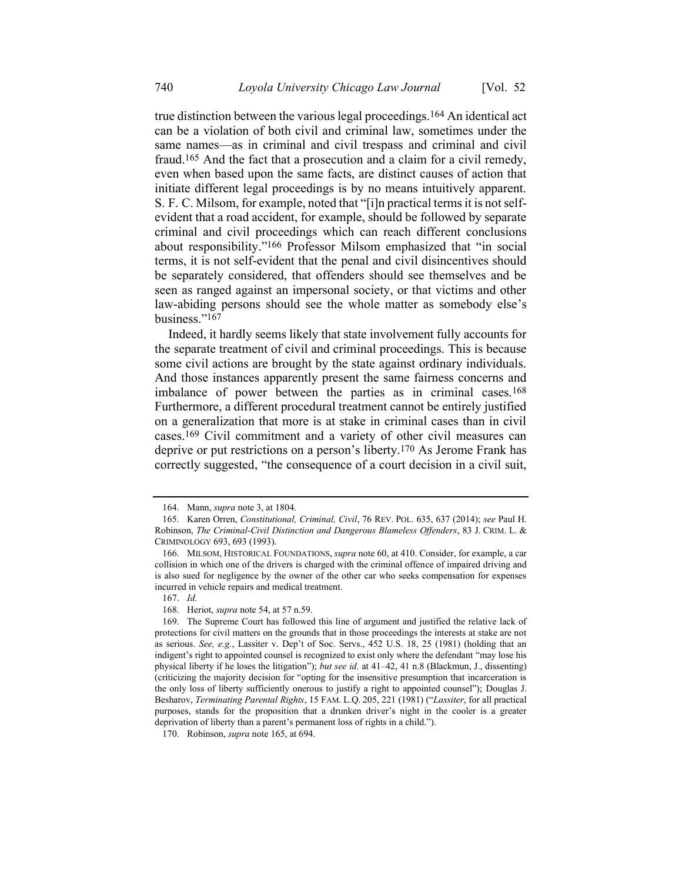true distinction between the various legal proceedings.[164] An identical act can be a violation of both civil and criminal law, sometimes under the same names—as in criminal and civil trespass and criminal and civil fraud.[165] And the fact that a prosecution and a claim for a civil remedy, even when based upon the same facts, are distinct causes of action that initiate different legal proceedings is by no means intuitively apparent. S. F. C. Milsom, for example, noted that "[i]n practical terms it is not self-evident that a road accident, for example, should be followed by separate criminal and civil proceedings which can reach different conclusions about responsibility."[166] Professor Milsom emphasized that "in social terms, it is not self-evident that the penal and civil disincentives should be separately considered, that offenders should see themselves and be seen as ranged against an impersonal society, or that victims and other law-abiding persons should see the whole matter as somebody else's business."[167]

Indeed, it hardly seems likely that state involvement fully accounts for the separate treatment of civil and criminal proceedings. This is because some civil actions are brought by the state against ordinary individuals. And those instances apparently present the same fairness concerns and imbalance of power between the parties as in criminal cases.[168] Furthermore, a different procedural treatment cannot be entirely justified on a generalization that more is at stake in criminal cases than in civil cases.[169] Civil commitment and a variety of other civil measures can deprive or put restrictions on a person's liberty.[170] As Jerome Frank has correctly suggested, "the consequence of a court decision in a civil suit,

---

164. Mann, *supra* note 3, at 1804.

165. Karen Orren, *Constitutional, Criminal, Civil*, 76 REV. POL. 635, 637 (2014); *see* Paul H. Robinson, *The Criminal-Civil Distinction and Dangerous Blameless Offenders*, 83 J. CRIM. L. & CRIMINOLOGY 693, 693 (1993).

166. MILSOM, HISTORICAL FOUNDATIONS, *supra* note 60, at 410. Consider, for example, a car collision in which one of the drivers is charged with the criminal offence of impaired driving and is also sued for negligence by the owner of the other car who seeks compensation for expenses incurred in vehicle repairs and medical treatment.

167. *Id.*

168. Heriot, *supra* note 54, at 57 n.59.

169. The Supreme Court has followed this line of argument and justified the relative lack of protections for civil matters on the grounds that in those proceedings the interests at stake are not as serious. *See, e.g.*, Lassiter v. Dep't of Soc. Servs., 452 U.S. 18, 25 (1981) (holding that an indigent's right to appointed counsel is recognized to exist only where the defendant "may lose his physical liberty if he loses the litigation"); *but see id.* at 41–42, 41 n.8 (Blackmun, J., dissenting) (criticizing the majority decision for "opting for the insensitive presumption that incarceration is the only loss of liberty sufficiently onerous to justify a right to appointed counsel"); Douglas J. Besharov, *Terminating Parental Rights*, 15 FAM. L.Q. 205, 221 (1981) ("*Lassiter*, for all practical purposes, stands for the proposition that a drunken driver's night in the cooler is a greater deprivation of liberty than a parent's permanent loss of rights in a child.").

170. Robinson, *supra* note 165, at 694.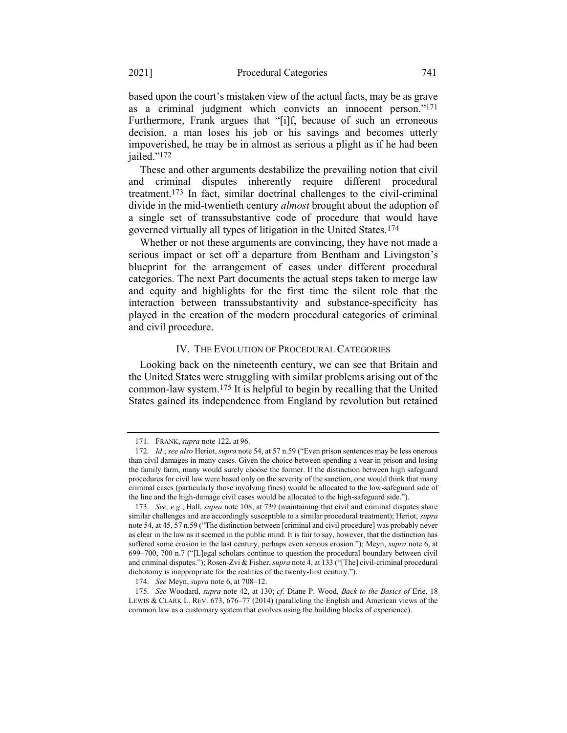based upon the court's mistaken view of the actual facts, may be as grave as a criminal judgment which convicts an innocent person."[171] Furthermore, Frank argues that "[i]f, because of such an erroneous decision, a man loses his job or his savings and becomes utterly impoverished, he may be in almost as serious a plight as if he had been jailed."[172]

These and other arguments destabilize the prevailing notion that civil and criminal disputes inherently require different procedural treatment.[173] In fact, similar doctrinal challenges to the civil-criminal divide in the mid-twentieth century *almost* brought about the adoption of a single set of transsubstantive code of procedure that would have governed virtually all types of litigation in the United States.[174]

Whether or not these arguments are convincing, they have not made a serious impact or set off a departure from Bentham and Livingston's blueprint for the arrangement of cases under different procedural categories. The next Part documents the actual steps taken to merge law and equity and highlights for the first time the silent role that the interaction between transsubstantivity and substance-specificity has played in the creation of the modern procedural categories of criminal and civil procedure.

## IV. The Evolution of Procedural Categories

Looking back on the nineteenth century, we can see that Britain and the United States were struggling with similar problems arising out of the common-law system.[175] It is helpful to begin by recalling that the United States gained its independence from England by revolution but retained

---

171. FRANK, *supra* note 122, at 96.

172. *Id*.; *see also* Heriot, *supra* note 54, at 57 n.59 ("Even prison sentences may be less onerous than civil damages in many cases. Given the choice between spending a year in prison and losing the family farm, many would surely choose the former. If the distinction between high safeguard procedures for civil law were based only on the severity of the sanction, one would think that many criminal cases (particularly those involving fines) would be allocated to the low-safeguard side of the line and the high-damage civil cases would be allocated to the high-safeguard side.").

173. *See, e.g.*, Hall, *supra* note 108, at 739 (maintaining that civil and criminal disputes share similar challenges and are accordingly susceptible to a similar procedural treatment); Heriot, *supra* note 54, at 45, 57 n.59 ("The distinction between [criminal and civil procedure] was probably never as clear in the law as it seemed in the public mind. It is fair to say, however, that the distinction has suffered some erosion in the last century, perhaps even serious erosion."); Meyn, *supra* note 6, at 699–700, 700 n.7 ("[L]egal scholars continue to question the procedural boundary between civil and criminal disputes."); Rosen-Zvi & Fisher, *supra* note 4, at 133 ("[The] civil-criminal procedural dichotomy is inappropriate for the realities of the twenty-first century.").

174. *See* Meyn, *supra* note 6, at 708–12.

175. *See* Woodard, *supra* note 42, at 130; *cf.* Diane P. Wood, *Back to the Basics of* Erie, 18 LEWIS & CLARK L. REV. 673, 676–77 (2014) (paralleling the English and American views of the common law as a customary system that evolves using the building blocks of experience).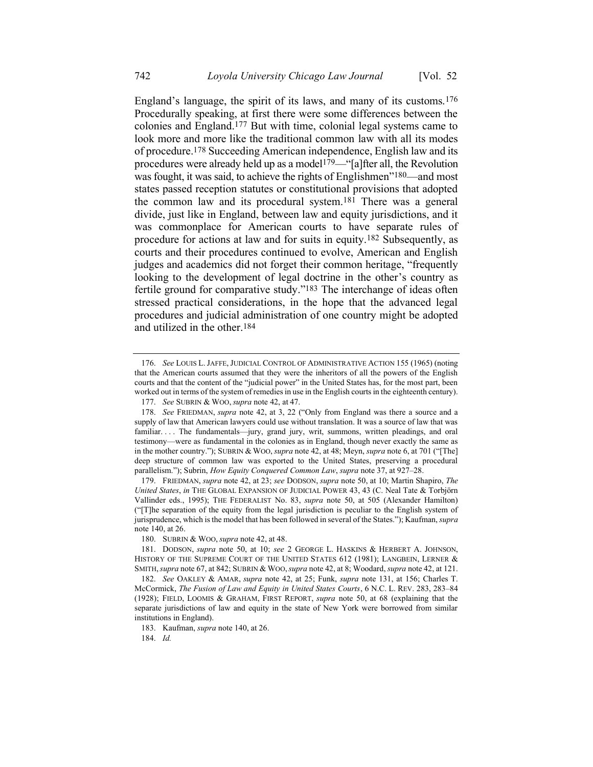England's language, the spirit of its laws, and many of its customs.[176] Procedurally speaking, at first there were some differences between the colonies and England.[177] But with time, colonial legal systems came to look more and more like the traditional common law with all its modes of procedure.[178] Succeeding American independence, English law and its procedures were already held up as a model[179]—"[a]fter all, the Revolution was fought, it was said, to achieve the rights of Englishmen"[180]—and most states passed reception statutes or constitutional provisions that adopted the common law and its procedural system.[181] There was a general divide, just like in England, between law and equity jurisdictions, and it was commonplace for American courts to have separate rules of procedure for actions at law and for suits in equity.[182] Subsequently, as courts and their procedures continued to evolve, American and English judges and academics did not forget their common heritage, "frequently looking to the development of legal doctrine in the other's country as fertile ground for comparative study."[183] The interchange of ideas often stressed practical considerations, in the hope that the advanced legal procedures and judicial administration of one country might be adopted and utilized in the other.[184]

---

176. *See* LOUIS L. JAFFE, JUDICIAL CONTROL OF ADMINISTRATIVE ACTION 155 (1965) (noting that the American courts assumed that they were the inheritors of all the powers of the English courts and that the content of the "judicial power" in the United States has, for the most part, been worked out in terms of the system of remedies in use in the English courts in the eighteenth century).

177. *See* SUBRIN & WOO, *supra* note 42, at 47.

178. *See* FRIEDMAN, *supra* note 42, at 3, 22 ("Only from England was there a source and a supply of law that American lawyers could use without translation. It was a source of law that was familiar. . . . The fundamentals—jury, grand jury, writ, summons, written pleadings, and oral testimony—were as fundamental in the colonies as in England, though never exactly the same as in the mother country."); SUBRIN & WOO, *supra* note 42, at 48; Meyn, *supra* note 6, at 701 ("[The] deep structure of common law was exported to the United States, preserving a procedural parallelism."); Subrin, *How Equity Conquered Common Law*, *supra* note 37, at 927–28.

179. FRIEDMAN, *supra* note 42, at 23; *see* DODSON, *supra* note 50, at 10; Martin Shapiro, *The United States*, *in* THE GLOBAL EXPANSION OF JUDICIAL POWER 43, 43 (C. Neal Tate & Torbjörn Vallinder eds., 1995); THE FEDERALIST No. 83, *supra* note 50, at 505 (Alexander Hamilton) ("[T]he separation of the equity from the legal jurisdiction is peculiar to the English system of jurisprudence, which is the model that has been followed in several of the States."); Kaufman, *supra* note 140, at 26.

180. SUBRIN & WOO, *supra* note 42, at 48.

181. DODSON, *supra* note 50, at 10; *see* 2 GEORGE L. HASKINS & HERBERT A. JOHNSON, HISTORY OF THE SUPREME COURT OF THE UNITED STATES 612 (1981); LANGBEIN, LERNER & SMITH, *supra* note 67, at 842; SUBRIN & WOO, *supra* note 42, at 8; Woodard, *supra* note 42, at 121.

182. *See* OAKLEY & AMAR, *supra* note 42, at 25; Funk, *supra* note 131, at 156; Charles T. McCormick, *The Fusion of Law and Equity in United States Courts*, 6 N.C. L. REV. 283, 283–84 (1928); FIELD, LOOMIS & GRAHAM, FIRST REPORT, *supra* note 50, at 68 (explaining that the separate jurisdictions of law and equity in the state of New York were borrowed from similar institutions in England).

183. Kaufman, *supra* note 140, at 26.

184. *Id.*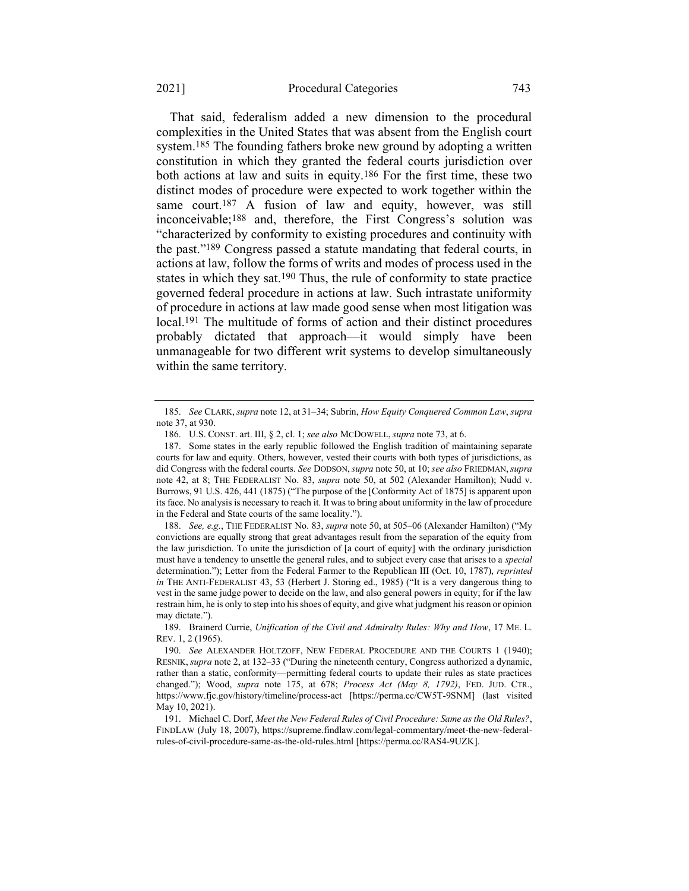That said, federalism added a new dimension to the procedural complexities in the United States that was absent from the English court system.[185] The founding fathers broke new ground by adopting a written constitution in which they granted the federal courts jurisdiction over both actions at law and suits in equity.[186] For the first time, these two distinct modes of procedure were expected to work together within the same court.[187] A fusion of law and equity, however, was still inconceivable;[188] and, therefore, the First Congress's solution was "characterized by conformity to existing procedures and continuity with the past."[189] Congress passed a statute mandating that federal courts, in actions at law, follow the forms of writs and modes of process used in the states in which they sat.[190] Thus, the rule of conformity to state practice governed federal procedure in actions at law. Such intrastate uniformity of procedure in actions at law made good sense when most litigation was local.[191] The multitude of forms of action and their distinct procedures probably dictated that approach—it would simply have been unmanageable for two different writ systems to develop simultaneously within the same territory.

---

185. *See* CLARK, *supra* note 12, at 31–34; Subrin, *How Equity Conquered Common Law*, *supra* note 37, at 930.

186. U.S. CONST. art. III, § 2, cl. 1; *see also* MCDOWELL, *supra* note 73, at 6.

187. Some states in the early republic followed the English tradition of maintaining separate courts for law and equity. Others, however, vested their courts with both types of jurisdictions, as did Congress with the federal courts. *See* DODSON, *supra* note 50, at 10; *see also* FRIEDMAN, *supra* note 42, at 8; THE FEDERALIST No. 83, *supra* note 50, at 502 (Alexander Hamilton); Nudd v. Burrows, 91 U.S. 426, 441 (1875) ("The purpose of the [Conformity Act of 1875] is apparent upon its face. No analysis is necessary to reach it. It was to bring about uniformity in the law of procedure in the Federal and State courts of the same locality.").

188. *See, e.g.*, THE FEDERALIST No. 83, *supra* note 50, at 505–06 (Alexander Hamilton) ("My convictions are equally strong that great advantages result from the separation of the equity from the law jurisdiction. To unite the jurisdiction of [a court of equity] with the ordinary jurisdiction must have a tendency to unsettle the general rules, and to subject every case that arises to a *special* determination."); Letter from the Federal Farmer to the Republican III (Oct. 10, 1787), *reprinted in* THE ANTI-FEDERALIST 43, 53 (Herbert J. Storing ed., 1985) ("It is a very dangerous thing to vest in the same judge power to decide on the law, and also general powers in equity; for if the law restrain him, he is only to step into his shoes of equity, and give what judgment his reason or opinion may dictate.").

189. Brainerd Currie, *Unification of the Civil and Admiralty Rules: Why and How*, 17 ME. L. REV. 1, 2 (1965).

190. *See* ALEXANDER HOLTZOFF, NEW FEDERAL PROCEDURE AND THE COURTS 1 (1940); RESNIK, *supra* note 2, at 132–33 ("During the nineteenth century, Congress authorized a dynamic, rather than a static, conformity—permitting federal courts to update their rules as state practices changed."); Wood, *supra* note 175, at 678; *Process Act (May 8, 1792)*, FED. JUD. CTR., https://www.fjc.gov/history/timeline/process-act [https://perma.cc/CW5T-9SNM] (last visited May 10, 2021).

191. Michael C. Dorf, *Meet the New Federal Rules of Civil Procedure: Same as the Old Rules?*, FINDLAW (July 18, 2007), https://supreme.findlaw.com/legal-commentary/meet-the-new-federal-rules-of-civil-procedure-same-as-the-old-rules.html [https://perma.cc/RAS4-9UZK].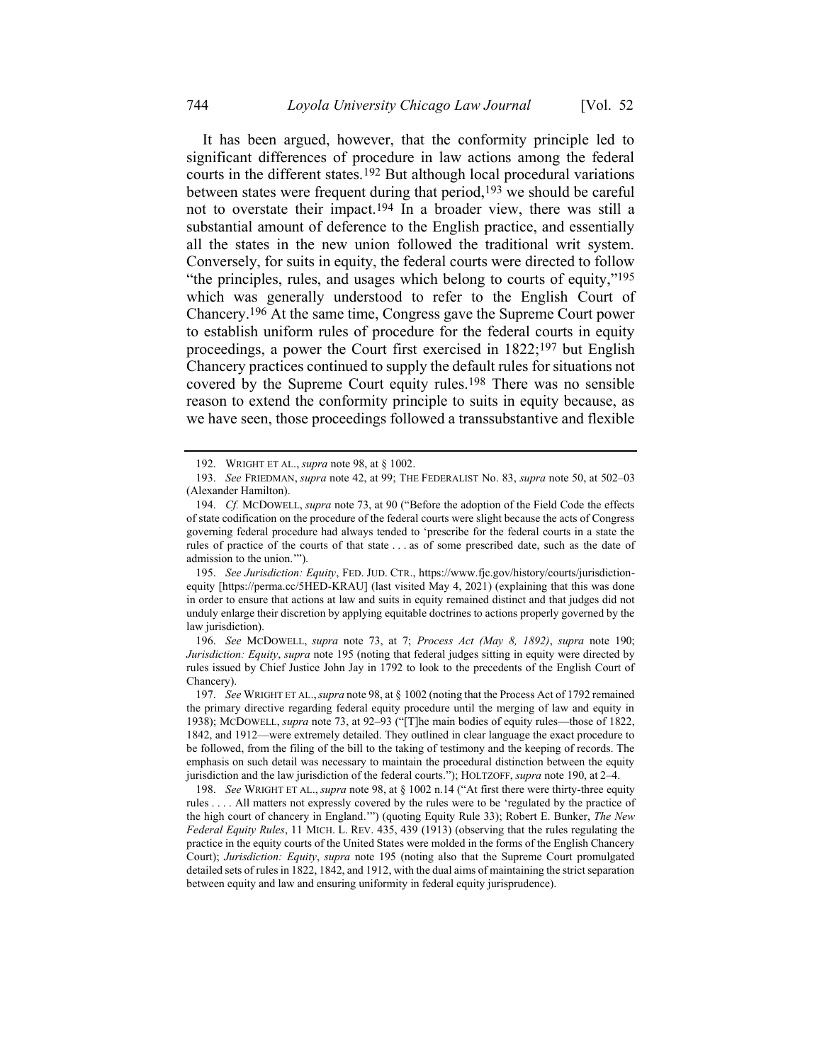It has been argued, however, that the conformity principle led to significant differences of procedure in law actions among the federal courts in the different states.[192] But although local procedural variations between states were frequent during that period,[193] we should be careful not to overstate their impact.[194] In a broader view, there was still a substantial amount of deference to the English practice, and essentially all the states in the new union followed the traditional writ system. Conversely, for suits in equity, the federal courts were directed to follow "the principles, rules, and usages which belong to courts of equity,"[195] which was generally understood to refer to the English Court of Chancery.[196] At the same time, Congress gave the Supreme Court power to establish uniform rules of procedure for the federal courts in equity proceedings, a power the Court first exercised in 1822;[197] but English Chancery practices continued to supply the default rules for situations not covered by the Supreme Court equity rules.[198] There was no sensible reason to extend the conformity principle to suits in equity because, as we have seen, those proceedings followed a transsubstantive and flexible

---

192. WRIGHT ET AL., *supra* note 98, at § 1002.

193. *See* FRIEDMAN, *supra* note 42, at 99; THE FEDERALIST No. 83, *supra* note 50, at 502–03 (Alexander Hamilton).

194. *Cf.* MCDOWELL, *supra* note 73, at 90 ("Before the adoption of the Field Code the effects of state codification on the procedure of the federal courts were slight because the acts of Congress governing federal procedure had always tended to 'prescribe for the federal courts in a state the rules of practice of the courts of that state . . . as of some prescribed date, such as the date of admission to the union.'").

195. *See Jurisdiction: Equity*, FED. JUD. CTR., https://www.fjc.gov/history/courts/jurisdiction-equity [https://perma.cc/5HED-KRAU] (last visited May 4, 2021) (explaining that this was done in order to ensure that actions at law and suits in equity remained distinct and that judges did not unduly enlarge their discretion by applying equitable doctrines to actions properly governed by the law jurisdiction).

196. *See* MCDOWELL, *supra* note 73, at 7; *Process Act (May 8, 1892)*, *supra* note 190; *Jurisdiction: Equity*, *supra* note 195 (noting that federal judges sitting in equity were directed by rules issued by Chief Justice John Jay in 1792 to look to the precedents of the English Court of Chancery).

197. *See* WRIGHT ET AL., *supra* note 98, at § 1002 (noting that the Process Act of 1792 remained the primary directive regarding federal equity procedure until the merging of law and equity in 1938); MCDOWELL, *supra* note 73, at 92–93 ("[T]he main bodies of equity rules—those of 1822, 1842, and 1912—were extremely detailed. They outlined in clear language the exact procedure to be followed, from the filing of the bill to the taking of testimony and the keeping of records. The emphasis on such detail was necessary to maintain the procedural distinction between the equity jurisdiction and the law jurisdiction of the federal courts."); HOLTZOFF, *supra* note 190, at 2–4.

198. *See* WRIGHT ET AL., *supra* note 98, at § 1002 n.14 ("At first there were thirty-three equity rules . . . . All matters not expressly covered by the rules were to be 'regulated by the practice of the high court of chancery in England.'") (quoting Equity Rule 33); Robert E. Bunker, *The New Federal Equity Rules*, 11 MICH. L. REV. 435, 439 (1913) (observing that the rules regulating the practice in the equity courts of the United States were molded in the forms of the English Chancery Court); *Jurisdiction: Equity*, *supra* note 195 (noting also that the Supreme Court promulgated detailed sets of rules in 1822, 1842, and 1912, with the dual aims of maintaining the strict separation between equity and law and ensuring uniformity in federal equity jurisprudence).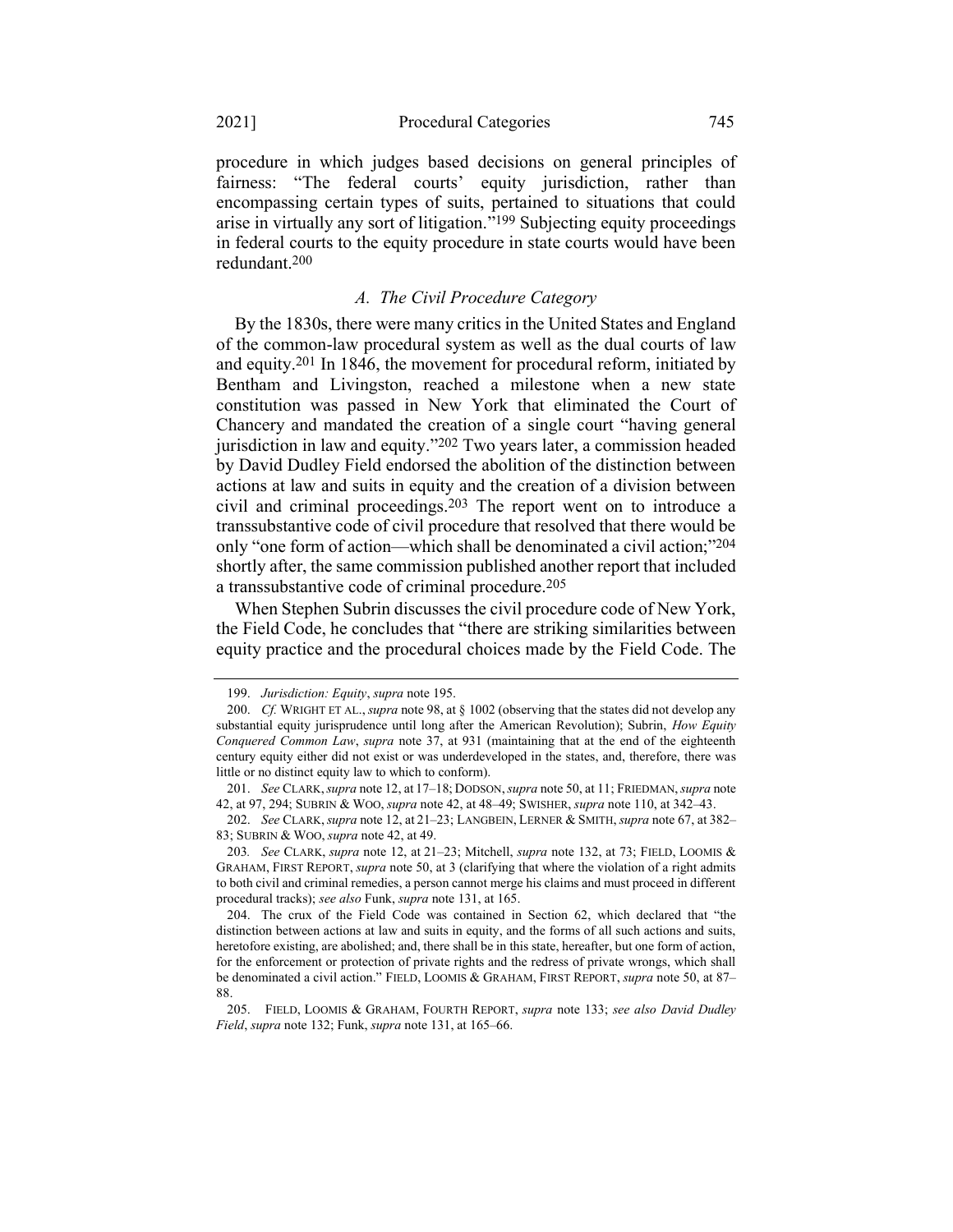procedure in which judges based decisions on general principles of fairness: "The federal courts' equity jurisdiction, rather than encompassing certain types of suits, pertained to situations that could arise in virtually any sort of litigation."[199] Subjecting equity proceedings in federal courts to the equity procedure in state courts would have been redundant.[200]

### *A. The Civil Procedure Category*

By the 1830s, there were many critics in the United States and England of the common-law procedural system as well as the dual courts of law and equity.[201] In 1846, the movement for procedural reform, initiated by Bentham and Livingston, reached a milestone when a new state constitution was passed in New York that eliminated the Court of Chancery and mandated the creation of a single court "having general jurisdiction in law and equity."[202] Two years later, a commission headed by David Dudley Field endorsed the abolition of the distinction between actions at law and suits in equity and the creation of a division between civil and criminal proceedings.[203] The report went on to introduce a transsubstantive code of civil procedure that resolved that there would be only "one form of action—which shall be denominated a civil action;"[204] shortly after, the same commission published another report that included a transsubstantive code of criminal procedure.[205]

When Stephen Subrin discusses the civil procedure code of New York, the Field Code, he concludes that "there are striking similarities between equity practice and the procedural choices made by the Field Code. The

---

199. *Jurisdiction: Equity*, *supra* note 195.

200. *Cf.* WRIGHT ET AL., *supra* note 98, at § 1002 (observing that the states did not develop any substantial equity jurisprudence until long after the American Revolution); Subrin, *How Equity Conquered Common Law*, *supra* note 37, at 931 (maintaining that at the end of the eighteenth century equity either did not exist or was underdeveloped in the states, and, therefore, there was little or no distinct equity law to which to conform).

201. *See* CLARK, *supra* note 12, at 17–18; DODSON, *supra* note 50, at 11; FRIEDMAN, *supra* note 42, at 97, 294; SUBRIN & WOO, *supra* note 42, at 48–49; SWISHER, *supra* note 110, at 342–43.

202. *See* CLARK, *supra* note 12, at 21–23; LANGBEIN, LERNER & SMITH, *supra* note 67, at 382–83; SUBRIN & WOO, *supra* note 42, at 49.

203. *See* CLARK, *supra* note 12, at 21–23; Mitchell, *supra* note 132, at 73; FIELD, LOOMIS & GRAHAM, FIRST REPORT, *supra* note 50, at 3 (clarifying that where the violation of a right admits to both civil and criminal remedies, a person cannot merge his claims and must proceed in different procedural tracks); *see also* Funk, *supra* note 131, at 165.

204. The crux of the Field Code was contained in Section 62, which declared that "the distinction between actions at law and suits in equity, and the forms of all such actions and suits, heretofore existing, are abolished; and, there shall be in this state, hereafter, but one form of action, for the enforcement or protection of private rights and the redress of private wrongs, which shall be denominated a civil action." FIELD, LOOMIS & GRAHAM, FIRST REPORT, *supra* note 50, at 87–88.

205. FIELD, LOOMIS & GRAHAM, FOURTH REPORT, *supra* note 133; *see also David Dudley Field*, *supra* note 132; Funk, *supra* note 131, at 165–66.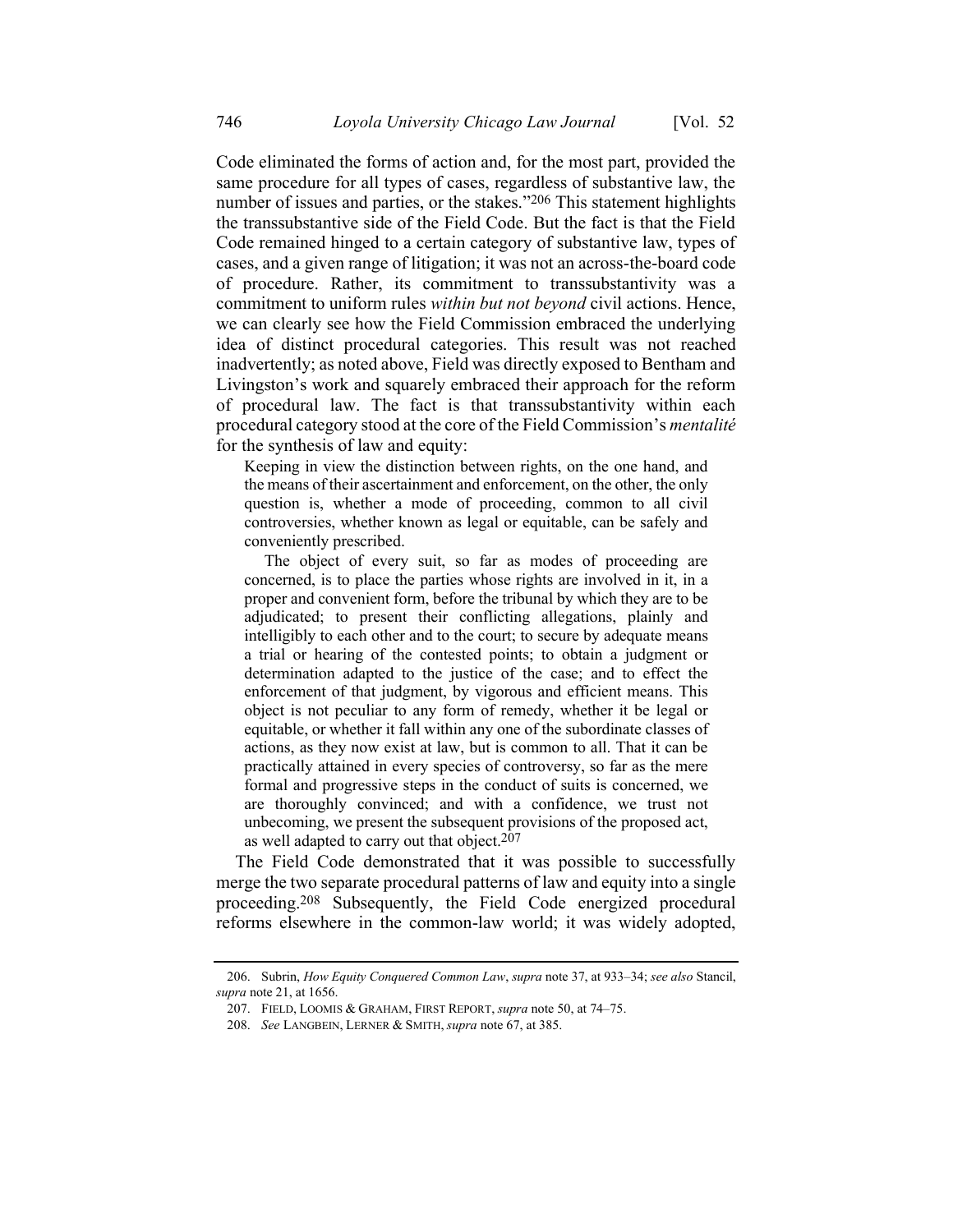Code eliminated the forms of action and, for the most part, provided the same procedure for all types of cases, regardless of substantive law, the number of issues and parties, or the stakes."[206] This statement highlights the transsubstantive side of the Field Code. But the fact is that the Field Code remained hinged to a certain category of substantive law, types of cases, and a given range of litigation; it was not an across-the-board code of procedure. Rather, its commitment to transsubstantivity was a commitment to uniform rules *within but not beyond* civil actions. Hence, we can clearly see how the Field Commission embraced the underlying idea of distinct procedural categories. This result was not reached inadvertently; as noted above, Field was directly exposed to Bentham and Livingston's work and squarely embraced their approach for the reform of procedural law. The fact is that transsubstantivity within each procedural category stood at the core of the Field Commission's *mentalité* for the synthesis of law and equity:

> Keeping in view the distinction between rights, on the one hand, and the means of their ascertainment and enforcement, on the other, the only question is, whether a mode of proceeding, common to all civil controversies, whether known as legal or equitable, can be safely and conveniently prescribed.
>
> The object of every suit, so far as modes of proceeding are concerned, is to place the parties whose rights are involved in it, in a proper and convenient form, before the tribunal by which they are to be adjudicated; to present their conflicting allegations, plainly and intelligibly to each other and to the court; to secure by adequate means a trial or hearing of the contested points; to obtain a judgment or determination adapted to the justice of the case; and to effect the enforcement of that judgment, by vigorous and efficient means. This object is not peculiar to any form of remedy, whether it be legal or equitable, or whether it fall within any one of the subordinate classes of actions, as they now exist at law, but is common to all. That it can be practically attained in every species of controversy, so far as the mere formal and progressive steps in the conduct of suits is concerned, we are thoroughly convinced; and with a confidence, we trust not unbecoming, we present the subsequent provisions of the proposed act, as well adapted to carry out that object.[207]

The Field Code demonstrated that it was possible to successfully merge the two separate procedural patterns of law and equity into a single proceeding.[208] Subsequently, the Field Code energized procedural reforms elsewhere in the common-law world; it was widely adopted,

---

206. Subrin, *How Equity Conquered Common Law*, *supra* note 37, at 933–34; *see also* Stancil, *supra* note 21, at 1656.

207. FIELD, LOOMIS & GRAHAM, FIRST REPORT, *supra* note 50, at 74–75.

208. *See* LANGBEIN, LERNER & SMITH, *supra* note 67, at 385.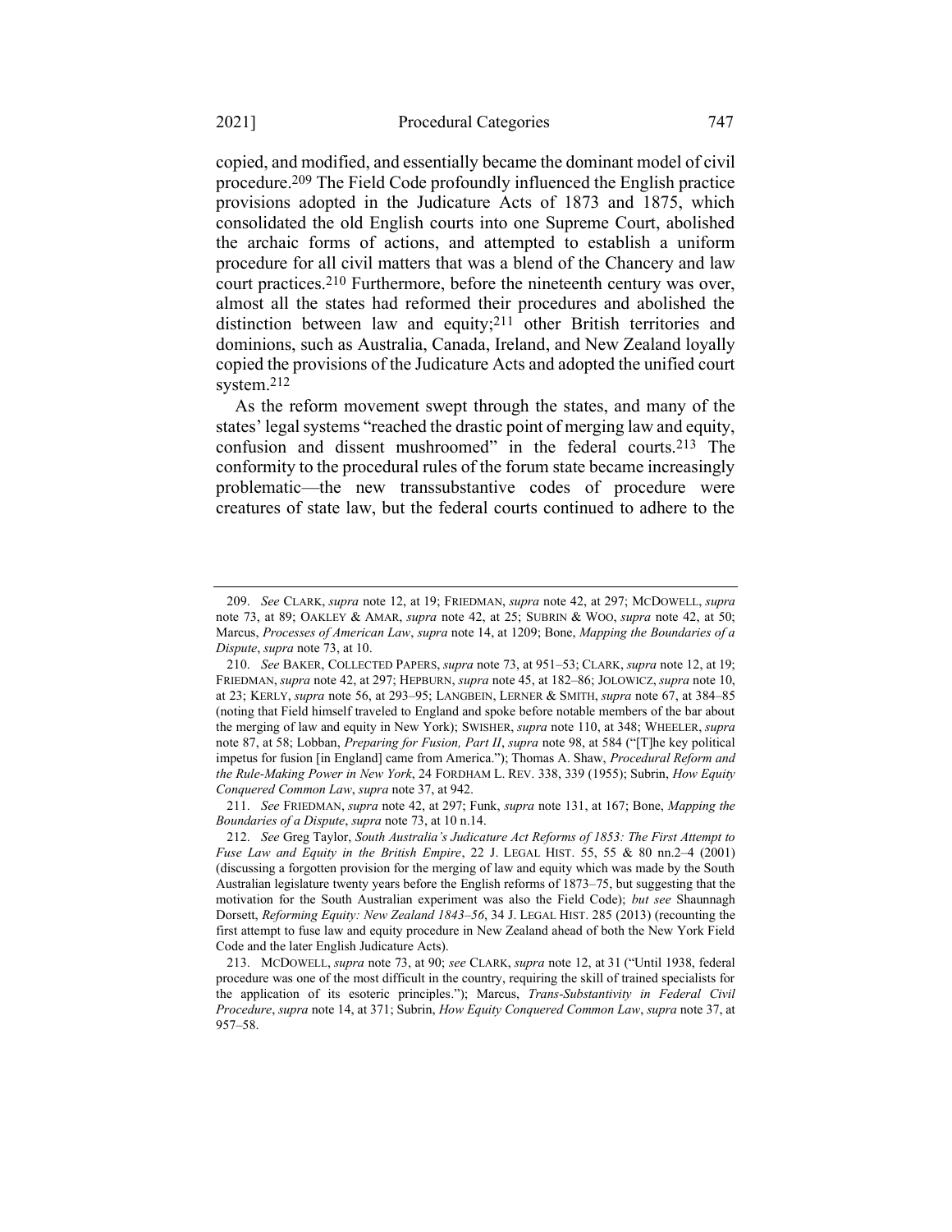copied, and modified, and essentially became the dominant model of civil procedure.[209] The Field Code profoundly influenced the English practice provisions adopted in the Judicature Acts of 1873 and 1875, which consolidated the old English courts into one Supreme Court, abolished the archaic forms of actions, and attempted to establish a uniform procedure for all civil matters that was a blend of the Chancery and law court practices.[210] Furthermore, before the nineteenth century was over, almost all the states had reformed their procedures and abolished the distinction between law and equity;[211] other British territories and dominions, such as Australia, Canada, Ireland, and New Zealand loyally copied the provisions of the Judicature Acts and adopted the unified court system.[212]

As the reform movement swept through the states, and many of the states' legal systems "reached the drastic point of merging law and equity, confusion and dissent mushroomed" in the federal courts.[213] The conformity to the procedural rules of the forum state became increasingly problematic—the new transsubstantive codes of procedure were creatures of state law, but the federal courts continued to adhere to the

---

209. *See* CLARK, *supra* note 12, at 19; FRIEDMAN, *supra* note 42, at 297; MCDOWELL, *supra* note 73, at 89; OAKLEY & AMAR, *supra* note 42, at 25; SUBRIN & WOO, *supra* note 42, at 50; Marcus, *Processes of American Law*, *supra* note 14, at 1209; Bone, *Mapping the Boundaries of a Dispute*, *supra* note 73, at 10.

210. *See* BAKER, COLLECTED PAPERS, *supra* note 73, at 951–53; CLARK, *supra* note 12, at 19; FRIEDMAN, *supra* note 42, at 297; HEPBURN, *supra* note 45, at 182–86; JOLOWICZ, *supra* note 10, at 23; KERLY, *supra* note 56, at 293–95; LANGBEIN, LERNER & SMITH, *supra* note 67, at 384–85 (noting that Field himself traveled to England and spoke before notable members of the bar about the merging of law and equity in New York); SWISHER, *supra* note 110, at 348; WHEELER, *supra* note 87, at 58; Lobban, *Preparing for Fusion, Part II*, *supra* note 98, at 584 ("[T]he key political impetus for fusion [in England] came from America."); Thomas A. Shaw, *Procedural Reform and the Rule-Making Power in New York*, 24 FORDHAM L. REV. 338, 339 (1955); Subrin, *How Equity Conquered Common Law*, *supra* note 37, at 942.

211. *See* FRIEDMAN, *supra* note 42, at 297; Funk, *supra* note 131, at 167; Bone, *Mapping the Boundaries of a Dispute*, *supra* note 73, at 10 n.14.

212. *See* Greg Taylor, *South Australia's Judicature Act Reforms of 1853: The First Attempt to Fuse Law and Equity in the British Empire*, 22 J. LEGAL HIST. 55, 55 & 80 nn.2–4 (2001) (discussing a forgotten provision for the merging of law and equity which was made by the South Australian legislature twenty years before the English reforms of 1873–75, but suggesting that the motivation for the South Australian experiment was also the Field Code); *but see* Shaunnagh Dorsett, *Reforming Equity: New Zealand 1843–56*, 34 J. LEGAL HIST. 285 (2013) (recounting the first attempt to fuse law and equity procedure in New Zealand ahead of both the New York Field Code and the later English Judicature Acts).

213. MCDOWELL, *supra* note 73, at 90; *see* CLARK, *supra* note 12, at 31 ("Until 1938, federal procedure was one of the most difficult in the country, requiring the skill of trained specialists for the application of its esoteric principles."); Marcus, *Trans-Substantivity in Federal Civil Procedure*, *supra* note 14, at 371; Subrin, *How Equity Conquered Common Law*, *supra* note 37, at 957–58.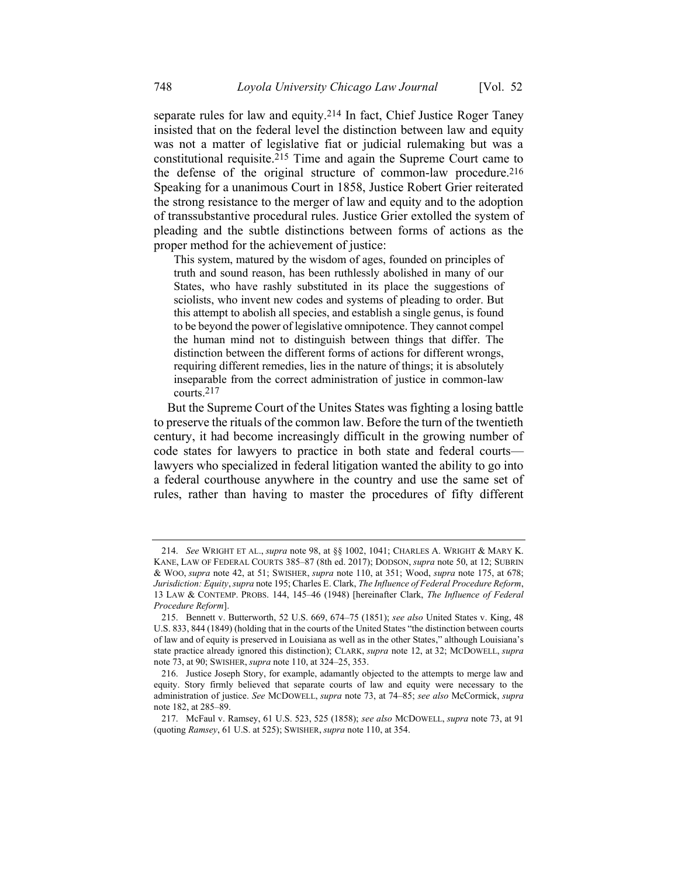separate rules for law and equity.[214] In fact, Chief Justice Roger Taney insisted that on the federal level the distinction between law and equity was not a matter of legislative fiat or judicial rulemaking but was a constitutional requisite.[215] Time and again the Supreme Court came to the defense of the original structure of common-law procedure.[216] Speaking for a unanimous Court in 1858, Justice Robert Grier reiterated the strong resistance to the merger of law and equity and to the adoption of transsubstantive procedural rules. Justice Grier extolled the system of pleading and the subtle distinctions between forms of actions as the proper method for the achievement of justice:

> This system, matured by the wisdom of ages, founded on principles of truth and sound reason, has been ruthlessly abolished in many of our States, who have rashly substituted in its place the suggestions of sciolists, who invent new codes and systems of pleading to order. But this attempt to abolish all species, and establish a single genus, is found to be beyond the power of legislative omnipotence. They cannot compel the human mind not to distinguish between things that differ. The distinction between the different forms of actions for different wrongs, requiring different remedies, lies in the nature of things; it is absolutely inseparable from the correct administration of justice in common-law courts.[217]

But the Supreme Court of the Unites States was fighting a losing battle to preserve the rituals of the common law. Before the turn of the twentieth century, it had become increasingly difficult in the growing number of code states for lawyers to practice in both state and federal courts—lawyers who specialized in federal litigation wanted the ability to go into a federal courthouse anywhere in the country and use the same set of rules, rather than having to master the procedures of fifty different

---

214. *See* WRIGHT ET AL., *supra* note 98, at §§ 1002, 1041; CHARLES A. WRIGHT & MARY K. KANE, LAW OF FEDERAL COURTS 385–87 (8th ed. 2017); DODSON, *supra* note 50, at 12; SUBRIN & WOO, *supra* note 42, at 51; SWISHER, *supra* note 110, at 351; Wood, *supra* note 175, at 678; *Jurisdiction: Equity*, *supra* note 195; Charles E. Clark, *The Influence of Federal Procedure Reform*, 13 LAW & CONTEMP. PROBS. 144, 145–46 (1948) [hereinafter Clark, *The Influence of Federal Procedure Reform*].

215. Bennett v. Butterworth, 52 U.S. 669, 674–75 (1851); *see also* United States v. King, 48 U.S. 833, 844 (1849) (holding that in the courts of the United States "the distinction between courts of law and of equity is preserved in Louisiana as well as in the other States," although Louisiana's state practice already ignored this distinction); CLARK, *supra* note 12, at 32; MCDOWELL, *supra* note 73, at 90; SWISHER, *supra* note 110, at 324–25, 353.

216. Justice Joseph Story, for example, adamantly objected to the attempts to merge law and equity. Story firmly believed that separate courts of law and equity were necessary to the administration of justice. *See* MCDOWELL, *supra* note 73, at 74–85; *see also* McCormick, *supra* note 182, at 285–89.

217. McFaul v. Ramsey, 61 U.S. 523, 525 (1858); *see also* MCDOWELL, *supra* note 73, at 91 (quoting *Ramsey*, 61 U.S. at 525); SWISHER, *supra* note 110, at 354.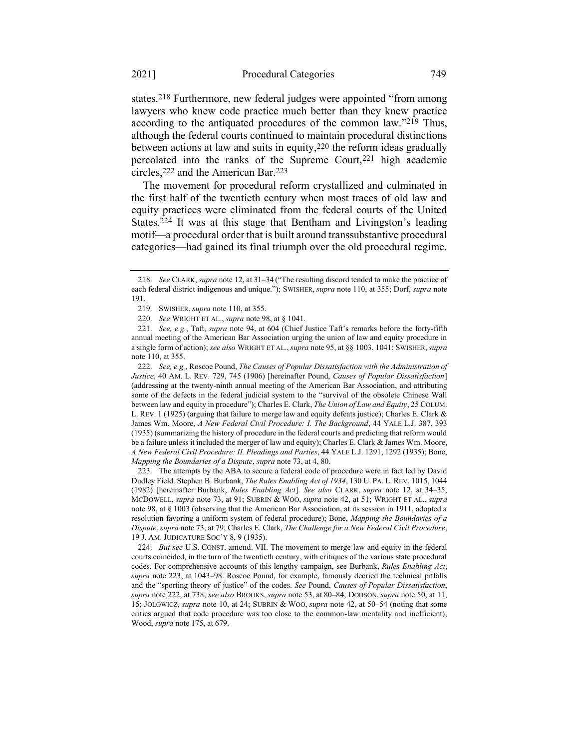states.[218] Furthermore, new federal judges were appointed "from among lawyers who knew code practice much better than they knew practice according to the antiquated procedures of the common law."[219] Thus, although the federal courts continued to maintain procedural distinctions between actions at law and suits in equity,[220] the reform ideas gradually percolated into the ranks of the Supreme Court,[221] high academic circles,[222] and the American Bar.[223]

The movement for procedural reform crystallized and culminated in the first half of the twentieth century when most traces of old law and equity practices were eliminated from the federal courts of the United States.[224] It was at this stage that Bentham and Livingston's leading motif—a procedural order that is built around transsubstantive procedural categories—had gained its final triumph over the old procedural regime.

---

218. *See* CLARK, *supra* note 12, at 31–34 ("The resulting discord tended to make the practice of each federal district indigenous and unique."); SWISHER, *supra* note 110, at 355; Dorf, *supra* note 191.

219. SWISHER, *supra* note 110, at 355.

220. *See* WRIGHT ET AL., *supra* note 98, at § 1041.

221. *See, e.g.*, Taft, *supra* note 94, at 604 (Chief Justice Taft's remarks before the forty-fifth annual meeting of the American Bar Association urging the union of law and equity procedure in a single form of action); *see also* WRIGHT ET AL., *supra* note 95, at §§ 1003, 1041; SWISHER, *supra* note 110, at 355.

222. *See, e.g.*, Roscoe Pound, *The Causes of Popular Dissatisfaction with the Administration of Justice*, 40 AM. L. REV. 729, 745 (1906) [hereinafter Pound, *Causes of Popular Dissatisfaction*] (addressing at the twenty-ninth annual meeting of the American Bar Association, and attributing some of the defects in the federal judicial system to the "survival of the obsolete Chinese Wall between law and equity in procedure"); Charles E. Clark, *The Union of Law and Equity*, 25 COLUM. L. REV. 1 (1925) (arguing that failure to merge law and equity defeats justice); Charles E. Clark & James Wm. Moore, *A New Federal Civil Procedure: I. The Background*, 44 YALE L.J. 387, 393 (1935) (summarizing the history of procedure in the federal courts and predicting that reform would be a failure unless it included the merger of law and equity); Charles E. Clark & James Wm. Moore, *A New Federal Civil Procedure: II. Pleadings and Parties*, 44 YALE L.J. 1291, 1292 (1935); Bone, *Mapping the Boundaries of a Dispute*, *supra* note 73, at 4, 80.

223. The attempts by the ABA to secure a federal code of procedure were in fact led by David Dudley Field. Stephen B. Burbank, *The Rules Enabling Act of 1934*, 130 U. PA. L. REV. 1015, 1044 (1982) [hereinafter Burbank, *Rules Enabling Act*]. *See also* CLARK, *supra* note 12, at 34–35; MCDOWELL, *supra* note 73, at 91; SUBRIN & WOO, *supra* note 42, at 51; WRIGHT ET AL., *supra* note 98, at § 1003 (observing that the American Bar Association, at its session in 1911, adopted a resolution favoring a uniform system of federal procedure); Bone, *Mapping the Boundaries of a Dispute*, *supra* note 73, at 79; Charles E. Clark, *The Challenge for a New Federal Civil Procedure*, 19 J. AM. JUDICATURE SOC'Y 8, 9 (1935).

224. *But see* U.S. CONST. amend. VII. The movement to merge law and equity in the federal courts coincided, in the turn of the twentieth century, with critiques of the various state procedural codes. For comprehensive accounts of this lengthy campaign, see Burbank, *Rules Enabling Act*, *supra* note 223, at 1043–98. Roscoe Pound, for example, famously decried the technical pitfalls and the "sporting theory of justice" of the codes. *See* Pound, *Causes of Popular Dissatisfaction*, *supra* note 222, at 738; *see also* BROOKS, *supra* note 53, at 80–84; DODSON, *supra* note 50, at 11, 15; JOLOWICZ, *supra* note 10, at 24; SUBRIN & WOO, *supra* note 42, at 50–54 (noting that some critics argued that code procedure was too close to the common-law mentality and inefficient); Wood, *supra* note 175, at 679.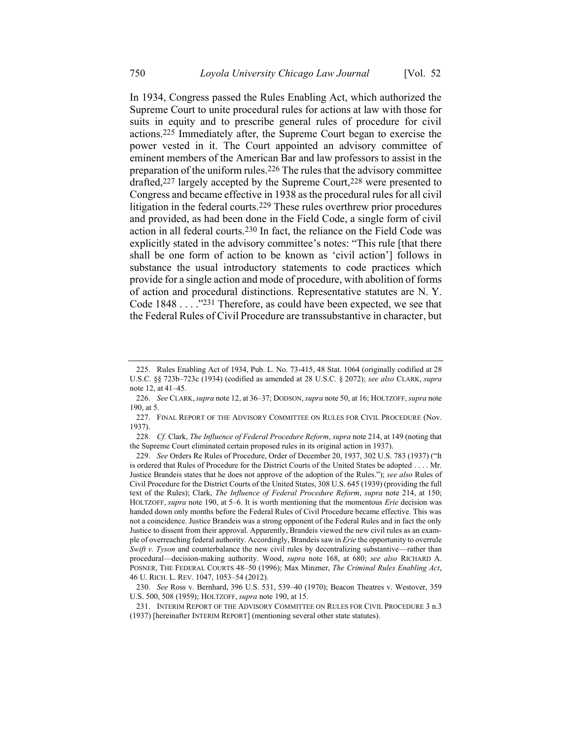In 1934, Congress passed the Rules Enabling Act, which authorized the Supreme Court to unite procedural rules for actions at law with those for suits in equity and to prescribe general rules of procedure for civil actions.[225] Immediately after, the Supreme Court began to exercise the power vested in it. The Court appointed an advisory committee of eminent members of the American Bar and law professors to assist in the preparation of the uniform rules.[226] The rules that the advisory committee drafted,[227] largely accepted by the Supreme Court,[228] were presented to Congress and became effective in 1938 as the procedural rules for all civil litigation in the federal courts.[229] These rules overthrew prior procedures and provided, as had been done in the Field Code, a single form of civil action in all federal courts.[230] In fact, the reliance on the Field Code was explicitly stated in the advisory committee's notes: "This rule [that there shall be one form of action to be known as 'civil action'] follows in substance the usual introductory statements to code practices which provide for a single action and mode of procedure, with abolition of forms of action and procedural distinctions. Representative statutes are N. Y. Code 1848 . . . ."[231] Therefore, as could have been expected, we see that the Federal Rules of Civil Procedure are transsubstantive in character, but

---

225. Rules Enabling Act of 1934, Pub. L. No. 73-415, 48 Stat. 1064 (originally codified at 28 U.S.C. §§ 723b–723c (1934) (codified as amended at 28 U.S.C. § 2072); *see also* CLARK, *supra* note 12, at 41–45.

226. *See* CLARK, *supra* note 12, at 36–37; DODSON, *supra* note 50, at 16; HOLTZOFF, *supra* note 190, at 5.

227. FINAL REPORT OF THE ADVISORY COMMITTEE ON RULES FOR CIVIL PROCEDURE (Nov. 1937).

228. *Cf.* Clark, *The Influence of Federal Procedure Reform*, *supra* note 214, at 149 (noting that the Supreme Court eliminated certain proposed rules in its original action in 1937).

229. *See* Orders Re Rules of Procedure, Order of December 20, 1937, 302 U.S. 783 (1937) ("It is ordered that Rules of Procedure for the District Courts of the United States be adopted . . . . Mr. Justice Brandeis states that he does not approve of the adoption of the Rules."); *see also* Rules of Civil Procedure for the District Courts of the United States, 308 U.S. 645 (1939) (providing the full text of the Rules); Clark, *The Influence of Federal Procedure Reform*, *supra* note 214, at 150; HOLTZOFF, *supra* note 190, at 5–6. It is worth mentioning that the momentous *Erie* decision was handed down only months before the Federal Rules of Civil Procedure became effective. This was not a coincidence. Justice Brandeis was a strong opponent of the Federal Rules and in fact the only Justice to dissent from their approval. Apparently, Brandeis viewed the new civil rules as an example of overreaching federal authority. Accordingly, Brandeis saw in *Erie* the opportunity to overrule *Swift v. Tyson* and counterbalance the new civil rules by decentralizing substantive—rather than procedural—decision-making authority. Wood, *supra* note 168, at 680; *see also* RICHARD A. POSNER, THE FEDERAL COURTS 48–50 (1996); Max Minzner, *The Criminal Rules Enabling Act*, 46 U. RICH. L. REV. 1047, 1053–54 (2012).

230. *See* Ross v. Bernhard, 396 U.S. 531, 539–40 (1970); Beacon Theatres v. Westover, 359 U.S. 500, 508 (1959); HOLTZOFF, *supra* note 190, at 15.

231. INTERIM REPORT OF THE ADVISORY COMMITTEE ON RULES FOR CIVIL PROCEDURE 3 n.3 (1937) [hereinafter INTERIM REPORT] (mentioning several other state statutes).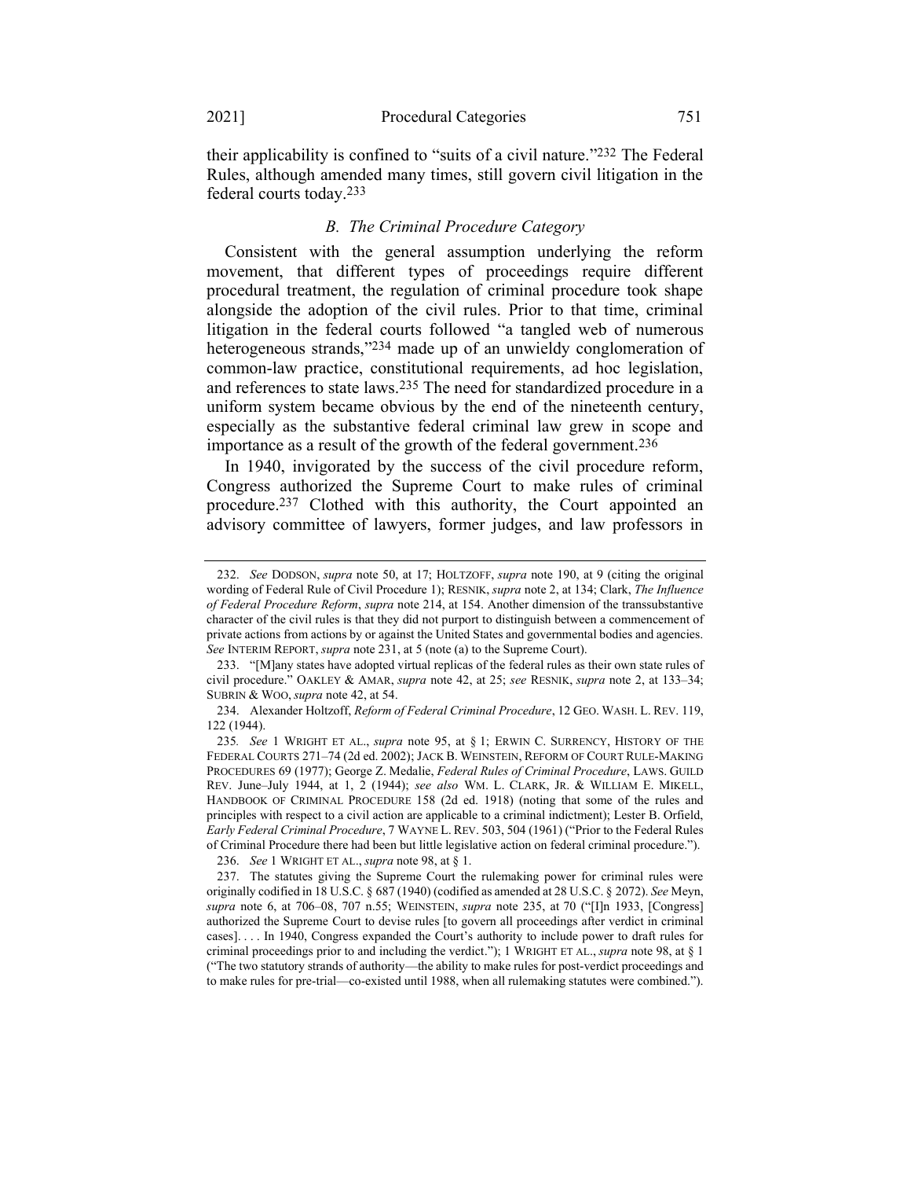their applicability is confined to "suits of a civil nature."[232] The Federal Rules, although amended many times, still govern civil litigation in the federal courts today.[233]

### *B. The Criminal Procedure Category*

Consistent with the general assumption underlying the reform movement, that different types of proceedings require different procedural treatment, the regulation of criminal procedure took shape alongside the adoption of the civil rules. Prior to that time, criminal litigation in the federal courts followed "a tangled web of numerous heterogeneous strands,"[234] made up of an unwieldy conglomeration of common-law practice, constitutional requirements, ad hoc legislation, and references to state laws.[235] The need for standardized procedure in a uniform system became obvious by the end of the nineteenth century, especially as the substantive federal criminal law grew in scope and importance as a result of the growth of the federal government.[236]

In 1940, invigorated by the success of the civil procedure reform, Congress authorized the Supreme Court to make rules of criminal procedure.[237] Clothed with this authority, the Court appointed an advisory committee of lawyers, former judges, and law professors in

---

232. *See* DODSON, *supra* note 50, at 17; HOLTZOFF, *supra* note 190, at 9 (citing the original wording of Federal Rule of Civil Procedure 1); RESNIK, *supra* note 2, at 134; Clark, *The Influence of Federal Procedure Reform*, *supra* note 214, at 154. Another dimension of the transsubstantive character of the civil rules is that they did not purport to distinguish between a commencement of private actions from actions by or against the United States and governmental bodies and agencies. *See* INTERIM REPORT, *supra* note 231, at 5 (note (a) to the Supreme Court).

233. "[M]any states have adopted virtual replicas of the federal rules as their own state rules of civil procedure." OAKLEY & AMAR, *supra* note 42, at 25; *see* RESNIK, *supra* note 2, at 133–34; SUBRIN & WOO, *supra* note 42, at 54.

234. Alexander Holtzoff, *Reform of Federal Criminal Procedure*, 12 GEO. WASH. L. REV. 119, 122 (1944).

235. *See* 1 WRIGHT ET AL., *supra* note 95, at § 1; ERWIN C. SURRENCY, HISTORY OF THE FEDERAL COURTS 271–74 (2d ed. 2002); JACK B. WEINSTEIN, REFORM OF COURT RULE-MAKING PROCEDURES 69 (1977); George Z. Medalie, *Federal Rules of Criminal Procedure*, LAWS. GUILD REV. June–July 1944, at 1, 2 (1944); *see also* WM. L. CLARK, JR. & WILLIAM E. MIKELL, HANDBOOK OF CRIMINAL PROCEDURE 158 (2d ed. 1918) (noting that some of the rules and principles with respect to a civil action are applicable to a criminal indictment); Lester B. Orfield, *Early Federal Criminal Procedure*, 7 WAYNE L. REV. 503, 504 (1961) ("Prior to the Federal Rules of Criminal Procedure there had been but little legislative action on federal criminal procedure.").

236. *See* 1 WRIGHT ET AL., *supra* note 98, at § 1.

237. The statutes giving the Supreme Court the rulemaking power for criminal rules were originally codified in 18 U.S.C. § 687 (1940) (codified as amended at 28 U.S.C. § 2072). *See* Meyn, *supra* note 6, at 706–08, 707 n.55; WEINSTEIN, *supra* note 235, at 70 ("[I]n 1933, [Congress] authorized the Supreme Court to devise rules [to govern all proceedings after verdict in criminal cases]. . . . In 1940, Congress expanded the Court's authority to include power to draft rules for criminal proceedings prior to and including the verdict."); 1 WRIGHT ET AL., *supra* note 98, at § 1 ("The two statutory strands of authority—the ability to make rules for post-verdict proceedings and to make rules for pre-trial—co-existed until 1988, when all rulemaking statutes were combined.").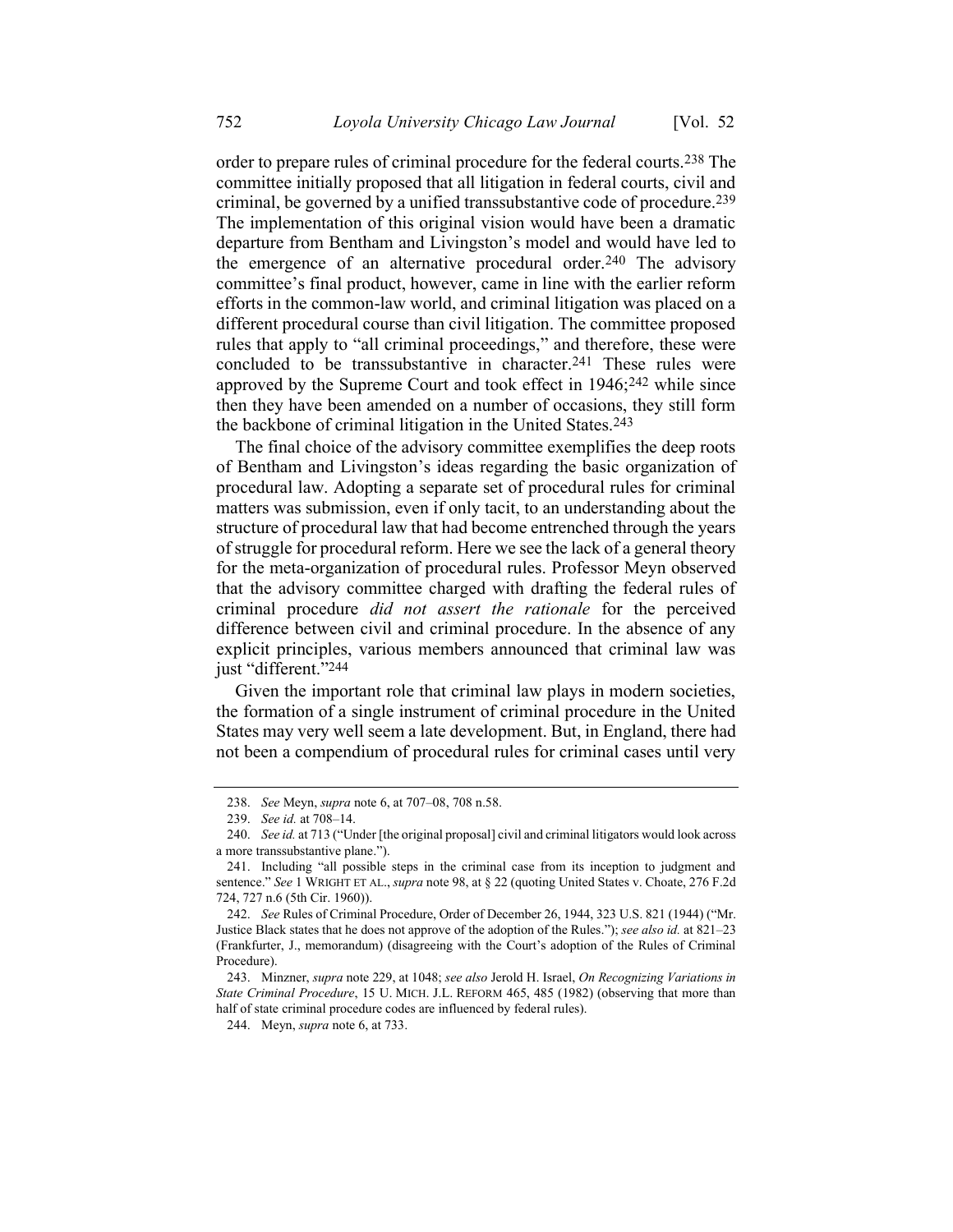order to prepare rules of criminal procedure for the federal courts.[238] The committee initially proposed that all litigation in federal courts, civil and criminal, be governed by a unified transsubstantive code of procedure.[239] The implementation of this original vision would have been a dramatic departure from Bentham and Livingston's model and would have led to the emergence of an alternative procedural order.[240] The advisory committee's final product, however, came in line with the earlier reform efforts in the common-law world, and criminal litigation was placed on a different procedural course than civil litigation. The committee proposed rules that apply to "all criminal proceedings," and therefore, these were concluded to be transsubstantive in character.[241] These rules were approved by the Supreme Court and took effect in 1946;[242] while since then they have been amended on a number of occasions, they still form the backbone of criminal litigation in the United States.[243]

The final choice of the advisory committee exemplifies the deep roots of Bentham and Livingston's ideas regarding the basic organization of procedural law. Adopting a separate set of procedural rules for criminal matters was submission, even if only tacit, to an understanding about the structure of procedural law that had become entrenched through the years of struggle for procedural reform. Here we see the lack of a general theory for the meta-organization of procedural rules. Professor Meyn observed that the advisory committee charged with drafting the federal rules of criminal procedure *did not assert the rationale* for the perceived difference between civil and criminal procedure. In the absence of any explicit principles, various members announced that criminal law was just "different."[244]

Given the important role that criminal law plays in modern societies, the formation of a single instrument of criminal procedure in the United States may very well seem a late development. But, in England, there had not been a compendium of procedural rules for criminal cases until very

---

238. *See* Meyn, *supra* note 6, at 707–08, 708 n.58.

239. *See id.* at 708–14.

240. *See id.* at 713 ("Under [the original proposal] civil and criminal litigators would look across a more transsubstantive plane.").

241. Including "all possible steps in the criminal case from its inception to judgment and sentence." *See* 1 WRIGHT ET AL., *supra* note 98, at § 22 (quoting United States v. Choate, 276 F.2d 724, 727 n.6 (5th Cir. 1960)).

242. *See* Rules of Criminal Procedure, Order of December 26, 1944, 323 U.S. 821 (1944) ("Mr. Justice Black states that he does not approve of the adoption of the Rules."); *see also id.* at 821–23 (Frankfurter, J., memorandum) (disagreeing with the Court's adoption of the Rules of Criminal Procedure).

243. Minzner, *supra* note 229, at 1048; *see also* Jerold H. Israel, *On Recognizing Variations in State Criminal Procedure*, 15 U. MICH. J.L. REFORM 465, 485 (1982) (observing that more than half of state criminal procedure codes are influenced by federal rules).

244. Meyn, *supra* note 6, at 733.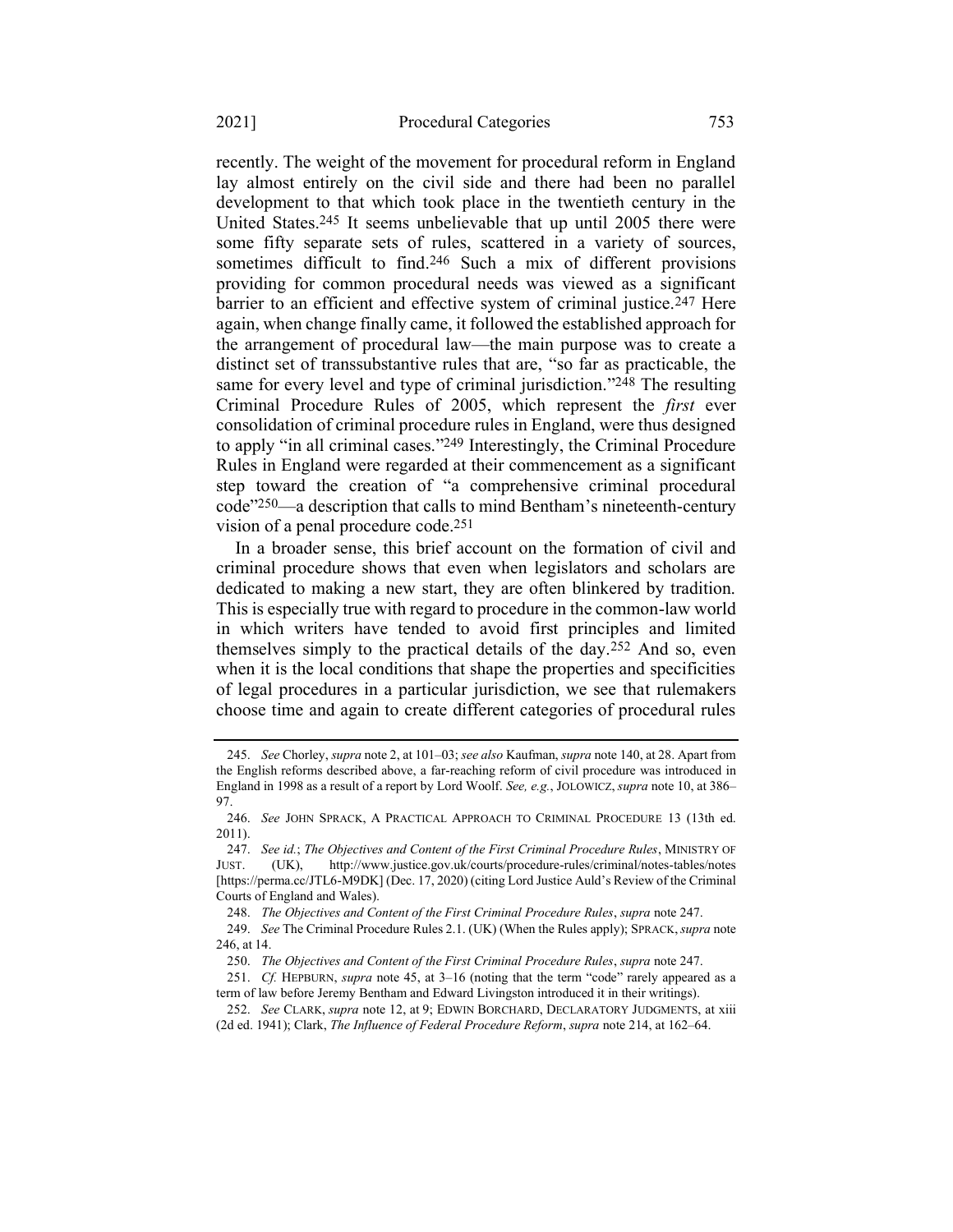recently. The weight of the movement for procedural reform in England lay almost entirely on the civil side and there had been no parallel development to that which took place in the twentieth century in the United States.[245] It seems unbelievable that up until 2005 there were some fifty separate sets of rules, scattered in a variety of sources, sometimes difficult to find.[246] Such a mix of different provisions providing for common procedural needs was viewed as a significant barrier to an efficient and effective system of criminal justice.[247] Here again, when change finally came, it followed the established approach for the arrangement of procedural law—the main purpose was to create a distinct set of transsubstantive rules that are, "so far as practicable, the same for every level and type of criminal jurisdiction."[248] The resulting Criminal Procedure Rules of 2005, which represent the *first* ever consolidation of criminal procedure rules in England, were thus designed to apply "in all criminal cases."[249] Interestingly, the Criminal Procedure Rules in England were regarded at their commencement as a significant step toward the creation of "a comprehensive criminal procedural code"[250]—a description that calls to mind Bentham's nineteenth-century vision of a penal procedure code.[251]

In a broader sense, this brief account on the formation of civil and criminal procedure shows that even when legislators and scholars are dedicated to making a new start, they are often blinkered by tradition. This is especially true with regard to procedure in the common-law world in which writers have tended to avoid first principles and limited themselves simply to the practical details of the day.[252] And so, even when it is the local conditions that shape the properties and specificities of legal procedures in a particular jurisdiction, we see that rulemakers choose time and again to create different categories of procedural rules

---

245. *See* Chorley, *supra* note 2, at 101–03; *see also* Kaufman, *supra* note 140, at 28. Apart from the English reforms described above, a far-reaching reform of civil procedure was introduced in England in 1998 as a result of a report by Lord Woolf. *See, e.g.*, JOLOWICZ, *supra* note 10, at 386–97.

246. *See* JOHN SPRACK, A PRACTICAL APPROACH TO CRIMINAL PROCEDURE 13 (13th ed. 2011).

247. *See id.*; *The Objectives and Content of the First Criminal Procedure Rules*, MINISTRY OF JUST. (UK), http://www.justice.gov.uk/courts/procedure-rules/criminal/notes-tables/notes [https://perma.cc/JTL6-M9DK] (Dec. 17, 2020) (citing Lord Justice Auld's Review of the Criminal Courts of England and Wales).

248. *The Objectives and Content of the First Criminal Procedure Rules*, *supra* note 247.

249. *See* The Criminal Procedure Rules 2.1. (UK) (When the Rules apply); SPRACK, *supra* note 246, at 14.

250. *The Objectives and Content of the First Criminal Procedure Rules*, *supra* note 247.

251. *Cf.* HEPBURN, *supra* note 45, at 3–16 (noting that the term "code" rarely appeared as a term of law before Jeremy Bentham and Edward Livingston introduced it in their writings).

252. *See* CLARK, *supra* note 12, at 9; EDWIN BORCHARD, DECLARATORY JUDGMENTS, at xiii (2d ed. 1941); Clark, *The Influence of Federal Procedure Reform*, *supra* note 214, at 162–64.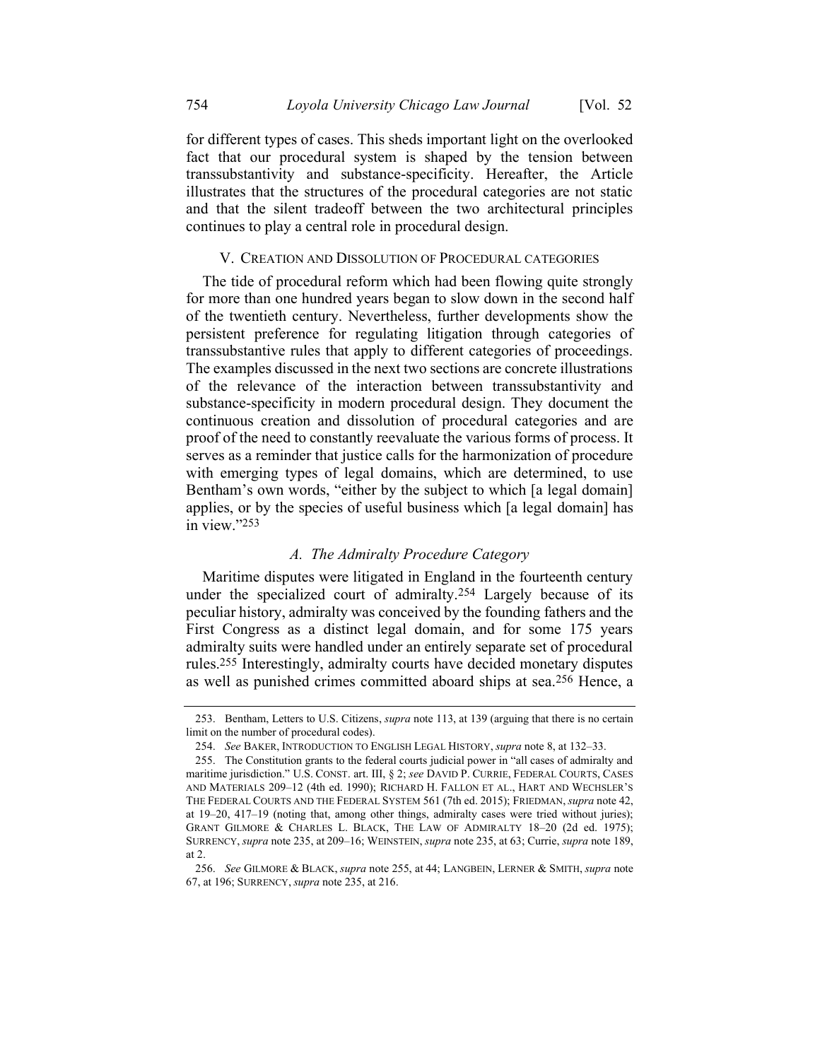for different types of cases. This sheds important light on the overlooked fact that our procedural system is shaped by the tension between transsubstantivity and substance-specificity. Hereafter, the Article illustrates that the structures of the procedural categories are not static and that the silent tradeoff between the two architectural principles continues to play a central role in procedural design.

## V. Creation and Dissolution of Procedural categories

The tide of procedural reform which had been flowing quite strongly for more than one hundred years began to slow down in the second half of the twentieth century. Nevertheless, further developments show the persistent preference for regulating litigation through categories of transsubstantive rules that apply to different categories of proceedings. The examples discussed in the next two sections are concrete illustrations of the relevance of the interaction between transsubstantivity and substance-specificity in modern procedural design. They document the continuous creation and dissolution of procedural categories and are proof of the need to constantly reevaluate the various forms of process. It serves as a reminder that justice calls for the harmonization of procedure with emerging types of legal domains, which are determined, to use Bentham's own words, "either by the subject to which [a legal domain] applies, or by the species of useful business which [a legal domain] has in view."[253]

### *A. The Admiralty Procedure Category*

Maritime disputes were litigated in England in the fourteenth century under the specialized court of admiralty.[254] Largely because of its peculiar history, admiralty was conceived by the founding fathers and the First Congress as a distinct legal domain, and for some 175 years admiralty suits were handled under an entirely separate set of procedural rules.[255] Interestingly, admiralty courts have decided monetary disputes as well as punished crimes committed aboard ships at sea.[256] Hence, a

---

253. Bentham, Letters to U.S. Citizens, *supra* note 113, at 139 (arguing that there is no certain limit on the number of procedural codes).

254. *See* Baker, Introduction to English Legal History, *supra* note 8, at 132–33.

255. The Constitution grants to the federal courts judicial power in "all cases of admiralty and maritime jurisdiction." U.S. Const. art. III, § 2; *see* David P. Currie, Federal Courts, Cases and Materials 209–12 (4th ed. 1990); Richard H. Fallon et al., Hart and Wechsler's The Federal Courts and the Federal System 561 (7th ed. 2015); Friedman, *supra* note 42, at 19–20, 417–19 (noting that, among other things, admiralty cases were tried without juries); Grant Gilmore & Charles L. Black, The Law of Admiralty 18–20 (2d ed. 1975); Surrency, *supra* note 235, at 209–16; Weinstein, *supra* note 235, at 63; Currie, *supra* note 189, at 2.

256. *See* Gilmore & Black, *supra* note 255, at 44; Langbein, Lerner & Smith, *supra* note 67, at 196; Surrency, *supra* note 235, at 216.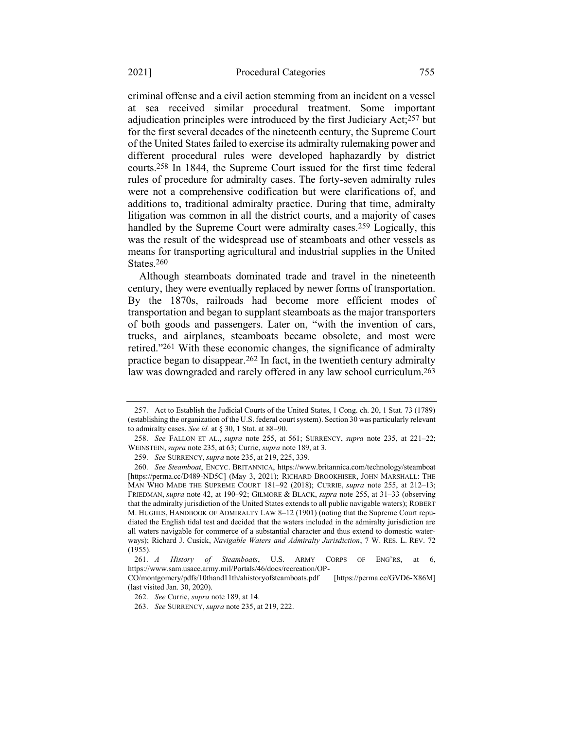criminal offense and a civil action stemming from an incident on a vessel at sea received similar procedural treatment. Some important adjudication principles were introduced by the first Judiciary Act;[257] but for the first several decades of the nineteenth century, the Supreme Court of the United States failed to exercise its admiralty rulemaking power and different procedural rules were developed haphazardly by district courts.[258] In 1844, the Supreme Court issued for the first time federal rules of procedure for admiralty cases. The forty-seven admiralty rules were not a comprehensive codification but were clarifications of, and additions to, traditional admiralty practice. During that time, admiralty litigation was common in all the district courts, and a majority of cases handled by the Supreme Court were admiralty cases.[259] Logically, this was the result of the widespread use of steamboats and other vessels as means for transporting agricultural and industrial supplies in the United States.[260]

Although steamboats dominated trade and travel in the nineteenth century, they were eventually replaced by newer forms of transportation. By the 1870s, railroads had become more efficient modes of transportation and began to supplant steamboats as the major transporters of both goods and passengers. Later on, "with the invention of cars, trucks, and airplanes, steamboats became obsolete, and most were retired."[261] With these economic changes, the significance of admiralty practice began to disappear.[262] In fact, in the twentieth century admiralty law was downgraded and rarely offered in any law school curriculum.[263]

---

257. Act to Establish the Judicial Courts of the United States, 1 Cong. ch. 20, 1 Stat. 73 (1789) (establishing the organization of the U.S. federal court system). Section 30 was particularly relevant to admiralty cases. *See id.* at § 30, 1 Stat. at 88–90.

258. *See* FALLON ET AL., *supra* note 255, at 561; SURRENCY, *supra* note 235, at 221–22; WEINSTEIN, *supra* note 235, at 63; Currie, *supra* note 189, at 3.

259. *See* SURRENCY, *supra* note 235, at 219, 225, 339.

260. *See Steamboat*, ENCYC. BRITANNICA, https://www.britannica.com/technology/steamboat [https://perma.cc/D489-ND5C] (May 3, 2021); RICHARD BROOKHISER, JOHN MARSHALL: THE MAN WHO MADE THE SUPREME COURT 181–92 (2018); CURRIE, *supra* note 255, at 212–13; FRIEDMAN, *supra* note 42, at 190–92; GILMORE & BLACK, *supra* note 255, at 31–33 (observing that the admiralty jurisdiction of the United States extends to all public navigable waters); ROBERT M. HUGHES, HANDBOOK OF ADMIRALTY LAW 8–12 (1901) (noting that the Supreme Court repudiated the English tidal test and decided that the waters included in the admiralty jurisdiction are all waters navigable for commerce of a substantial character and thus extend to domestic waterways); Richard J. Cusick, *Navigable Waters and Admiralty Jurisdiction*, 7 W. RES. L. REV. 72 (1955).

261. *A History of Steamboats*, U.S. ARMY CORPS OF ENG'RS, at 6, https://www.sam.usace.army.mil/Portals/46/docs/recreation/OP-CO/montgomery/pdfs/10thand11th/ahistoryofsteamboats.pdf [https://perma.cc/GVD6-X86M] (last visited Jan. 30, 2020).

262. *See* Currie, *supra* note 189, at 14.

263. *See* SURRENCY, *supra* note 235, at 219, 222.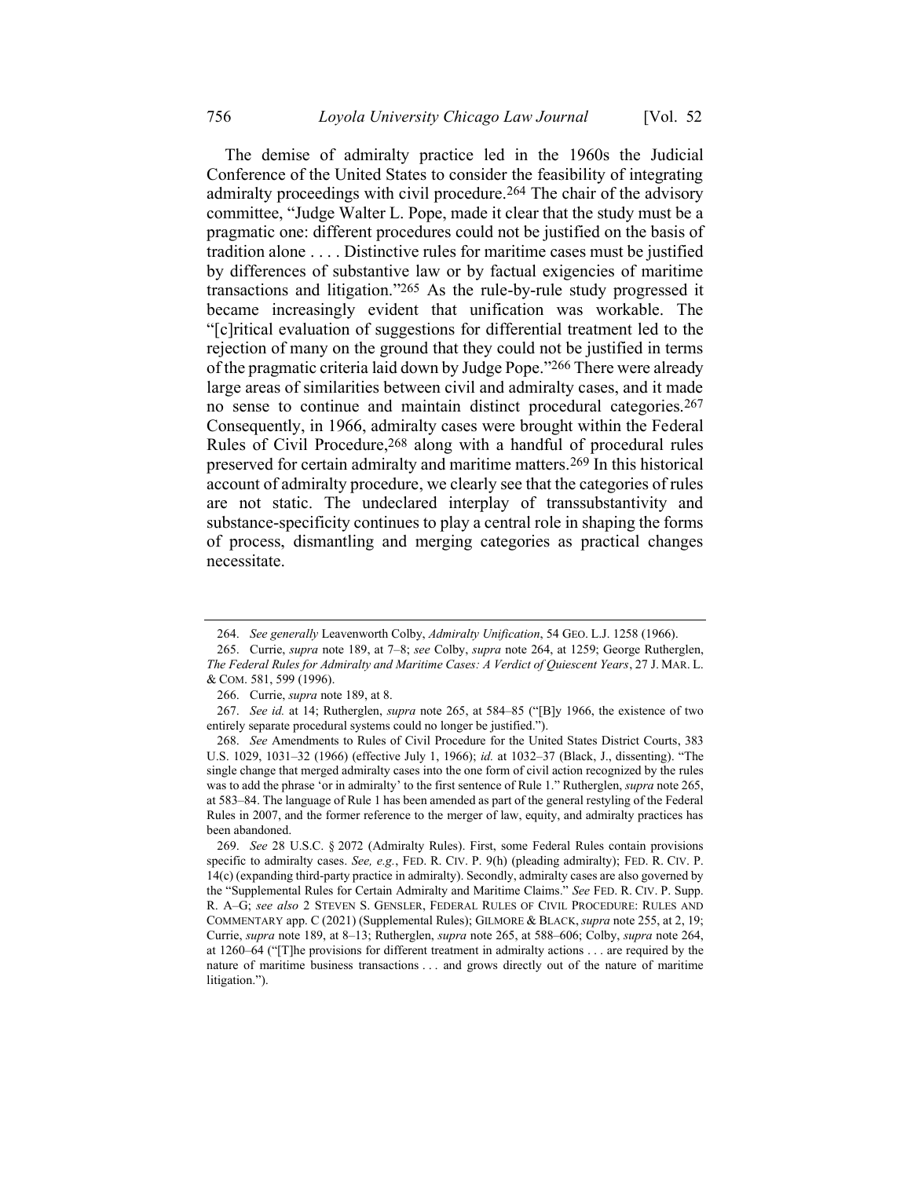The demise of admiralty practice led in the 1960s the Judicial Conference of the United States to consider the feasibility of integrating admiralty proceedings with civil procedure.[264] The chair of the advisory committee, "Judge Walter L. Pope, made it clear that the study must be a pragmatic one: different procedures could not be justified on the basis of tradition alone . . . . Distinctive rules for maritime cases must be justified by differences of substantive law or by factual exigencies of maritime transactions and litigation."[265] As the rule-by-rule study progressed it became increasingly evident that unification was workable. The "[c]ritical evaluation of suggestions for differential treatment led to the rejection of many on the ground that they could not be justified in terms of the pragmatic criteria laid down by Judge Pope."[266] There were already large areas of similarities between civil and admiralty cases, and it made no sense to continue and maintain distinct procedural categories.[267] Consequently, in 1966, admiralty cases were brought within the Federal Rules of Civil Procedure,[268] along with a handful of procedural rules preserved for certain admiralty and maritime matters.[269] In this historical account of admiralty procedure, we clearly see that the categories of rules are not static. The undeclared interplay of transsubstantivity and substance-specificity continues to play a central role in shaping the forms of process, dismantling and merging categories as practical changes necessitate.

---

264. *See generally* Leavenworth Colby, *Admiralty Unification*, 54 GEO. L.J. 1258 (1966).

265. Currie, *supra* note 189, at 7–8; *see* Colby, *supra* note 264, at 1259; George Rutherglen, *The Federal Rules for Admiralty and Maritime Cases: A Verdict of Quiescent Years*, 27 J. MAR. L. & COM. 581, 599 (1996).

266. Currie, *supra* note 189, at 8.

267. *See id.* at 14; Rutherglen, *supra* note 265, at 584–85 ("[B]y 1966, the existence of two entirely separate procedural systems could no longer be justified.").

268. *See* Amendments to Rules of Civil Procedure for the United States District Courts, 383 U.S. 1029, 1031–32 (1966) (effective July 1, 1966); *id.* at 1032–37 (Black, J., dissenting). "The single change that merged admiralty cases into the one form of civil action recognized by the rules was to add the phrase 'or in admiralty' to the first sentence of Rule 1." Rutherglen, *supra* note 265, at 583–84. The language of Rule 1 has been amended as part of the general restyling of the Federal Rules in 2007, and the former reference to the merger of law, equity, and admiralty practices has been abandoned.

269. *See* 28 U.S.C. § 2072 (Admiralty Rules). First, some Federal Rules contain provisions specific to admiralty cases. *See, e.g.*, FED. R. CIV. P. 9(h) (pleading admiralty); FED. R. CIV. P. 14(c) (expanding third-party practice in admiralty). Secondly, admiralty cases are also governed by the "Supplemental Rules for Certain Admiralty and Maritime Claims." *See* FED. R. CIV. P. Supp. R. A–G; *see also* 2 STEVEN S. GENSLER, FEDERAL RULES OF CIVIL PROCEDURE: RULES AND COMMENTARY app. C (2021) (Supplemental Rules); GILMORE & BLACK, *supra* note 255, at 2, 19; Currie, *supra* note 189, at 8–13; Rutherglen, *supra* note 265, at 588–606; Colby, *supra* note 264, at 1260–64 ("[T]he provisions for different treatment in admiralty actions . . . are required by the nature of maritime business transactions . . . and grows directly out of the nature of maritime litigation.").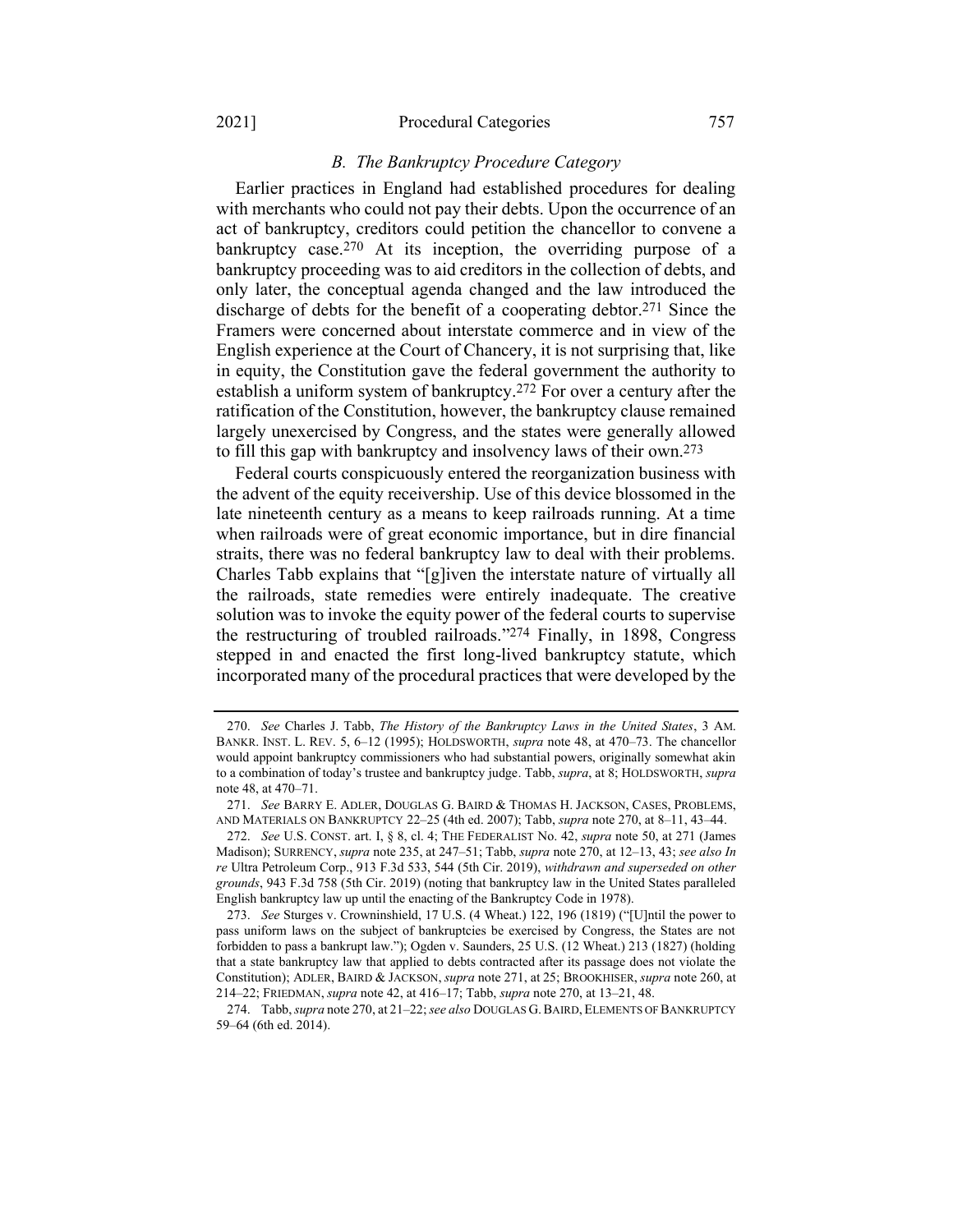### *B. The Bankruptcy Procedure Category*

Earlier practices in England had established procedures for dealing with merchants who could not pay their debts. Upon the occurrence of an act of bankruptcy, creditors could petition the chancellor to convene a bankruptcy case.[270] At its inception, the overriding purpose of a bankruptcy proceeding was to aid creditors in the collection of debts, and only later, the conceptual agenda changed and the law introduced the discharge of debts for the benefit of a cooperating debtor.[271] Since the Framers were concerned about interstate commerce and in view of the English experience at the Court of Chancery, it is not surprising that, like in equity, the Constitution gave the federal government the authority to establish a uniform system of bankruptcy.[272] For over a century after the ratification of the Constitution, however, the bankruptcy clause remained largely unexercised by Congress, and the states were generally allowed to fill this gap with bankruptcy and insolvency laws of their own.[273]

Federal courts conspicuously entered the reorganization business with the advent of the equity receivership. Use of this device blossomed in the late nineteenth century as a means to keep railroads running. At a time when railroads were of great economic importance, but in dire financial straits, there was no federal bankruptcy law to deal with their problems. Charles Tabb explains that "[g]iven the interstate nature of virtually all the railroads, state remedies were entirely inadequate. The creative solution was to invoke the equity power of the federal courts to supervise the restructuring of troubled railroads."[274] Finally, in 1898, Congress stepped in and enacted the first long-lived bankruptcy statute, which incorporated many of the procedural practices that were developed by the

---

270. *See* Charles J. Tabb, *The History of the Bankruptcy Laws in the United States*, 3 AM. BANKR. INST. L. REV. 5, 6–12 (1995); HOLDSWORTH, *supra* note 48, at 470–73. The chancellor would appoint bankruptcy commissioners who had substantial powers, originally somewhat akin to a combination of today's trustee and bankruptcy judge. Tabb, *supra*, at 8; HOLDSWORTH, *supra* note 48, at 470–71.

271. *See* BARRY E. ADLER, DOUGLAS G. BAIRD & THOMAS H. JACKSON, CASES, PROBLEMS, AND MATERIALS ON BANKRUPTCY 22–25 (4th ed. 2007); Tabb, *supra* note 270, at 8–11, 43–44.

272. *See* U.S. CONST. art. I, § 8, cl. 4; THE FEDERALIST No. 42, *supra* note 50, at 271 (James Madison); SURRENCY, *supra* note 235, at 247–51; Tabb, *supra* note 270, at 12–13, 43; *see also In re* Ultra Petroleum Corp., 913 F.3d 533, 544 (5th Cir. 2019), *withdrawn and superseded on other grounds*, 943 F.3d 758 (5th Cir. 2019) (noting that bankruptcy law in the United States paralleled English bankruptcy law up until the enacting of the Bankruptcy Code in 1978).

273. *See* Sturges v. Crowninshield, 17 U.S. (4 Wheat.) 122, 196 (1819) ("[U]ntil the power to pass uniform laws on the subject of bankruptcies be exercised by Congress, the States are not forbidden to pass a bankrupt law."); Ogden v. Saunders, 25 U.S. (12 Wheat.) 213 (1827) (holding that a state bankruptcy law that applied to debts contracted after its passage does not violate the Constitution); ADLER, BAIRD & JACKSON, *supra* note 271, at 25; BROOKHISER, *supra* note 260, at 214–22; FRIEDMAN, *supra* note 42, at 416–17; Tabb, *supra* note 270, at 13–21, 48.

274. Tabb, *supra* note 270, at 21–22; *see also* DOUGLAS G. BAIRD, ELEMENTS OF BANKRUPTCY 59–64 (6th ed. 2014).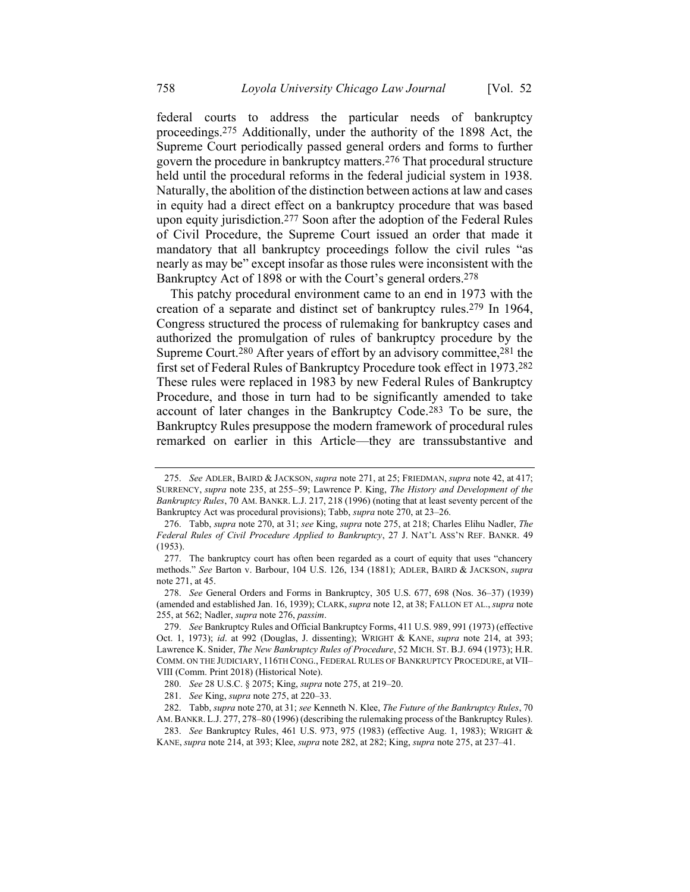federal courts to address the particular needs of bankruptcy proceedings.[275] Additionally, under the authority of the 1898 Act, the Supreme Court periodically passed general orders and forms to further govern the procedure in bankruptcy matters.[276] That procedural structure held until the procedural reforms in the federal judicial system in 1938. Naturally, the abolition of the distinction between actions at law and cases in equity had a direct effect on a bankruptcy procedure that was based upon equity jurisdiction.[277] Soon after the adoption of the Federal Rules of Civil Procedure, the Supreme Court issued an order that made it mandatory that all bankruptcy proceedings follow the civil rules "as nearly as may be" except insofar as those rules were inconsistent with the Bankruptcy Act of 1898 or with the Court's general orders.[278]

This patchy procedural environment came to an end in 1973 with the creation of a separate and distinct set of bankruptcy rules.[279] In 1964, Congress structured the process of rulemaking for bankruptcy cases and authorized the promulgation of rules of bankruptcy procedure by the Supreme Court.[280] After years of effort by an advisory committee,[281] the first set of Federal Rules of Bankruptcy Procedure took effect in 1973.[282] These rules were replaced in 1983 by new Federal Rules of Bankruptcy Procedure, and those in turn had to be significantly amended to take account of later changes in the Bankruptcy Code.[283] To be sure, the Bankruptcy Rules presuppose the modern framework of procedural rules remarked on earlier in this Article—they are transsubstantive and

---

275. *See* ADLER, BAIRD & JACKSON, *supra* note 271, at 25; FRIEDMAN, *supra* note 42, at 417; SURRENCY, *supra* note 235, at 255–59; Lawrence P. King, *The History and Development of the Bankruptcy Rules*, 70 AM. BANKR. L.J. 217, 218 (1996) (noting that at least seventy percent of the Bankruptcy Act was procedural provisions); Tabb, *supra* note 270, at 23–26.

276. Tabb, *supra* note 270, at 31; *see* King, *supra* note 275, at 218; Charles Elihu Nadler, *The Federal Rules of Civil Procedure Applied to Bankruptcy*, 27 J. NAT'L ASS'N REF. BANKR. 49 (1953).

277. The bankruptcy court has often been regarded as a court of equity that uses "chancery methods." *See* Barton v. Barbour, 104 U.S. 126, 134 (1881); ADLER, BAIRD & JACKSON, *supra* note 271, at 45.

278. *See* General Orders and Forms in Bankruptcy, 305 U.S. 677, 698 (Nos. 36–37) (1939) (amended and established Jan. 16, 1939); CLARK, *supra* note 12, at 38; FALLON ET AL., *supra* note 255, at 562; Nadler, *supra* note 276, *passim*.

279. *See* Bankruptcy Rules and Official Bankruptcy Forms, 411 U.S. 989, 991 (1973) (effective Oct. 1, 1973); *id*. at 992 (Douglas, J. dissenting); WRIGHT & KANE, *supra* note 214, at 393; Lawrence K. Snider, *The New Bankruptcy Rules of Procedure*, 52 MICH. ST. B.J. 694 (1973); H.R. COMM. ON THE JUDICIARY, 116TH CONG., FEDERAL RULES OF BANKRUPTCY PROCEDURE, at VII–VIII (Comm. Print 2018) (Historical Note).

280. *See* 28 U.S.C. § 2075; King, *supra* note 275, at 219–20.

281. *See* King, *supra* note 275, at 220–33.

282. Tabb, *supra* note 270, at 31; *see* Kenneth N. Klee, *The Future of the Bankruptcy Rules*, 70 AM. BANKR. L.J. 277, 278–80 (1996) (describing the rulemaking process of the Bankruptcy Rules).

283. *See* Bankruptcy Rules, 461 U.S. 973, 975 (1983) (effective Aug. 1, 1983); WRIGHT & KANE, *supra* note 214, at 393; Klee, *supra* note 282, at 282; King, *supra* note 275, at 237–41.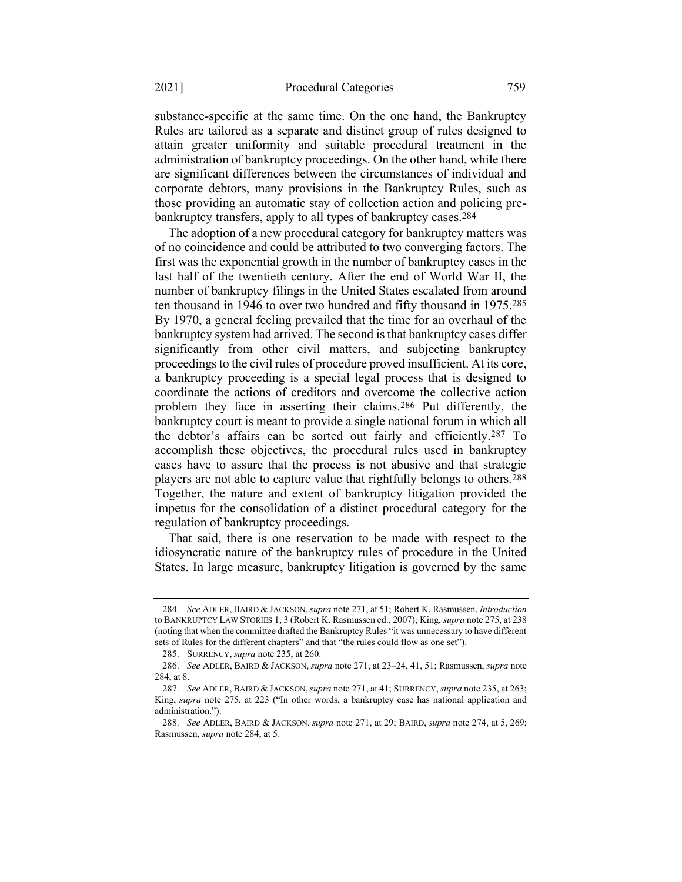substance-specific at the same time. On the one hand, the Bankruptcy Rules are tailored as a separate and distinct group of rules designed to attain greater uniformity and suitable procedural treatment in the administration of bankruptcy proceedings. On the other hand, while there are significant differences between the circumstances of individual and corporate debtors, many provisions in the Bankruptcy Rules, such as those providing an automatic stay of collection action and policing pre-bankruptcy transfers, apply to all types of bankruptcy cases.[284]

The adoption of a new procedural category for bankruptcy matters was of no coincidence and could be attributed to two converging factors. The first was the exponential growth in the number of bankruptcy cases in the last half of the twentieth century. After the end of World War II, the number of bankruptcy filings in the United States escalated from around ten thousand in 1946 to over two hundred and fifty thousand in 1975.[285] By 1970, a general feeling prevailed that the time for an overhaul of the bankruptcy system had arrived. The second is that bankruptcy cases differ significantly from other civil matters, and subjecting bankruptcy proceedings to the civil rules of procedure proved insufficient. At its core, a bankruptcy proceeding is a special legal process that is designed to coordinate the actions of creditors and overcome the collective action problem they face in asserting their claims.[286] Put differently, the bankruptcy court is meant to provide a single national forum in which all the debtor's affairs can be sorted out fairly and efficiently.[287] To accomplish these objectives, the procedural rules used in bankruptcy cases have to assure that the process is not abusive and that strategic players are not able to capture value that rightfully belongs to others.[288] Together, the nature and extent of bankruptcy litigation provided the impetus for the consolidation of a distinct procedural category for the regulation of bankruptcy proceedings.

That said, there is one reservation to be made with respect to the idiosyncratic nature of the bankruptcy rules of procedure in the United States. In large measure, bankruptcy litigation is governed by the same

---

284. *See* ADLER, BAIRD & JACKSON, *supra* note 271, at 51; Robert K. Rasmussen, *Introduction* to BANKRUPTCY LAW STORIES 1, 3 (Robert K. Rasmussen ed., 2007); King, *supra* note 275, at 238 (noting that when the committee drafted the Bankruptcy Rules "it was unnecessary to have different sets of Rules for the different chapters" and that "the rules could flow as one set").

285. SURRENCY, *supra* note 235, at 260.

286. *See* ADLER, BAIRD & JACKSON, *supra* note 271, at 23–24, 41, 51; Rasmussen, *supra* note 284, at 8.

287. *See* ADLER, BAIRD & JACKSON, *supra* note 271, at 41; SURRENCY, *supra* note 235, at 263; King, *supra* note 275, at 223 ("In other words, a bankruptcy case has national application and administration.").

288. *See* ADLER, BAIRD & JACKSON, *supra* note 271, at 29; BAIRD, *supra* note 274, at 5, 269; Rasmussen, *supra* note 284, at 5.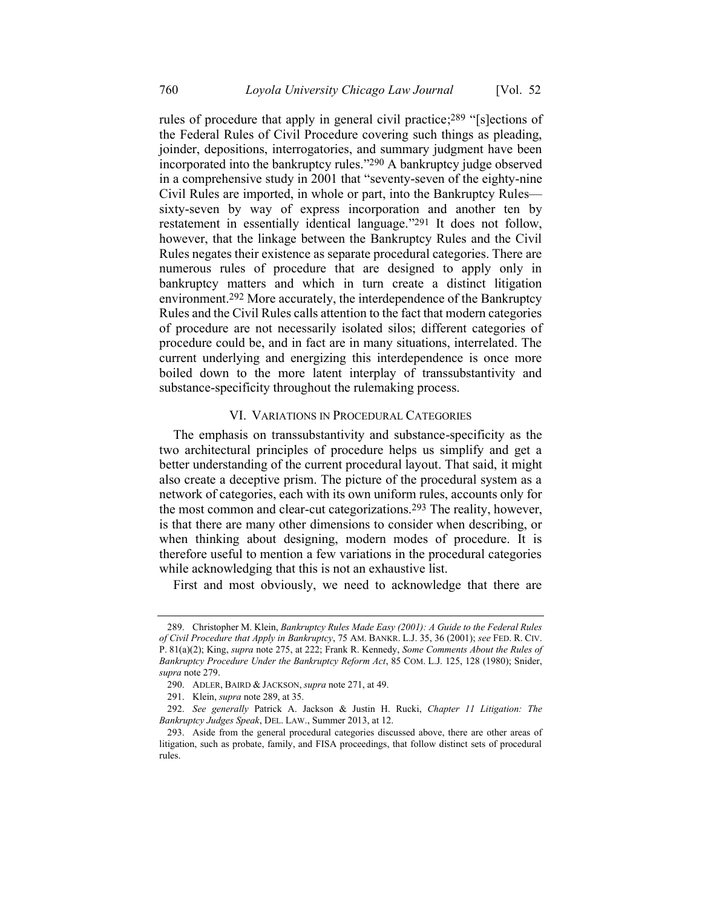rules of procedure that apply in general civil practice;[289] "[s]ections of the Federal Rules of Civil Procedure covering such things as pleading, joinder, depositions, interrogatories, and summary judgment have been incorporated into the bankruptcy rules."[290] A bankruptcy judge observed in a comprehensive study in 2001 that "seventy-seven of the eighty-nine Civil Rules are imported, in whole or part, into the Bankruptcy Rules—sixty-seven by way of express incorporation and another ten by restatement in essentially identical language."[291] It does not follow, however, that the linkage between the Bankruptcy Rules and the Civil Rules negates their existence as separate procedural categories. There are numerous rules of procedure that are designed to apply only in bankruptcy matters and which in turn create a distinct litigation environment.[292] More accurately, the interdependence of the Bankruptcy Rules and the Civil Rules calls attention to the fact that modern categories of procedure are not necessarily isolated silos; different categories of procedure could be, and in fact are in many situations, interrelated. The current underlying and energizing this interdependence is once more boiled down to the more latent interplay of transsubstantivity and substance-specificity throughout the rulemaking process.

## VI. Variations in Procedural Categories

The emphasis on transsubstantivity and substance-specificity as the two architectural principles of procedure helps us simplify and get a better understanding of the current procedural layout. That said, it might also create a deceptive prism. The picture of the procedural system as a network of categories, each with its own uniform rules, accounts only for the most common and clear-cut categorizations.[293] The reality, however, is that there are many other dimensions to consider when describing, or when thinking about designing, modern modes of procedure. It is therefore useful to mention a few variations in the procedural categories while acknowledging that this is not an exhaustive list.

First and most obviously, we need to acknowledge that there are

---

289. Christopher M. Klein, *Bankruptcy Rules Made Easy (2001): A Guide to the Federal Rules of Civil Procedure that Apply in Bankruptcy*, 75 AM. BANKR. L.J. 35, 36 (2001); *see* FED. R. CIV. P. 81(a)(2); King, *supra* note 275, at 222; Frank R. Kennedy, *Some Comments About the Rules of Bankruptcy Procedure Under the Bankruptcy Reform Act*, 85 COM. L.J. 125, 128 (1980); Snider, *supra* note 279.

290. ADLER, BAIRD & JACKSON, *supra* note 271, at 49.

291. Klein, *supra* note 289, at 35.

292. *See generally* Patrick A. Jackson & Justin H. Rucki, *Chapter 11 Litigation: The Bankruptcy Judges Speak*, DEL. LAW., Summer 2013, at 12.

293. Aside from the general procedural categories discussed above, there are other areas of litigation, such as probate, family, and FISA proceedings, that follow distinct sets of procedural rules.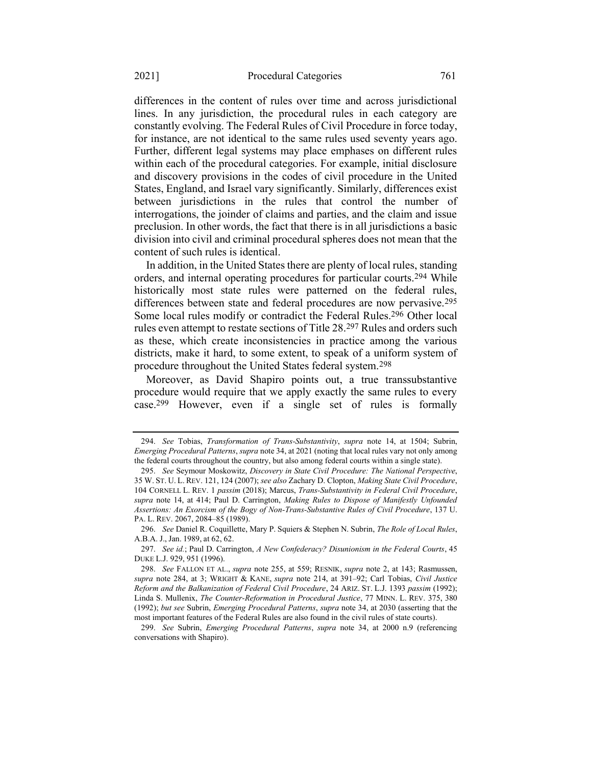differences in the content of rules over time and across jurisdictional lines. In any jurisdiction, the procedural rules in each category are constantly evolving. The Federal Rules of Civil Procedure in force today, for instance, are not identical to the same rules used seventy years ago. Further, different legal systems may place emphases on different rules within each of the procedural categories. For example, initial disclosure and discovery provisions in the codes of civil procedure in the United States, England, and Israel vary significantly. Similarly, differences exist between jurisdictions in the rules that control the number of interrogations, the joinder of claims and parties, and the claim and issue preclusion. In other words, the fact that there is in all jurisdictions a basic division into civil and criminal procedural spheres does not mean that the content of such rules is identical.

In addition, in the United States there are plenty of local rules, standing orders, and internal operating procedures for particular courts.[294] While historically most state rules were patterned on the federal rules, differences between state and federal procedures are now pervasive.[295] Some local rules modify or contradict the Federal Rules.[296] Other local rules even attempt to restate sections of Title 28.[297] Rules and orders such as these, which create inconsistencies in practice among the various districts, make it hard, to some extent, to speak of a uniform system of procedure throughout the United States federal system.[298]

Moreover, as David Shapiro points out, a true transsubstantive procedure would require that we apply exactly the same rules to every case.[299] However, even if a single set of rules is formally

---

294. *See* Tobias, *Transformation of Trans-Substantivity*, *supra* note 14, at 1504; Subrin, *Emerging Procedural Patterns*, *supra* note 34, at 2021 (noting that local rules vary not only among the federal courts throughout the country, but also among federal courts within a single state).

295. *See* Seymour Moskowitz, *Discovery in State Civil Procedure: The National Perspective*, 35 W. ST. U. L. REV. 121, 124 (2007); *see also* Zachary D. Clopton, *Making State Civil Procedure*, 104 CORNELL L. REV. 1 *passim* (2018); Marcus, *Trans-Substantivity in Federal Civil Procedure*, *supra* note 14, at 414; Paul D. Carrington, *Making Rules to Dispose of Manifestly Unfounded Assertions: An Exorcism of the Bogy of Non-Trans-Substantive Rules of Civil Procedure*, 137 U. PA. L. REV. 2067, 2084–85 (1989).

296. *See* Daniel R. Coquillette, Mary P. Squiers & Stephen N. Subrin, *The Role of Local Rules*, A.B.A. J., Jan. 1989, at 62, 62.

297. *See id.*; Paul D. Carrington, *A New Confederacy? Disunionism in the Federal Courts*, 45 DUKE L.J. 929, 951 (1996).

298. *See* FALLON ET AL., *supra* note 255, at 559; RESNIK, *supra* note 2, at 143; Rasmussen, *supra* note 284, at 3; WRIGHT & KANE, *supra* note 214, at 391–92; Carl Tobias, *Civil Justice Reform and the Balkanization of Federal Civil Procedure*, 24 ARIZ. ST. L.J. 1393 *passim* (1992); Linda S. Mullenix, *The Counter-Reformation in Procedural Justice*, 77 MINN. L. REV. 375, 380 (1992); *but see* Subrin, *Emerging Procedural Patterns*, *supra* note 34, at 2030 (asserting that the most important features of the Federal Rules are also found in the civil rules of state courts).

299. *See* Subrin, *Emerging Procedural Patterns*, *supra* note 34, at 2000 n.9 (referencing conversations with Shapiro).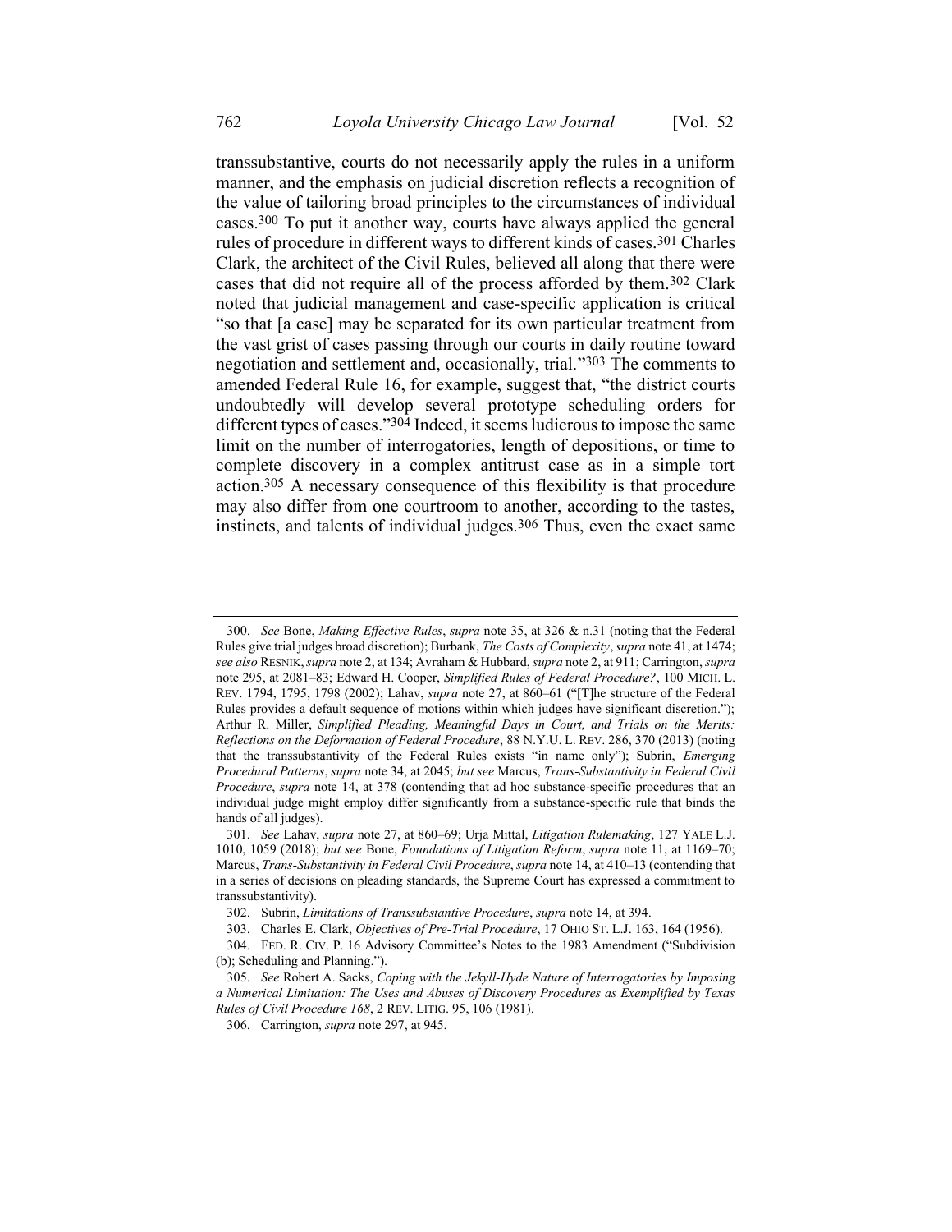transsubstantive, courts do not necessarily apply the rules in a uniform manner, and the emphasis on judicial discretion reflects a recognition of the value of tailoring broad principles to the circumstances of individual cases.[300] To put it another way, courts have always applied the general rules of procedure in different ways to different kinds of cases.[301] Charles Clark, the architect of the Civil Rules, believed all along that there were cases that did not require all of the process afforded by them.[302] Clark noted that judicial management and case-specific application is critical "so that [a case] may be separated for its own particular treatment from the vast grist of cases passing through our courts in daily routine toward negotiation and settlement and, occasionally, trial."[303] The comments to amended Federal Rule 16, for example, suggest that, "the district courts undoubtedly will develop several prototype scheduling orders for different types of cases."[304] Indeed, it seems ludicrous to impose the same limit on the number of interrogatories, length of depositions, or time to complete discovery in a complex antitrust case as in a simple tort action.[305] A necessary consequence of this flexibility is that procedure may also differ from one courtroom to another, according to the tastes, instincts, and talents of individual judges.[306] Thus, even the exact same

---

300. *See* Bone, *Making Effective Rules*, *supra* note 35, at 326 & n.31 (noting that the Federal Rules give trial judges broad discretion); Burbank, *The Costs of Complexity*, *supra* note 41, at 1474; *see also* RESNIK, *supra* note 2, at 134; Avraham & Hubbard, *supra* note 2, at 911; Carrington, *supra* note 295, at 2081–83; Edward H. Cooper, *Simplified Rules of Federal Procedure?*, 100 MICH. L. REV. 1794, 1795, 1798 (2002); Lahav, *supra* note 27, at 860–61 ("[T]he structure of the Federal Rules provides a default sequence of motions within which judges have significant discretion."); Arthur R. Miller, *Simplified Pleading, Meaningful Days in Court, and Trials on the Merits: Reflections on the Deformation of Federal Procedure*, 88 N.Y.U. L. REV. 286, 370 (2013) (noting that the transsubstantivity of the Federal Rules exists "in name only"); Subrin, *Emerging Procedural Patterns*, *supra* note 34, at 2045; *but see* Marcus, *Trans-Substantivity in Federal Civil Procedure*, *supra* note 14, at 378 (contending that ad hoc substance-specific procedures that an individual judge might employ differ significantly from a substance-specific rule that binds the hands of all judges).

301. *See* Lahav, *supra* note 27, at 860–69; Urja Mittal, *Litigation Rulemaking*, 127 YALE L.J. 1010, 1059 (2018); *but see* Bone, *Foundations of Litigation Reform*, *supra* note 11, at 1169–70; Marcus, *Trans-Substantivity in Federal Civil Procedure*, *supra* note 14, at 410–13 (contending that in a series of decisions on pleading standards, the Supreme Court has expressed a commitment to transsubstantivity).

302. Subrin, *Limitations of Transsubstantive Procedure*, *supra* note 14, at 394.

303. Charles E. Clark, *Objectives of Pre-Trial Procedure*, 17 OHIO ST. L.J. 163, 164 (1956).

304. FED. R. CIV. P. 16 Advisory Committee's Notes to the 1983 Amendment ("Subdivision (b); Scheduling and Planning.").

305. *See* Robert A. Sacks, *Coping with the Jekyll-Hyde Nature of Interrogatories by Imposing a Numerical Limitation: The Uses and Abuses of Discovery Procedures as Exemplified by Texas Rules of Civil Procedure 168*, 2 REV. LITIG. 95, 106 (1981).

306. Carrington, *supra* note 297, at 945.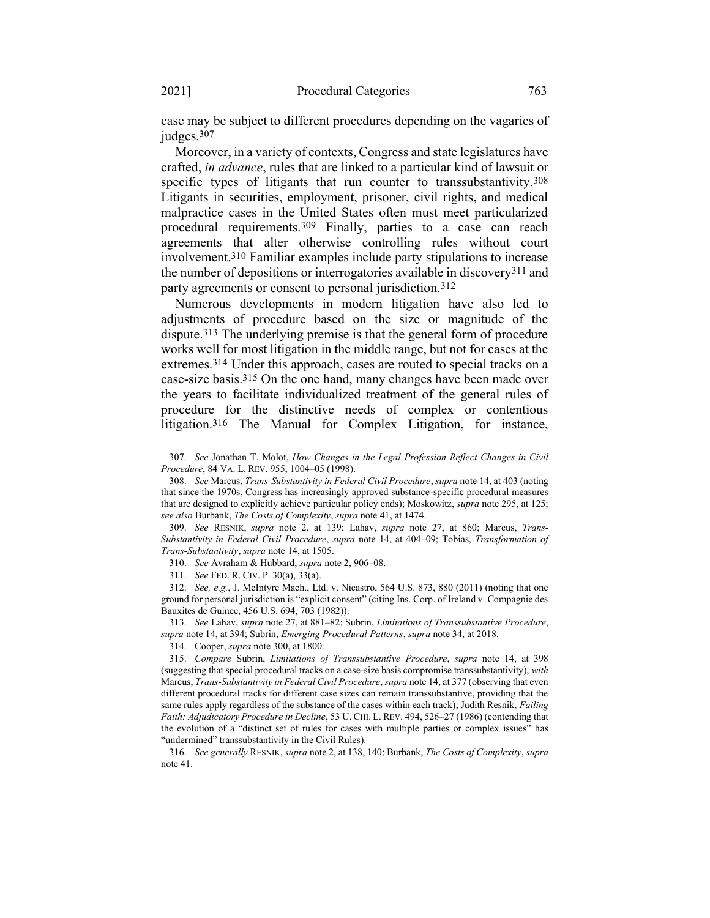case may be subject to different procedures depending on the vagaries of judges.[307]

Moreover, in a variety of contexts, Congress and state legislatures have crafted, *in advance*, rules that are linked to a particular kind of lawsuit or specific types of litigants that run counter to transsubstantivity.[308] Litigants in securities, employment, prisoner, civil rights, and medical malpractice cases in the United States often must meet particularized procedural requirements.[309] Finally, parties to a case can reach agreements that alter otherwise controlling rules without court involvement.[310] Familiar examples include party stipulations to increase the number of depositions or interrogatories available in discovery[311] and party agreements or consent to personal jurisdiction.[312]

Numerous developments in modern litigation have also led to adjustments of procedure based on the size or magnitude of the dispute.[313] The underlying premise is that the general form of procedure works well for most litigation in the middle range, but not for cases at the extremes.[314] Under this approach, cases are routed to special tracks on a case-size basis.[315] On the one hand, many changes have been made over the years to facilitate individualized treatment of the general rules of procedure for the distinctive needs of complex or contentious litigation.[316] The Manual for Complex Litigation, for instance,

---

307. *See* Jonathan T. Molot, *How Changes in the Legal Profession Reflect Changes in Civil Procedure*, 84 VA. L. REV. 955, 1004–05 (1998).

308. *See* Marcus, *Trans-Substantivity in Federal Civil Procedure*, *supra* note 14, at 403 (noting that since the 1970s, Congress has increasingly approved substance-specific procedural measures that are designed to explicitly achieve particular policy ends); Moskowitz, *supra* note 295, at 125; *see also* Burbank, *The Costs of Complexity*, *supra* note 41, at 1474.

309. *See* RESNIK, *supra* note 2, at 139; Lahav, *supra* note 27, at 860; Marcus, *Trans-Substantivity in Federal Civil Procedure*, *supra* note 14, at 404–09; Tobias, *Transformation of Trans-Substantivity*, *supra* note 14, at 1505.

310. *See* Avraham & Hubbard, *supra* note 2, 906–08.

311. *See* FED. R. CIV. P. 30(a), 33(a).

312. *See, e.g.*, J. McIntyre Mach., Ltd. v. Nicastro, 564 U.S. 873, 880 (2011) (noting that one ground for personal jurisdiction is "explicit consent" (citing Ins. Corp. of Ireland v. Compagnie des Bauxites de Guinee, 456 U.S. 694, 703 (1982)).

313. *See* Lahav, *supra* note 27, at 881–82; Subrin, *Limitations of Transsubstantive Procedure*, *supra* note 14, at 394; Subrin, *Emerging Procedural Patterns*, *supra* note 34, at 2018.

314. Cooper, *supra* note 300, at 1800.

315. *Compare* Subrin, *Limitations of Transsubstantive Procedure*, *supra* note 14, at 398 (suggesting that special procedural tracks on a case-size basis compromise transsubstantivity), *with* Marcus, *Trans-Substantivity in Federal Civil Procedure*, *supra* note 14, at 377 (observing that even different procedural tracks for different case sizes can remain transsubstantive, providing that the same rules apply regardless of the substance of the cases within each track); Judith Resnik, *Failing Faith: Adjudicatory Procedure in Decline*, 53 U. CHI. L. REV. 494, 526–27 (1986) (contending that the evolution of a "distinct set of rules for cases with multiple parties or complex issues" has "undermined" transsubstantivity in the Civil Rules).

316. *See generally* RESNIK, *supra* note 2, at 138, 140; Burbank, *The Costs of Complexity*, *supra* note 41.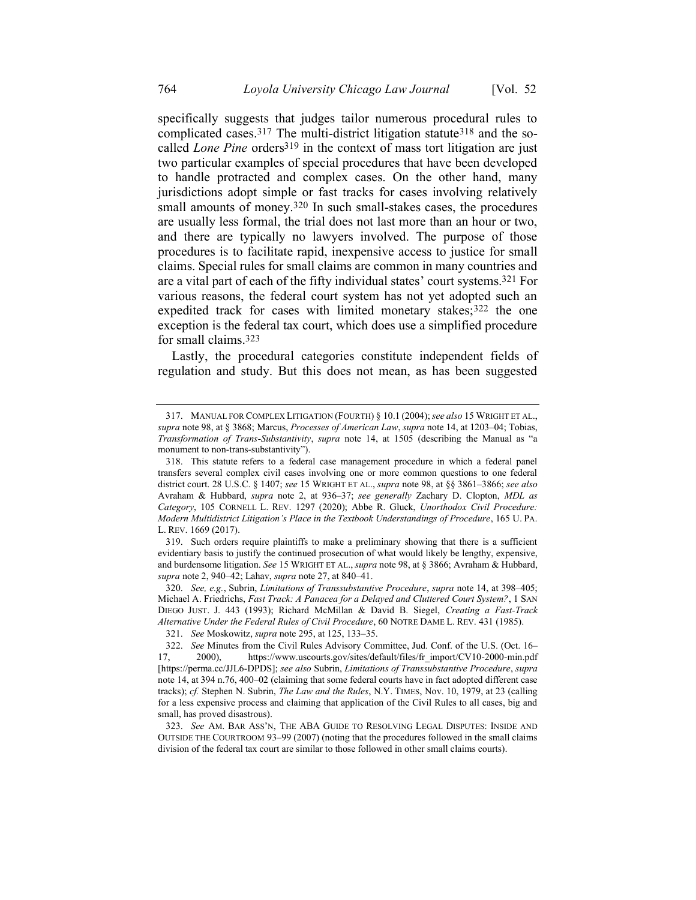specifically suggests that judges tailor numerous procedural rules to complicated cases.[317] The multi-district litigation statute[318] and the so-called *Lone Pine* orders[319] in the context of mass tort litigation are just two particular examples of special procedures that have been developed to handle protracted and complex cases. On the other hand, many jurisdictions adopt simple or fast tracks for cases involving relatively small amounts of money.[320] In such small-stakes cases, the procedures are usually less formal, the trial does not last more than an hour or two, and there are typically no lawyers involved. The purpose of those procedures is to facilitate rapid, inexpensive access to justice for small claims. Special rules for small claims are common in many countries and are a vital part of each of the fifty individual states' court systems.[321] For various reasons, the federal court system has not yet adopted such an expedited track for cases with limited monetary stakes;[322] the one exception is the federal tax court, which does use a simplified procedure for small claims.[323]

Lastly, the procedural categories constitute independent fields of regulation and study. But this does not mean, as has been suggested

---

317. MANUAL FOR COMPLEX LITIGATION (FOURTH) § 10.1 (2004); *see also* 15 WRIGHT ET AL., *supra* note 98, at § 3868; Marcus, *Processes of American Law*, *supra* note 14, at 1203–04; Tobias, *Transformation of Trans-Substantivity*, *supra* note 14, at 1505 (describing the Manual as "a monument to non-trans-substantivity").

318. This statute refers to a federal case management procedure in which a federal panel transfers several complex civil cases involving one or more common questions to one federal district court. 28 U.S.C. § 1407; *see* 15 WRIGHT ET AL., *supra* note 98, at §§ 3861–3866; *see also* Avraham & Hubbard, *supra* note 2, at 936–37; *see generally* Zachary D. Clopton, *MDL as Category*, 105 CORNELL L. REV. 1297 (2020); Abbe R. Gluck, *Unorthodox Civil Procedure: Modern Multidistrict Litigation's Place in the Textbook Understandings of Procedure*, 165 U. PA. L. REV. 1669 (2017).

319. Such orders require plaintiffs to make a preliminary showing that there is a sufficient evidentiary basis to justify the continued prosecution of what would likely be lengthy, expensive, and burdensome litigation. *See* 15 WRIGHT ET AL., *supra* note 98, at § 3866; Avraham & Hubbard, *supra* note 2, 940–42; Lahav, *supra* note 27, at 840–41.

320. *See, e.g.*, Subrin, *Limitations of Transsubstantive Procedure*, *supra* note 14, at 398–405; Michael A. Friedrichs, *Fast Track: A Panacea for a Delayed and Cluttered Court System?*, 1 SAN DIEGO JUST. J. 443 (1993); Richard McMillan & David B. Siegel, *Creating a Fast-Track Alternative Under the Federal Rules of Civil Procedure*, 60 NOTRE DAME L. REV. 431 (1985).

321. *See* Moskowitz, *supra* note 295, at 125, 133–35.

322. *See* Minutes from the Civil Rules Advisory Committee, Jud. Conf. of the U.S. (Oct. 16–17, 2000), https://www.uscourts.gov/sites/default/files/fr_import/CV10-2000-min.pdf [https://perma.cc/JJL6-DPDS]; *see also* Subrin, *Limitations of Transsubstantive Procedure*, *supra* note 14, at 394 n.76, 400–02 (claiming that some federal courts have in fact adopted different case tracks); *cf.* Stephen N. Subrin, *The Law and the Rules*, N.Y. TIMES, Nov. 10, 1979, at 23 (calling for a less expensive process and claiming that application of the Civil Rules to all cases, big and small, has proved disastrous).

323. *See* AM. BAR ASS'N, THE ABA GUIDE TO RESOLVING LEGAL DISPUTES: INSIDE AND OUTSIDE THE COURTROOM 93–99 (2007) (noting that the procedures followed in the small claims division of the federal tax court are similar to those followed in other small claims courts).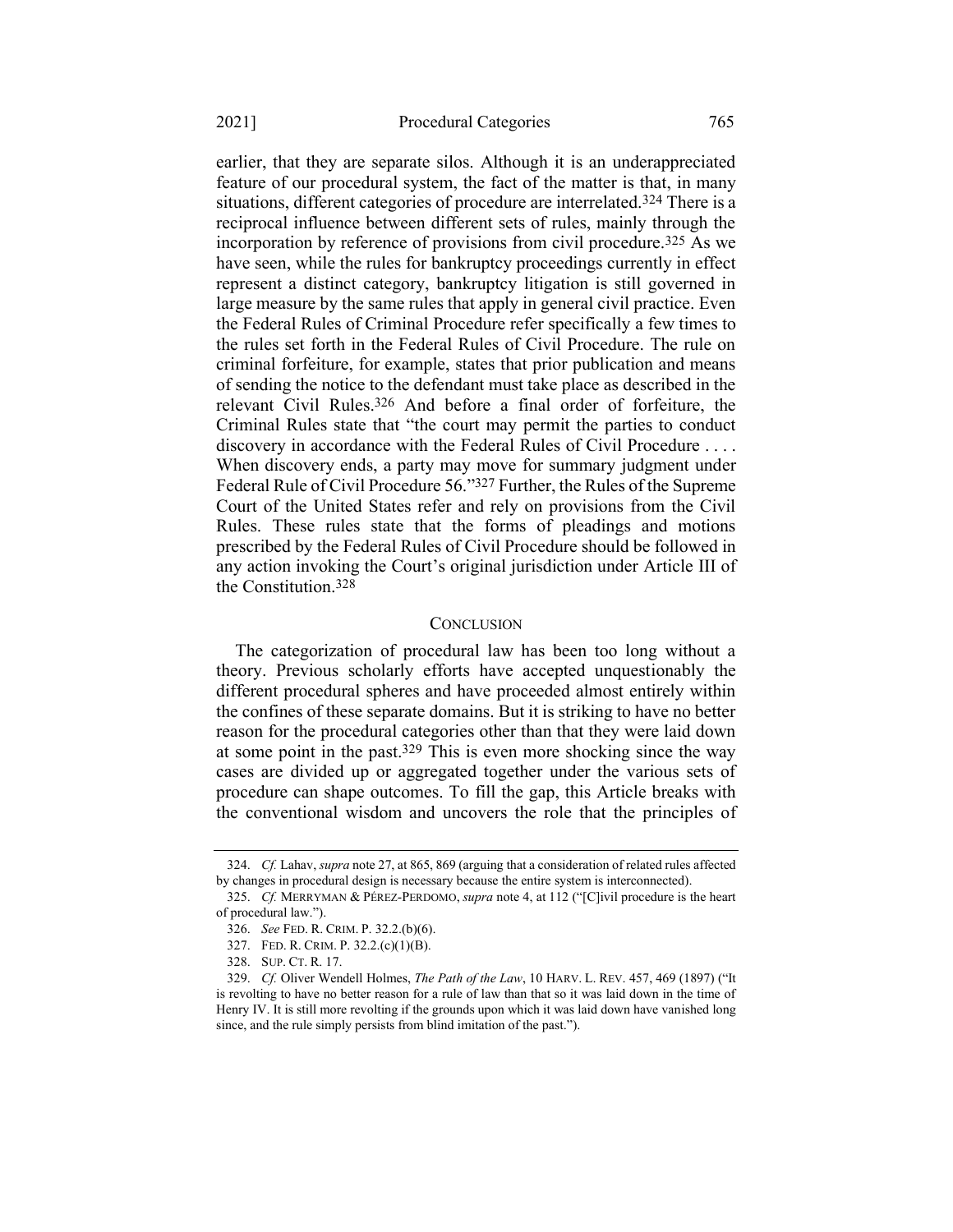earlier, that they are separate silos. Although it is an underappreciated feature of our procedural system, the fact of the matter is that, in many situations, different categories of procedure are interrelated.[324] There is a reciprocal influence between different sets of rules, mainly through the incorporation by reference of provisions from civil procedure.[325] As we have seen, while the rules for bankruptcy proceedings currently in effect represent a distinct category, bankruptcy litigation is still governed in large measure by the same rules that apply in general civil practice. Even the Federal Rules of Criminal Procedure refer specifically a few times to the rules set forth in the Federal Rules of Civil Procedure. The rule on criminal forfeiture, for example, states that prior publication and means of sending the notice to the defendant must take place as described in the relevant Civil Rules.[326] And before a final order of forfeiture, the Criminal Rules state that "the court may permit the parties to conduct discovery in accordance with the Federal Rules of Civil Procedure . . . . When discovery ends, a party may move for summary judgment under Federal Rule of Civil Procedure 56."[327] Further, the Rules of the Supreme Court of the United States refer and rely on provisions from the Civil Rules. These rules state that the forms of pleadings and motions prescribed by the Federal Rules of Civil Procedure should be followed in any action invoking the Court's original jurisdiction under Article III of the Constitution.[328]

## CONCLUSION

The categorization of procedural law has been too long without a theory. Previous scholarly efforts have accepted unquestionably the different procedural spheres and have proceeded almost entirely within the confines of these separate domains. But it is striking to have no better reason for the procedural categories other than that they were laid down at some point in the past.[329] This is even more shocking since the way cases are divided up or aggregated together under the various sets of procedure can shape outcomes. To fill the gap, this Article breaks with the conventional wisdom and uncovers the role that the principles of

---

324. *Cf.* Lahav, *supra* note 27, at 865, 869 (arguing that a consideration of related rules affected by changes in procedural design is necessary because the entire system is interconnected).

325. *Cf.* MERRYMAN & PÉREZ-PERDOMO, *supra* note 4, at 112 ("[C]ivil procedure is the heart of procedural law.").

326. *See* FED. R. CRIM. P. 32.2.(b)(6).

327. FED. R. CRIM. P. 32.2.(c)(1)(B).

328. SUP. CT. R. 17.

329. *Cf.* Oliver Wendell Holmes, *The Path of the Law*, 10 HARV. L. REV. 457, 469 (1897) ("It is revolting to have no better reason for a rule of law than that so it was laid down in the time of Henry IV. It is still more revolting if the grounds upon which it was laid down have vanished long since, and the rule simply persists from blind imitation of the past.").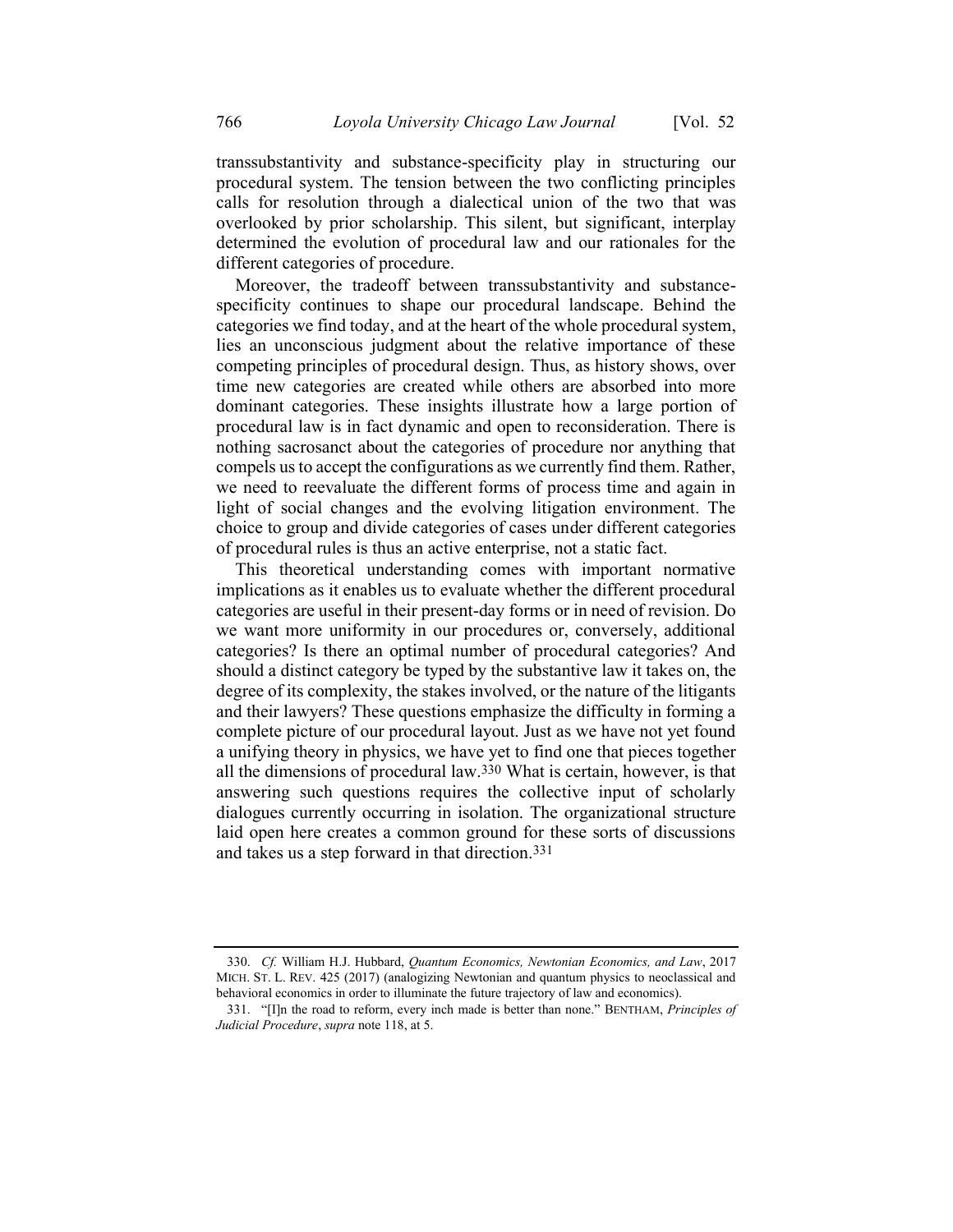transsubstantivity and substance-specificity play in structuring our procedural system. The tension between the two conflicting principles calls for resolution through a dialectical union of the two that was overlooked by prior scholarship. This silent, but significant, interplay determined the evolution of procedural law and our rationales for the different categories of procedure.

Moreover, the tradeoff between transsubstantivity and substance-specificity continues to shape our procedural landscape. Behind the categories we find today, and at the heart of the whole procedural system, lies an unconscious judgment about the relative importance of these competing principles of procedural design. Thus, as history shows, over time new categories are created while others are absorbed into more dominant categories. These insights illustrate how a large portion of procedural law is in fact dynamic and open to reconsideration. There is nothing sacrosanct about the categories of procedure nor anything that compels us to accept the configurations as we currently find them. Rather, we need to reevaluate the different forms of process time and again in light of social changes and the evolving litigation environment. The choice to group and divide categories of cases under different categories of procedural rules is thus an active enterprise, not a static fact.

This theoretical understanding comes with important normative implications as it enables us to evaluate whether the different procedural categories are useful in their present-day forms or in need of revision. Do we want more uniformity in our procedures or, conversely, additional categories? Is there an optimal number of procedural categories? And should a distinct category be typed by the substantive law it takes on, the degree of its complexity, the stakes involved, or the nature of the litigants and their lawyers? These questions emphasize the difficulty in forming a complete picture of our procedural layout. Just as we have not yet found a unifying theory in physics, we have yet to find one that pieces together all the dimensions of procedural law.[330] What is certain, however, is that answering such questions requires the collective input of scholarly dialogues currently occurring in isolation. The organizational structure laid open here creates a common ground for these sorts of discussions and takes us a step forward in that direction.[331]

---

330. *Cf.* William H.J. Hubbard, *Quantum Economics, Newtonian Economics, and Law*, 2017 MICH. ST. L. REV. 425 (2017) (analogizing Newtonian and quantum physics to neoclassical and behavioral economics in order to illuminate the future trajectory of law and economics).

331. "[I]n the road to reform, every inch made is better than none." BENTHAM, *Principles of Judicial Procedure*, *supra* note 118, at 5.